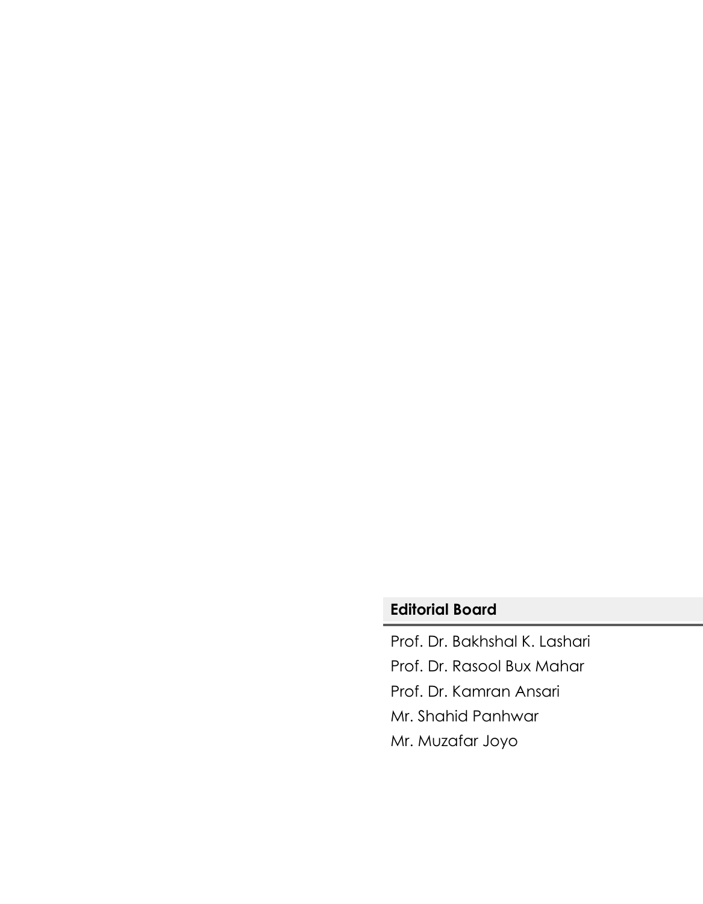## Editorial Board

Prof. Dr. Bakhshal K. Lashari

Prof. Dr. Rasool Bux Mahar

Prof. Dr. Kamran Ansari

Mr. Shahid Panhwar

Mr. Muzafar Joyo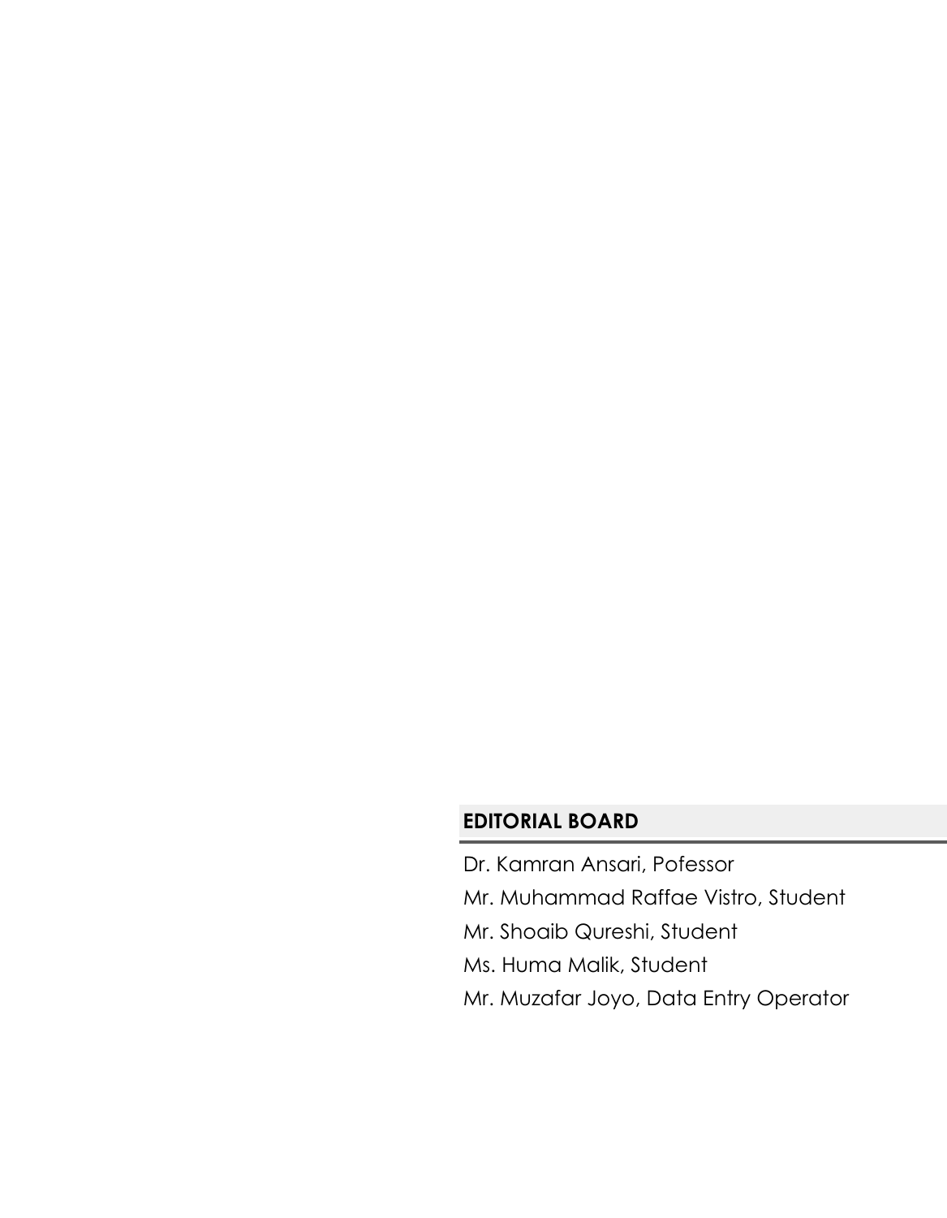## EDITORIAL BOARD

Dr. Kamran Ansari, Pofessor

Mr. Muhammad Raffae Vistro, Student

Mr. Shoaib Qureshi, Student

Ms. Huma Malik, Student

Mr. Muzafar Joyo, Data Entry Operator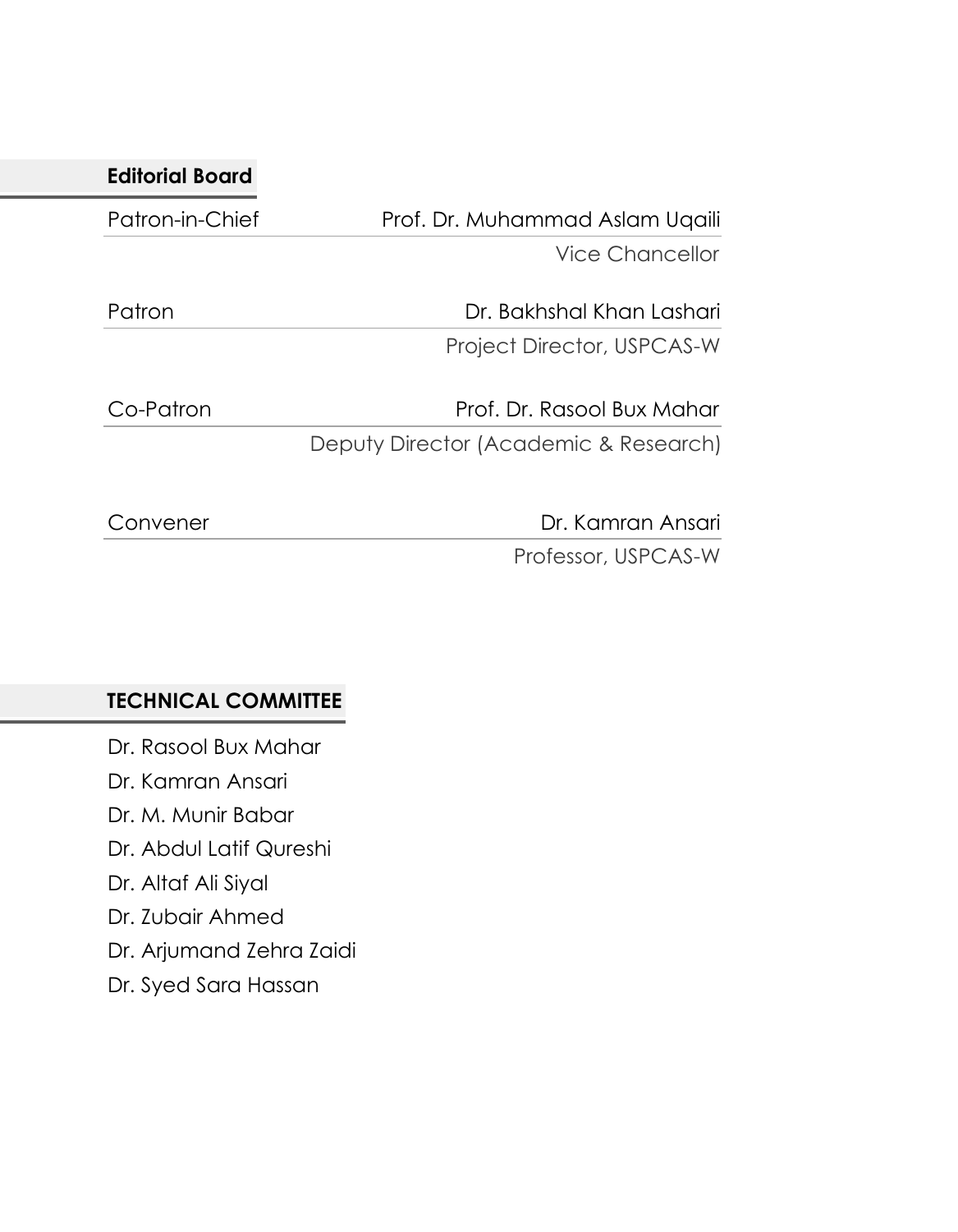## Editorial Board

| | |
|---|---|
| Patron-in-Chief | Prof. Dr. Muhammad Aslam Uqaili |
| | Vice Chancellor |
| Patron | Dr. Bakhshal Khan Lashari |
| | Project Director, USPCAS-W |
| Co-Patron | Prof. Dr. Rasool Bux Mahar |
| | Deputy Director (Academic & Research) |
| Convener | Dr. Kamran Ansari |
| | Professor, USPCAS-W |

## TECHNICAL COMMITTEE

Dr. Rasool Bux Mahar

Dr. Kamran Ansari

Dr. M. Munir Babar

Dr. Abdul Latif Qureshi

Dr. Altaf Ali Siyal

Dr. Zubair Ahmed

Dr. Arjumand Zehra Zaidi

Dr. Syed Sara Hassan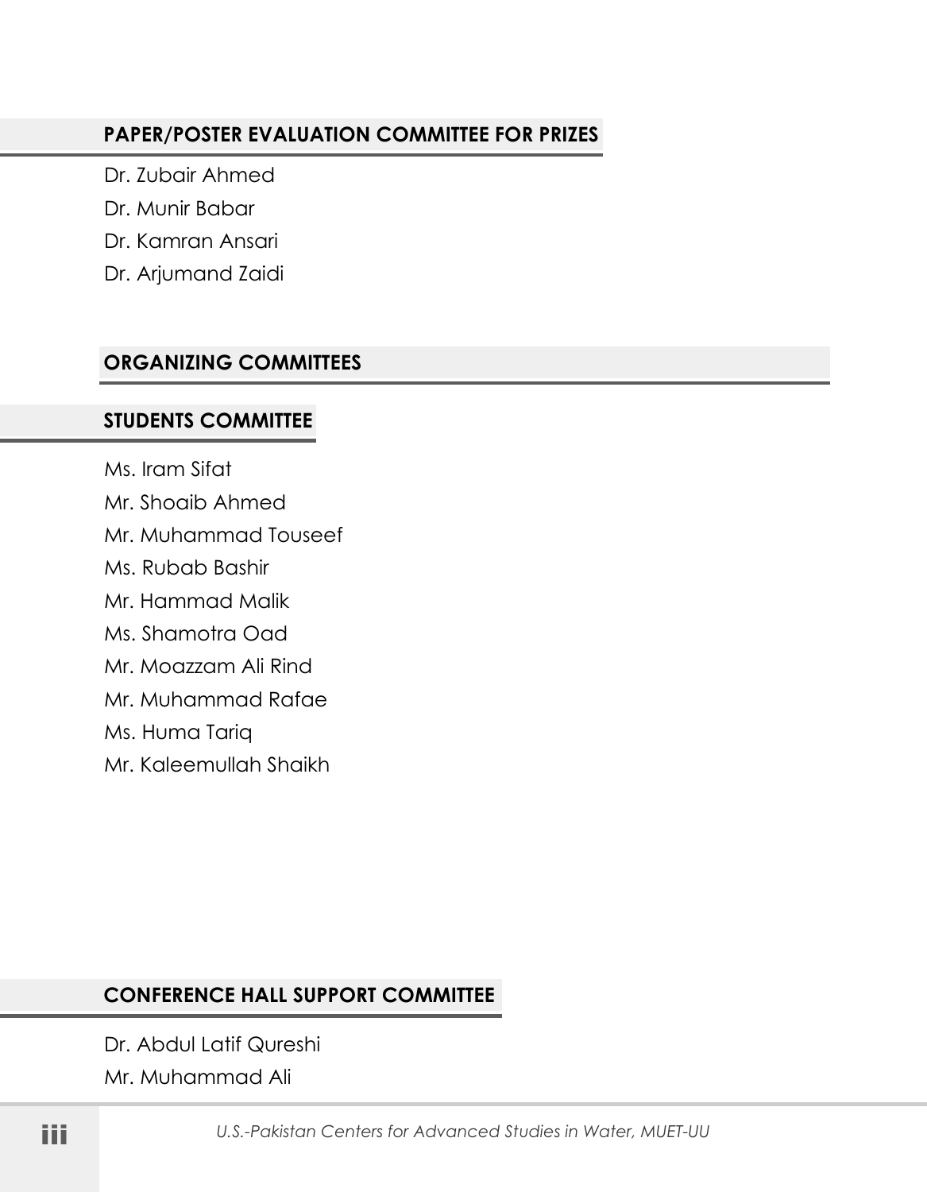## PAPER/POSTER EVALUATION COMMITTEE FOR PRIZES

Dr. Zubair Ahmed

Dr. Munir Babar

Dr. Kamran Ansari

Dr. Arjumand Zaidi

## ORGANIZING COMMITTEES

### STUDENTS COMMITTEE

Ms. Iram Sifat

Mr. Shoaib Ahmed

Mr. Muhammad Touseef

Ms. Rubab Bashir

Mr. Hammad Malik

Ms. Shamotra Oad

Mr. Moazzam Ali Rind

Mr. Muhammad Rafae

Ms. Huma Tariq

Mr. Kaleemullah Shaikh

### CONFERENCE HALL SUPPORT COMMITTEE

Dr. Abdul Latif Qureshi

Mr. Muhammad Ali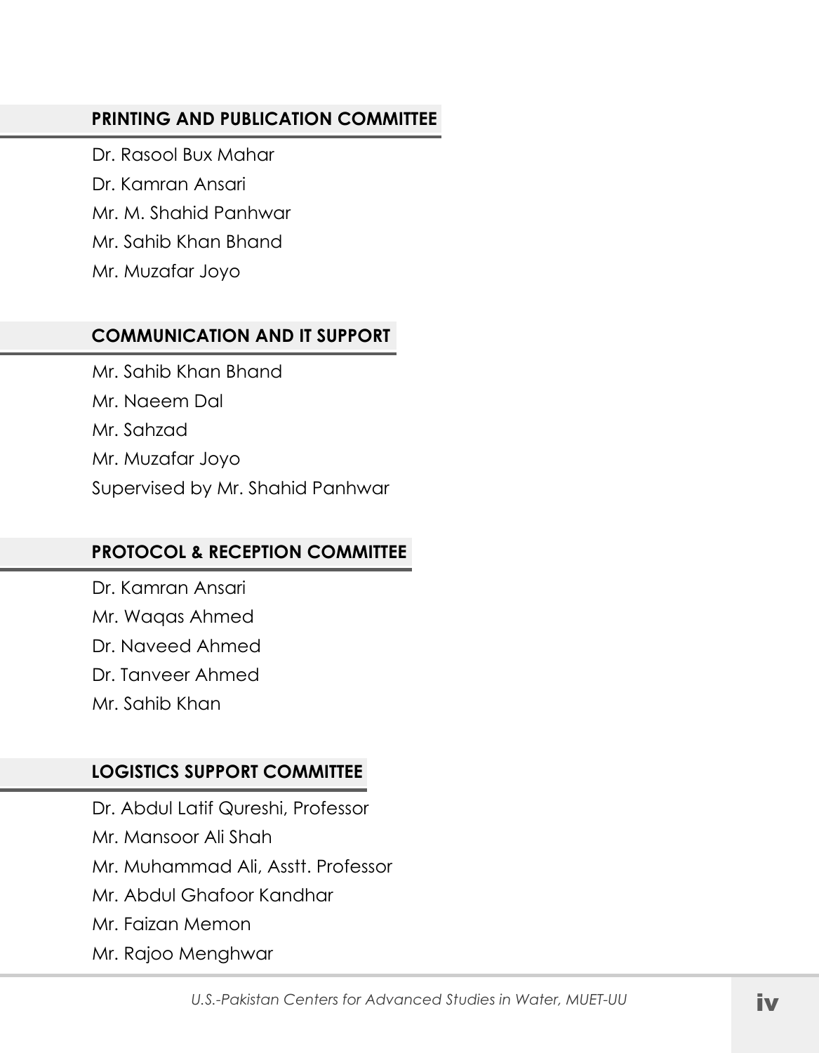## PRINTING AND PUBLICATION COMMITTEE

Dr. Rasool Bux Mahar
Dr. Kamran Ansari
Mr. M. Shahid Panhwar
Mr. Sahib Khan Bhand
Mr. Muzafar Joyo

## COMMUNICATION AND IT SUPPORT

Mr. Sahib Khan Bhand
Mr. Naeem Dal
Mr. Sahzad
Mr. Muzafar Joyo
Supervised by Mr. Shahid Panhwar

## PROTOCOL & RECEPTION COMMITTEE

Dr. Kamran Ansari
Mr. Waqas Ahmed
Dr. Naveed Ahmed
Dr. Tanveer Ahmed
Mr. Sahib Khan

## LOGISTICS SUPPORT COMMITTEE

Dr. Abdul Latif Qureshi, Professor
Mr. Mansoor Ali Shah
Mr. Muhammad Ali, Asstt. Professor
Mr. Abdul Ghafoor Kandhar
Mr. Faizan Memon
Mr. Rajoo Menghwar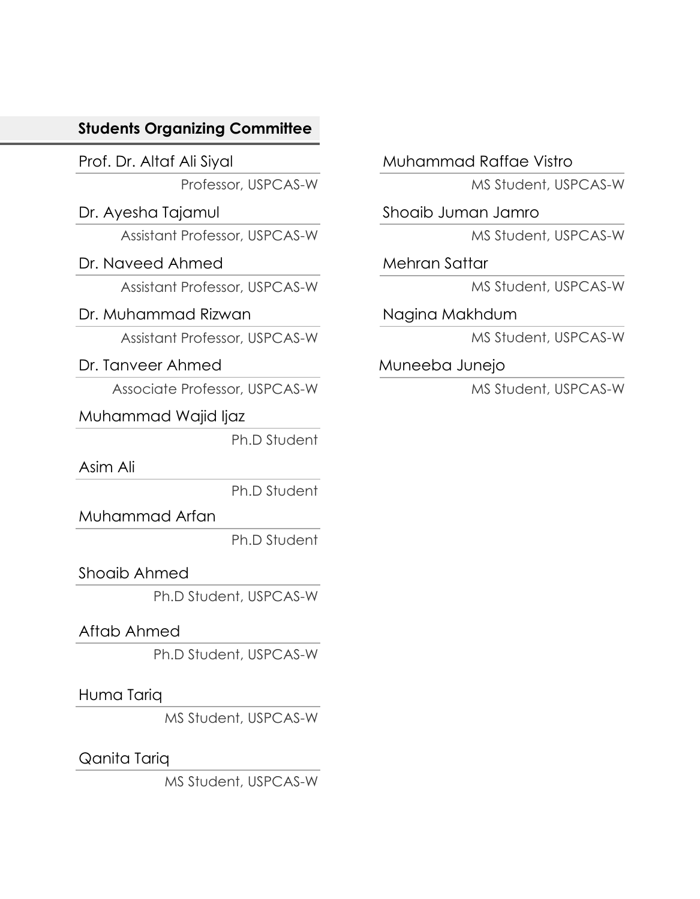## Students Organizing Committee

Prof. Dr. Altaf Ali Siyal
Professor, USPCAS-W

Dr. Ayesha Tajamul
Assistant Professor, USPCAS-W

Dr. Naveed Ahmed
Assistant Professor, USPCAS-W

Dr. Muhammad Rizwan
Assistant Professor, USPCAS-W

Dr. Tanveer Ahmed
Associate Professor, USPCAS-W

Muhammad Wajid Ijaz
Ph.D Student

Asim Ali
Ph.D Student

Muhammad Arfan
Ph.D Student

Shoaib Ahmed
Ph.D Student, USPCAS-W

Aftab Ahmed
Ph.D Student, USPCAS-W

Huma Tariq
MS Student, USPCAS-W

Qanita Tariq
MS Student, USPCAS-W

Muhammad Raffae Vistro
MS Student, USPCAS-W

Shoaib Juman Jamro
MS Student, USPCAS-W

Mehran Sattar
MS Student, USPCAS-W

Nagina Makhdum
MS Student, USPCAS-W

Muneeba Junejo
MS Student, USPCAS-W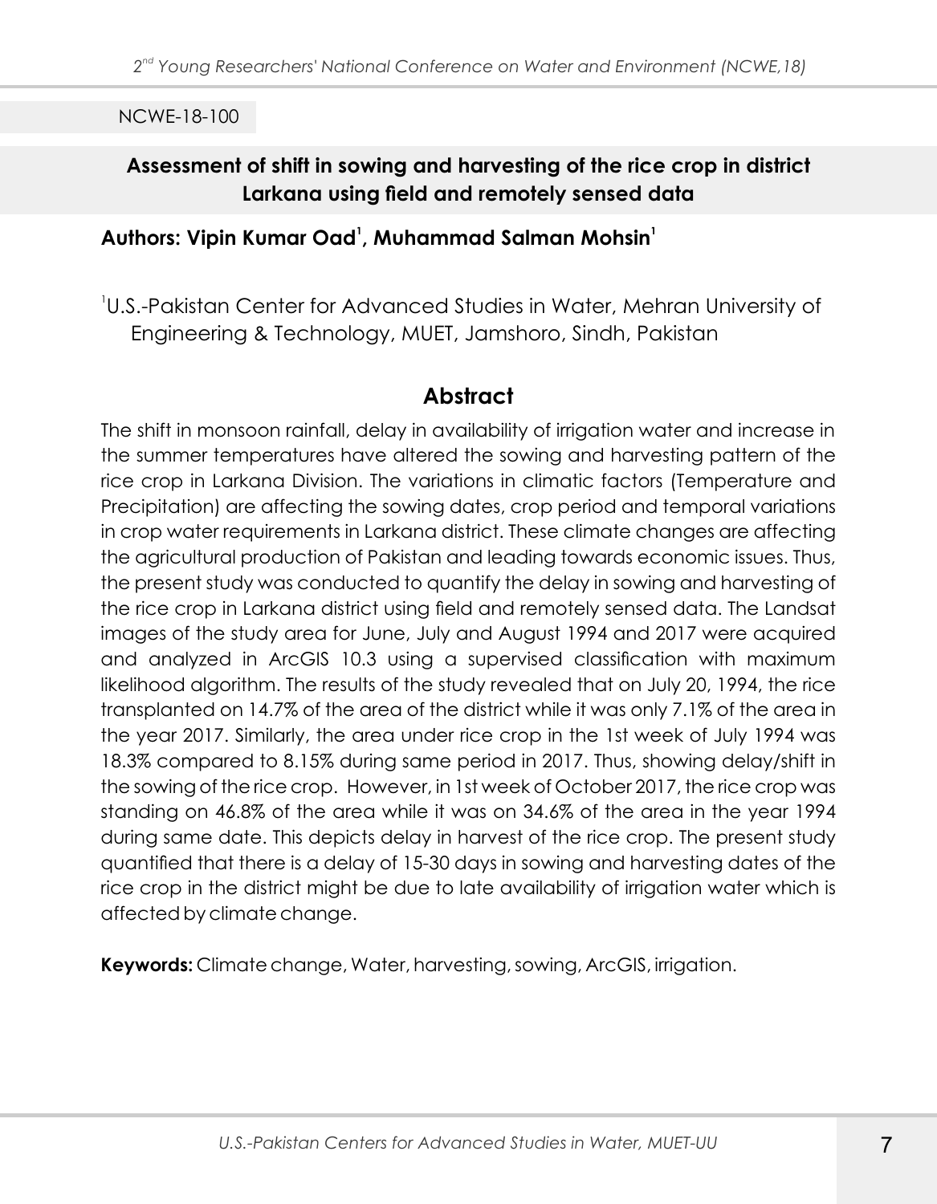NCWE-18-100

## Assessment of shift in sowing and harvesting of the rice crop in district Larkana using field and remotely sensed data

**Authors: Vipin Kumar Oad[1], Muhammad Salman Mohsin[1]**

[1]U.S.-Pakistan Center for Advanced Studies in Water, Mehran University of Engineering & Technology, MUET, Jamshoro, Sindh, Pakistan

## Abstract

The shift in monsoon rainfall, delay in availability of irrigation water and increase in the summer temperatures have altered the sowing and harvesting pattern of the rice crop in Larkana Division. The variations in climatic factors (Temperature and Precipitation) are affecting the sowing dates, crop period and temporal variations in crop water requirements in Larkana district. These climate changes are affecting the agricultural production of Pakistan and leading towards economic issues. Thus, the present study was conducted to quantify the delay in sowing and harvesting of the rice crop in Larkana district using field and remotely sensed data. The Landsat images of the study area for June, July and August 1994 and 2017 were acquired and analyzed in ArcGIS 10.3 using a supervised classification with maximum likelihood algorithm. The results of the study revealed that on July 20, 1994, the rice transplanted on 14.7% of the area of the district while it was only 7.1% of the area in the year 2017. Similarly, the area under rice crop in the 1st week of July 1994 was 18.3% compared to 8.15% during same period in 2017. Thus, showing delay/shift in the sowing of the rice crop. However, in 1st week of October 2017, the rice crop was standing on 46.8% of the area while it was on 34.6% of the area in the year 1994 during same date. This depicts delay in harvest of the rice crop. The present study quantified that there is a delay of 15-30 days in sowing and harvesting dates of the rice crop in the district might be due to late availability of irrigation water which is affected by climate change.

**Keywords:** Climate change, Water, harvesting, sowing, ArcGIS, irrigation.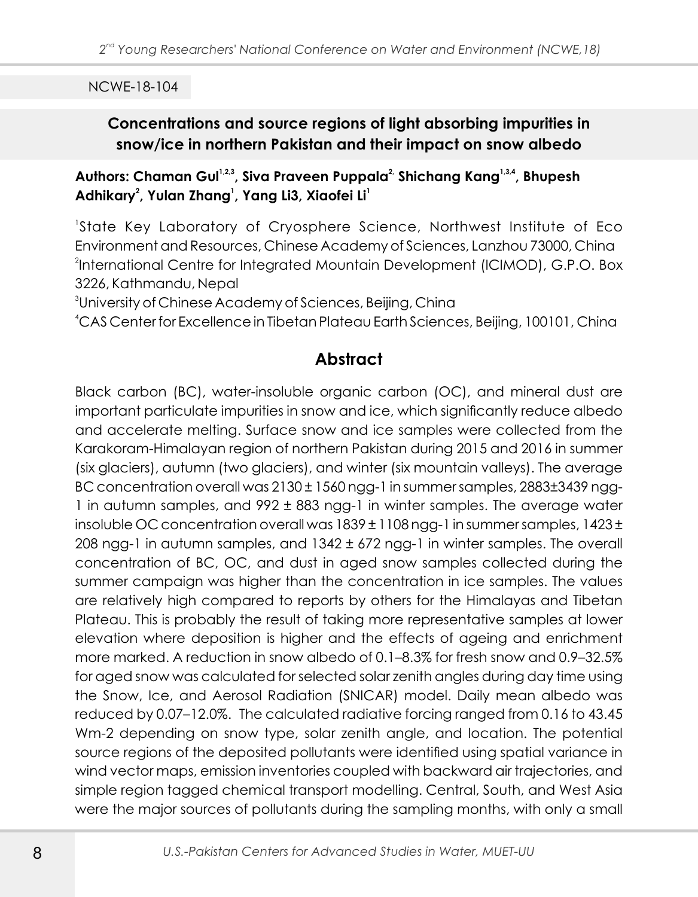NCWE-18-104

## Concentrations and source regions of light absorbing impurities in snow/ice in northern Pakistan and their impact on snow albedo

**Authors: Chaman Gul[1,2,3], Siva Praveen Puppala[2], Shichang Kang[1,3,4], Bhupesh Adhikary[2], Yulan Zhang[1], Yang Li3, Xiaofei Li[1]**

[1]State Key Laboratory of Cryosphere Science, Northwest Institute of Eco Environment and Resources, Chinese Academy of Sciences, Lanzhou 73000, China
[2]International Centre for Integrated Mountain Development (ICIMOD), G.P.O. Box 3226, Kathmandu, Nepal
[3]University of Chinese Academy of Sciences, Beijing, China
[4]CAS Center for Excellence in Tibetan Plateau Earth Sciences, Beijing, 100101, China

## Abstract

Black carbon (BC), water-insoluble organic carbon (OC), and mineral dust are important particulate impurities in snow and ice, which significantly reduce albedo and accelerate melting. Surface snow and ice samples were collected from the Karakoram-Himalayan region of northern Pakistan during 2015 and 2016 in summer (six glaciers), autumn (two glaciers), and winter (six mountain valleys). The average BC concentration overall was 2130 ± 1560 ngg-1 in summer samples, 2883±3439 ngg-1 in autumn samples, and 992 ± 883 ngg-1 in winter samples. The average water insoluble OC concentration overall was 1839 ± 1108 ngg-1 in summer samples, 1423 ± 208 ngg-1 in autumn samples, and 1342 ± 672 ngg-1 in winter samples. The overall concentration of BC, OC, and dust in aged snow samples collected during the summer campaign was higher than the concentration in ice samples. The values are relatively high compared to reports by others for the Himalayas and Tibetan Plateau. This is probably the result of taking more representative samples at lower elevation where deposition is higher and the effects of ageing and enrichment more marked. A reduction in snow albedo of 0.1–8.3% for fresh snow and 0.9–32.5% for aged snow was calculated for selected solar zenith angles during day time using the Snow, Ice, and Aerosol Radiation (SNICAR) model. Daily mean albedo was reduced by 0.07–12.0%. The calculated radiative forcing ranged from 0.16 to 43.45 Wm-2 depending on snow type, solar zenith angle, and location. The potential source regions of the deposited pollutants were identified using spatial variance in wind vector maps, emission inventories coupled with backward air trajectories, and simple region tagged chemical transport modelling. Central, South, and West Asia were the major sources of pollutants during the sampling months, with only a small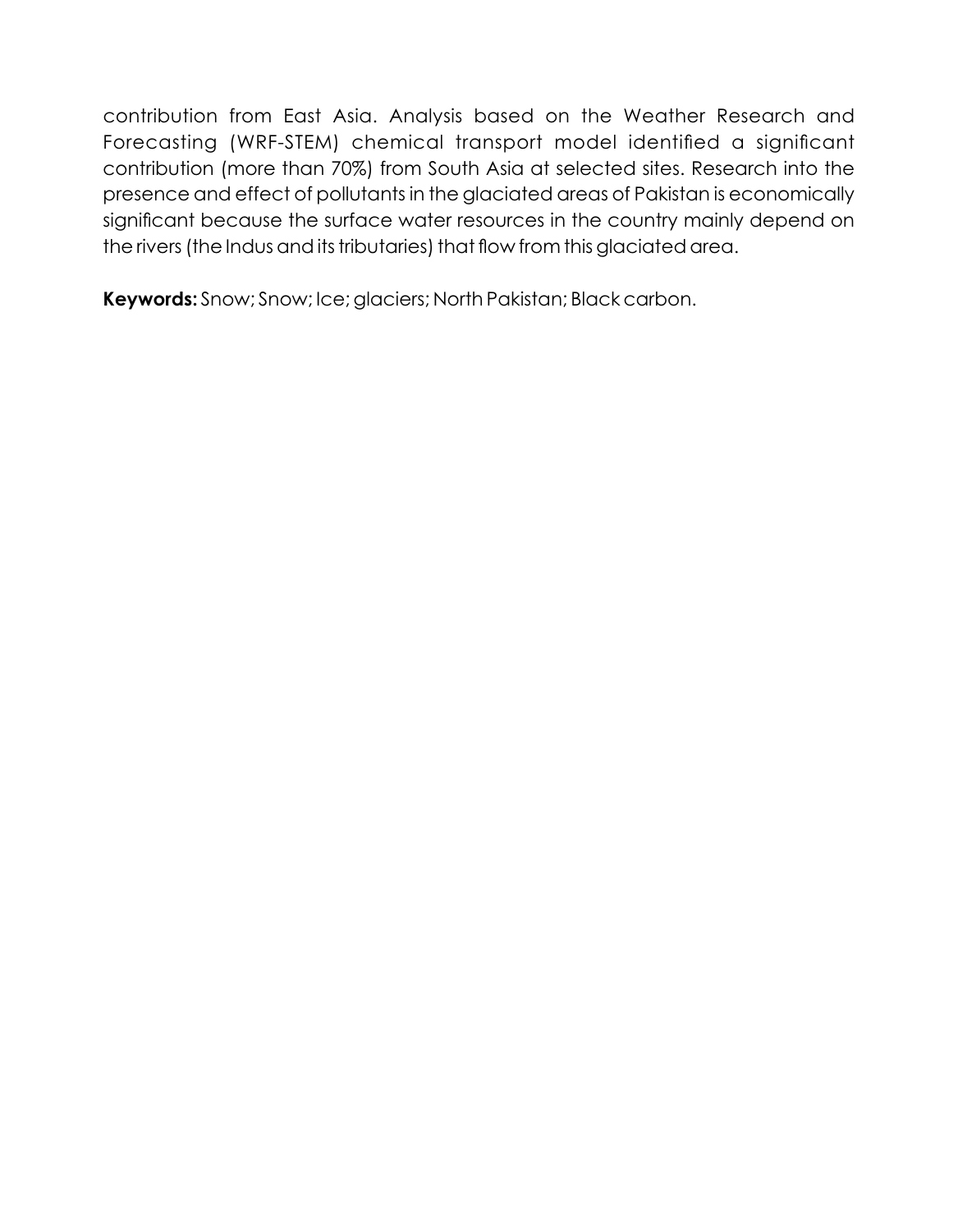contribution from East Asia. Analysis based on the Weather Research and Forecasting (WRF-STEM) chemical transport model identified a significant contribution (more than 70%) from South Asia at selected sites. Research into the presence and effect of pollutants in the glaciated areas of Pakistan is economically significant because the surface water resources in the country mainly depend on the rivers (the Indus and its tributaries) that flow from this glaciated area.

**Keywords:** Snow; Snow; Ice; glaciers; North Pakistan; Black carbon.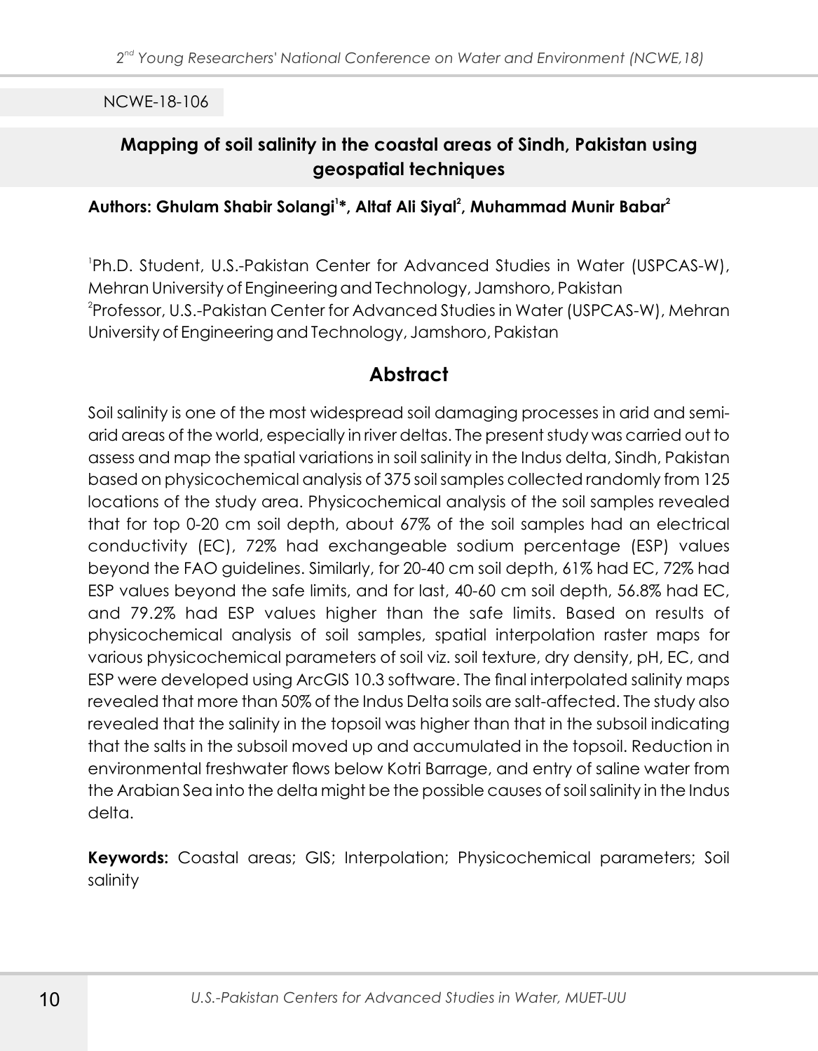NCWE-18-106

## Mapping of soil salinity in the coastal areas of Sindh, Pakistan using geospatial techniques

**Authors: Ghulam Shabir Solangi[1]*, Altaf Ali Siyal[2], Muhammad Munir Babar[2]**

[1]Ph.D. Student, U.S.-Pakistan Center for Advanced Studies in Water (USPCAS-W), Mehran University of Engineering and Technology, Jamshoro, Pakistan
[2]Professor, U.S.-Pakistan Center for Advanced Studies in Water (USPCAS-W), Mehran University of Engineering and Technology, Jamshoro, Pakistan

## Abstract

Soil salinity is one of the most widespread soil damaging processes in arid and semi-arid areas of the world, especially in river deltas. The present study was carried out to assess and map the spatial variations in soil salinity in the Indus delta, Sindh, Pakistan based on physicochemical analysis of 375 soil samples collected randomly from 125 locations of the study area. Physicochemical analysis of the soil samples revealed that for top 0-20 cm soil depth, about 67% of the soil samples had an electrical conductivity (EC), 72% had exchangeable sodium percentage (ESP) values beyond the FAO guidelines. Similarly, for 20-40 cm soil depth, 61% had EC, 72% had ESP values beyond the safe limits, and for last, 40-60 cm soil depth, 56.8% had EC, and 79.2% had ESP values higher than the safe limits. Based on results of physicochemical analysis of soil samples, spatial interpolation raster maps for various physicochemical parameters of soil viz. soil texture, dry density, pH, EC, and ESP were developed using ArcGIS 10.3 software. The final interpolated salinity maps revealed that more than 50% of the Indus Delta soils are salt-affected. The study also revealed that the salinity in the topsoil was higher than that in the subsoil indicating that the salts in the subsoil moved up and accumulated in the topsoil. Reduction in environmental freshwater flows below Kotri Barrage, and entry of saline water from the Arabian Sea into the delta might be the possible causes of soil salinity in the Indus delta.

**Keywords:** Coastal areas; GIS; Interpolation; Physicochemical parameters; Soil salinity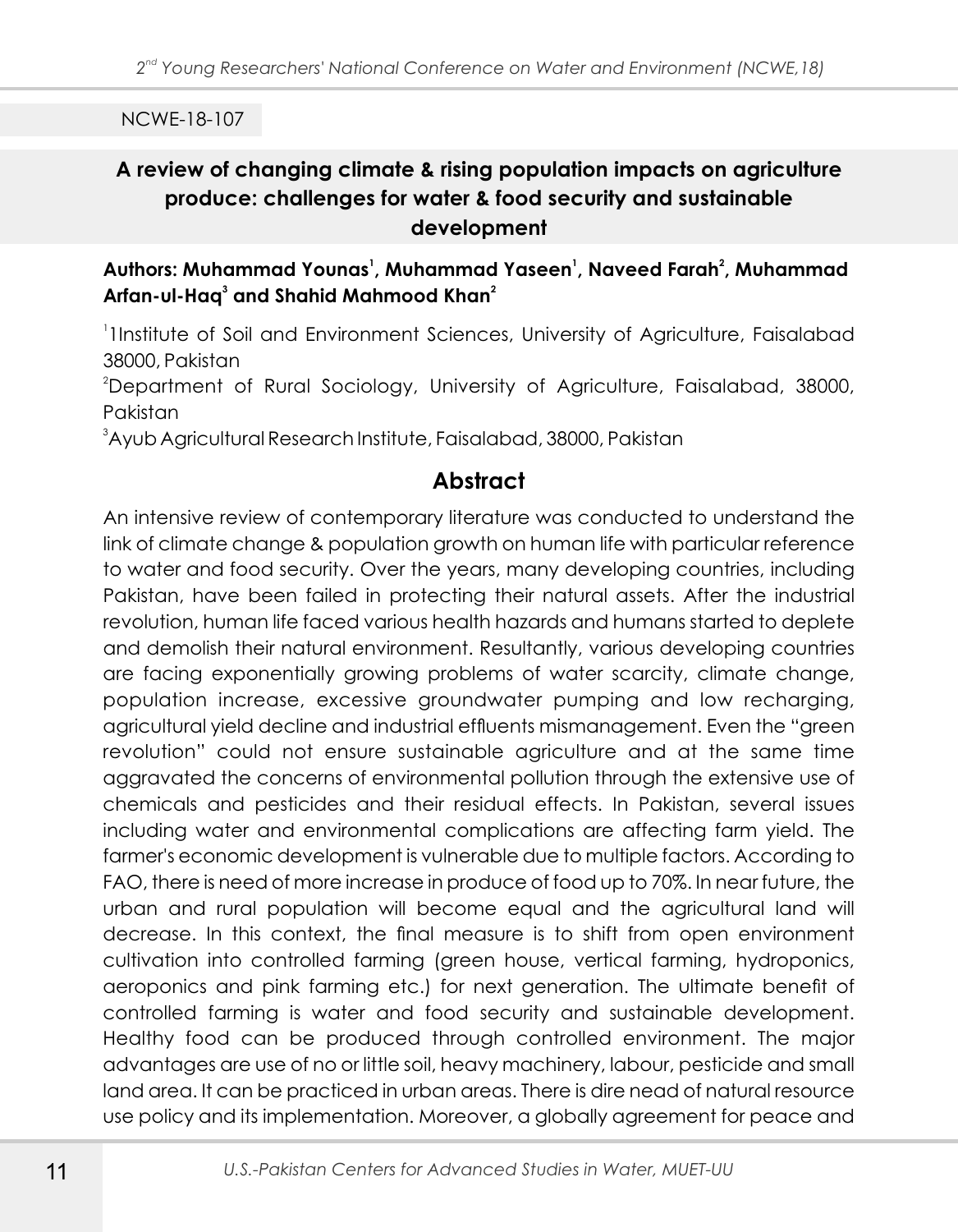NCWE-18-107

## A review of changing climate & rising population impacts on agriculture produce: challenges for water & food security and sustainable development

**Authors: Muhammad Younas[1], Muhammad Yaseen[1], Naveed Farah[2], Muhammad Arfan-ul-Haq[3] and Shahid Mahmood Khan[2]**

[1]1Institute of Soil and Environment Sciences, University of Agriculture, Faisalabad 38000, Pakistan

[2]Department of Rural Sociology, University of Agriculture, Faisalabad, 38000, Pakistan

[3]Ayub Agricultural Research Institute, Faisalabad, 38000, Pakistan

### Abstract

An intensive review of contemporary literature was conducted to understand the link of climate change & population growth on human life with particular reference to water and food security. Over the years, many developing countries, including Pakistan, have been failed in protecting their natural assets. After the industrial revolution, human life faced various health hazards and humans started to deplete and demolish their natural environment. Resultantly, various developing countries are facing exponentially growing problems of water scarcity, climate change, population increase, excessive groundwater pumping and low recharging, agricultural yield decline and industrial effluents mismanagement. Even the "green revolution" could not ensure sustainable agriculture and at the same time aggravated the concerns of environmental pollution through the extensive use of chemicals and pesticides and their residual effects. In Pakistan, several issues including water and environmental complications are affecting farm yield. The farmer's economic development is vulnerable due to multiple factors. According to FAO, there is need of more increase in produce of food up to 70%. In near future, the urban and rural population will become equal and the agricultural land will decrease. In this context, the final measure is to shift from open environment cultivation into controlled farming (green house, vertical farming, hydroponics, aeroponics and pink farming etc.) for next generation. The ultimate benefit of controlled farming is water and food security and sustainable development. Healthy food can be produced through controlled environment. The major advantages are use of no or little soil, heavy machinery, labour, pesticide and small land area. It can be practiced in urban areas. There is dire nead of natural resource use policy and its implementation. Moreover, a globally agreement for peace and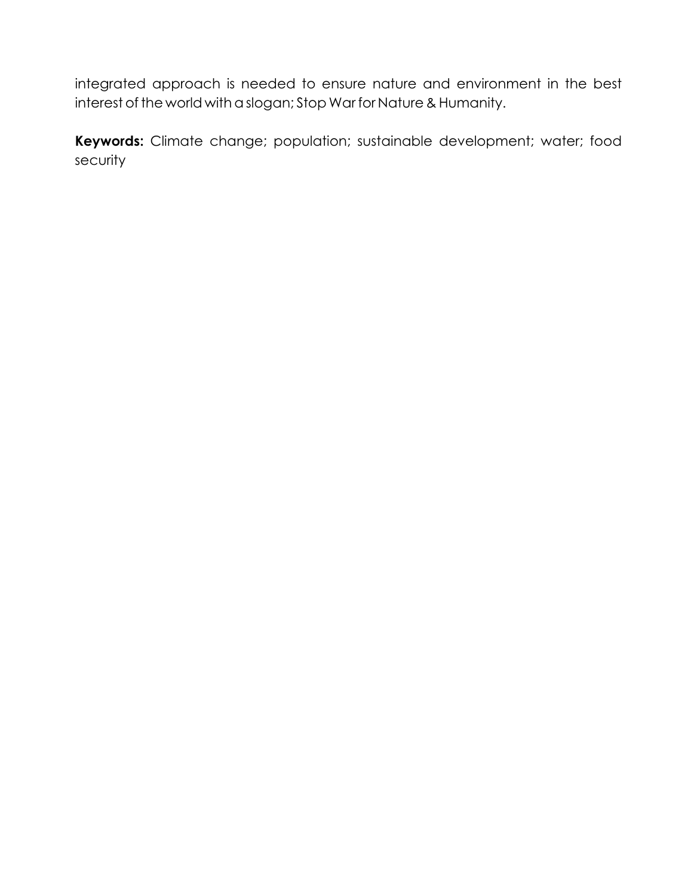integrated approach is needed to ensure nature and environment in the best interest of the world with a slogan; Stop War for Nature & Humanity.

**Keywords:** Climate change; population; sustainable development; water; food security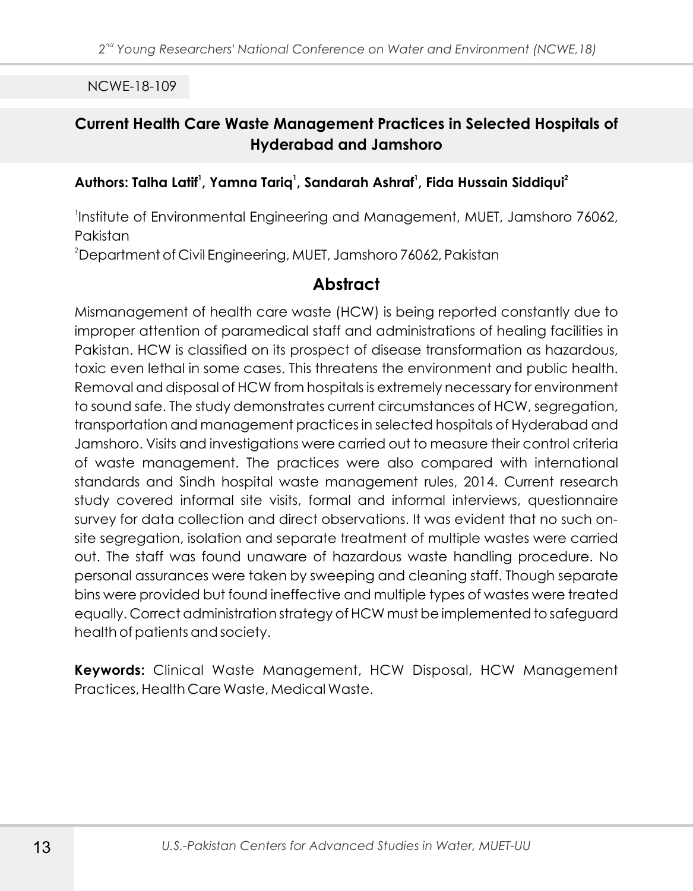NCWE-18-109

## Current Health Care Waste Management Practices in Selected Hospitals of Hyderabad and Jamshoro

**Authors: Talha Latif[1], Yamna Tariq[1], Sandarah Ashraf[1], Fida Hussain Siddiqui[2]**

[1]Institute of Environmental Engineering and Management, MUET, Jamshoro 76062, Pakistan

[2]Department of Civil Engineering, MUET, Jamshoro 76062, Pakistan

## Abstract

Mismanagement of health care waste (HCW) is being reported constantly due to improper attention of paramedical staff and administrations of healing facilities in Pakistan. HCW is classified on its prospect of disease transformation as hazardous, toxic even lethal in some cases. This threatens the environment and public health. Removal and disposal of HCW from hospitals is extremely necessary for environment to sound safe. The study demonstrates current circumstances of HCW, segregation, transportation and management practices in selected hospitals of Hyderabad and Jamshoro. Visits and investigations were carried out to measure their control criteria of waste management. The practices were also compared with international standards and Sindh hospital waste management rules, 2014. Current research study covered informal site visits, formal and informal interviews, questionnaire survey for data collection and direct observations. It was evident that no such on-site segregation, isolation and separate treatment of multiple wastes were carried out. The staff was found unaware of hazardous waste handling procedure. No personal assurances were taken by sweeping and cleaning staff. Though separate bins were provided but found ineffective and multiple types of wastes were treated equally. Correct administration strategy of HCW must be implemented to safeguard health of patients and society.

**Keywords:** Clinical Waste Management, HCW Disposal, HCW Management Practices, Health Care Waste, Medical Waste.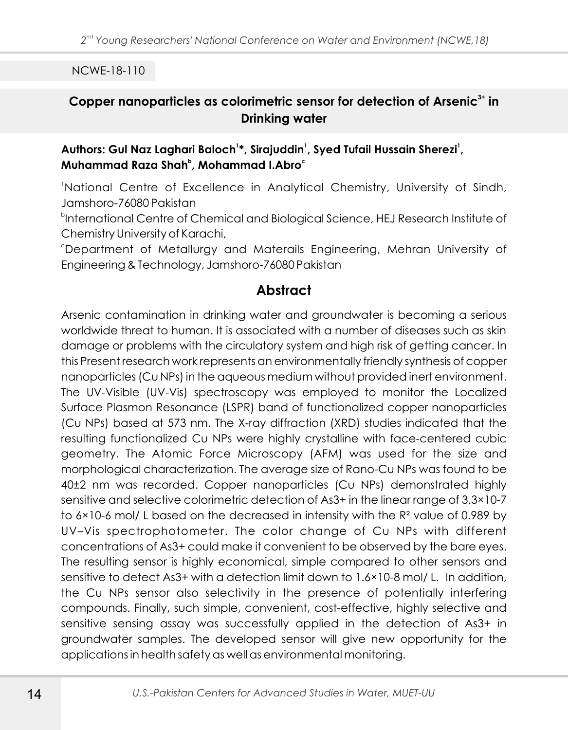NCWE-18-110

## Copper nanoparticles as colorimetric sensor for detection of Arsenic$^{3+}$ in Drinking water

**Authors: Gul Naz Laghari Baloch[1]*, Sirajuddin[1], Syed Tufail Hussain Sherezi[1], Muhammad Raza Shah[b], Mohammad I.Abro[c]**

[1]National Centre of Excellence in Analytical Chemistry, University of Sindh, Jamshoro-76080 Pakistan

[b]International Centre of Chemical and Biological Science, HEJ Research Institute of Chemistry University of Karachi,

[c]Department of Metallurgy and Materails Engineering, Mehran University of Engineering & Technology, Jamshoro-76080 Pakistan

## Abstract

Arsenic contamination in drinking water and groundwater is becoming a serious worldwide threat to human. It is associated with a number of diseases such as skin damage or problems with the circulatory system and high risk of getting cancer. In this Present research work represents an environmentally friendly synthesis of copper nanoparticles (Cu NPs) in the aqueous medium without provided inert environment. The UV-Visible (UV-Vis) spectroscopy was employed to monitor the Localized Surface Plasmon Resonance (LSPR) band of functionalized copper nanoparticles (Cu NPs) based at 573 nm. The X-ray diffraction (XRD) studies indicated that the resulting functionalized Cu NPs were highly crystalline with face-centered cubic geometry. The Atomic Force Microscopy (AFM) was used for the size and morphological characterization. The average size of Rano-Cu NPs was found to be 40±2 nm was recorded. Copper nanoparticles (Cu NPs) demonstrated highly sensitive and selective colorimetric detection of $As^{3+}$ in the linear range of $3.3\times10^{-7}$ to $6\times10^{-6}$ mol/ L based on the decreased in intensity with the $R^2$ value of 0.989 by UV–Vis spectrophotometer. The color change of Cu NPs with different concentrations of $As^{3+}$ could make it convenient to be observed by the bare eyes. The resulting sensor is highly economical, simple compared to other sensors and sensitive to detect $As^{3+}$ with a detection limit down to $1.6\times10^{-8}$ mol/ L. In addition, the Cu NPs sensor also selectivity in the presence of potentially interfering compounds. Finally, such simple, convenient, cost-effective, highly selective and sensitive sensing assay was successfully applied in the detection of $As^{3+}$ in groundwater samples. The developed sensor will give new opportunity for the applications in health safety as well as environmental monitoring.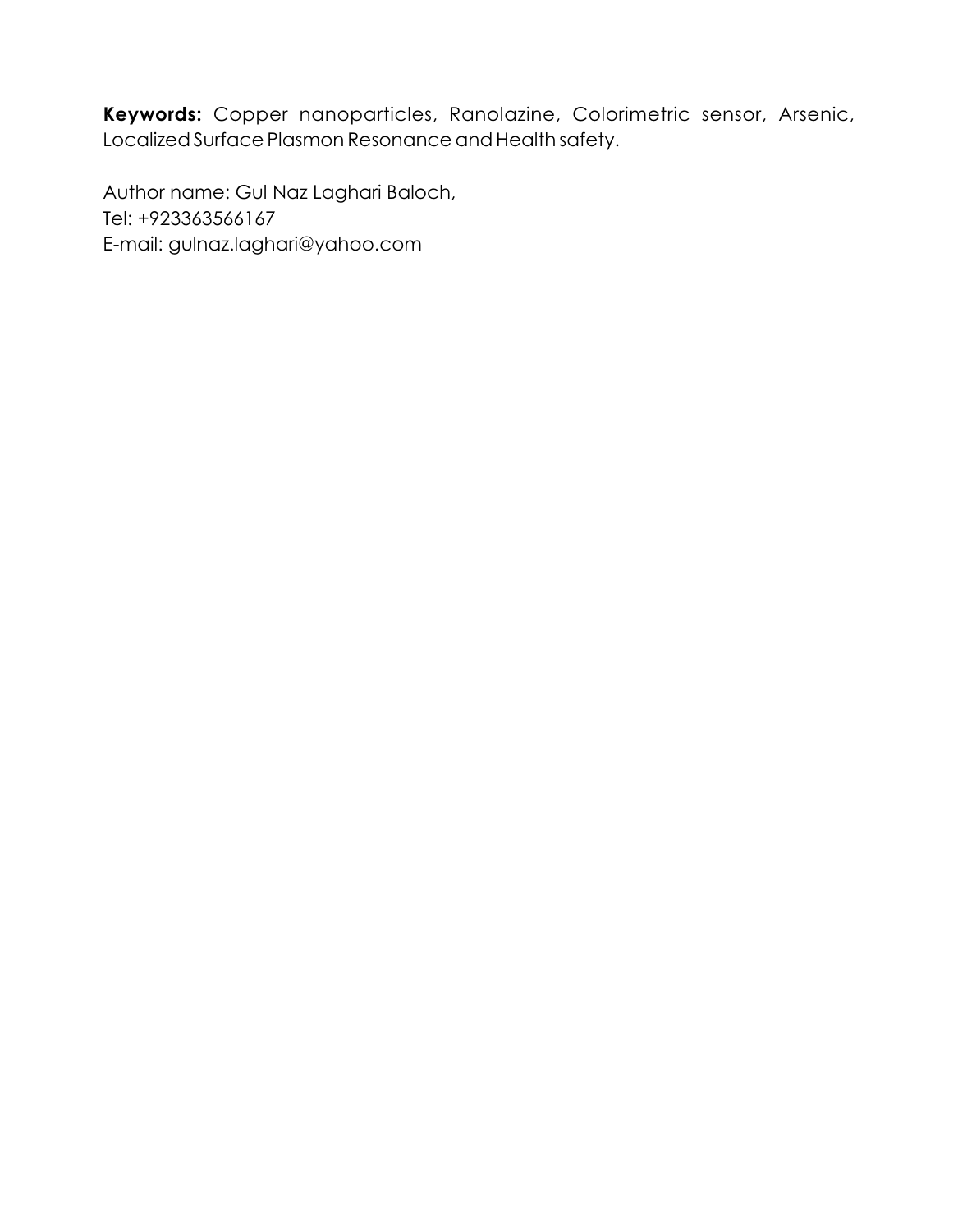**Keywords:** Copper nanoparticles, Ranolazine, Colorimetric sensor, Arsenic, Localized Surface Plasmon Resonance and Health safety.

Author name: Gul Naz Laghari Baloch,
Tel: +923363566167
E-mail: gulnaz.laghari@yahoo.com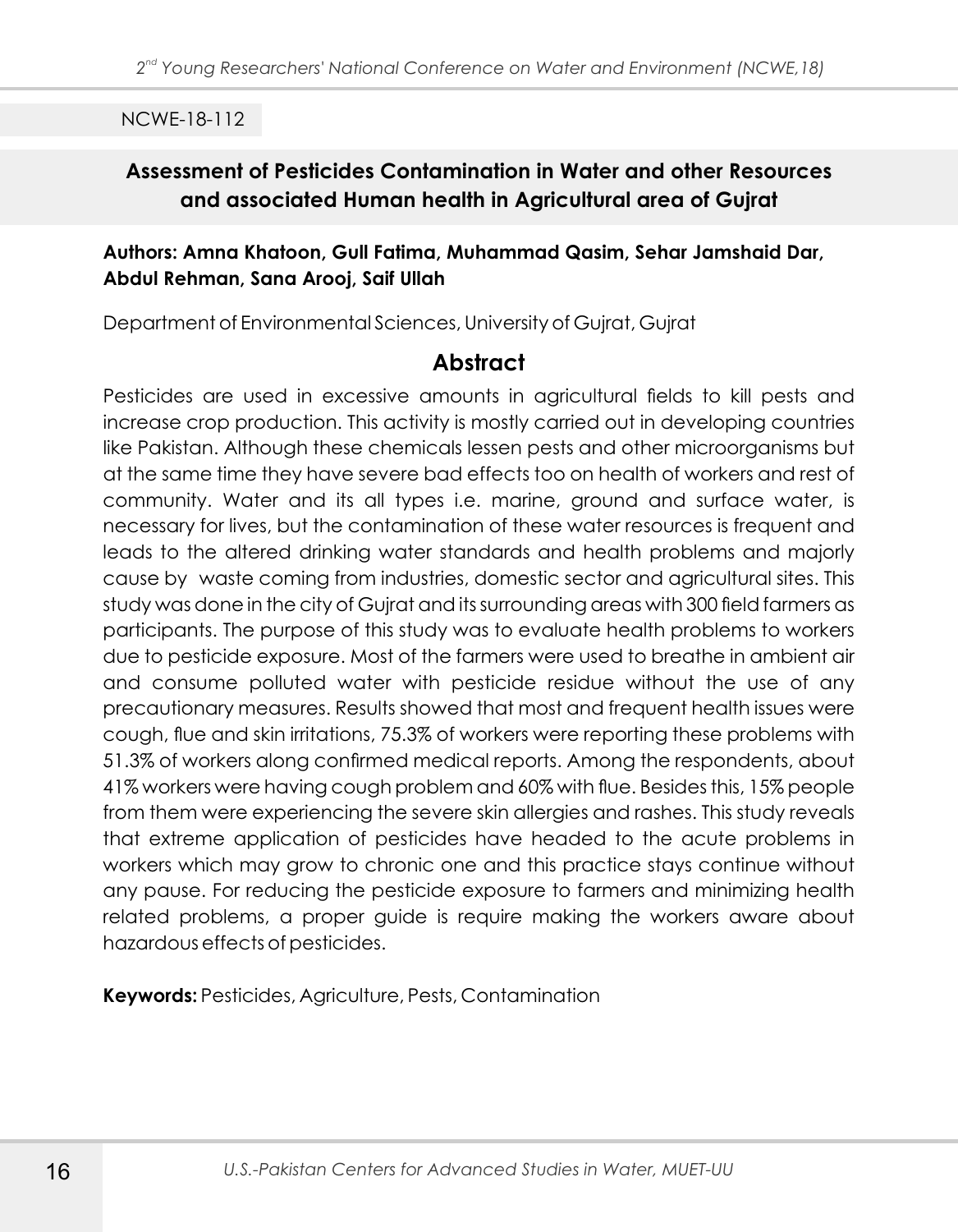NCWE-18-112

## Assessment of Pesticides Contamination in Water and other Resources and associated Human health in Agricultural area of Gujrat

**Authors: Amna Khatoon, Gull Fatima, Muhammad Qasim, Sehar Jamshaid Dar, Abdul Rehman, Sana Arooj, Saif Ullah**

Department of Environmental Sciences, University of Gujrat, Gujrat

### Abstract

Pesticides are used in excessive amounts in agricultural fields to kill pests and increase crop production. This activity is mostly carried out in developing countries like Pakistan. Although these chemicals lessen pests and other microorganisms but at the same time they have severe bad effects too on health of workers and rest of community. Water and its all types i.e. marine, ground and surface water, is necessary for lives, but the contamination of these water resources is frequent and leads to the altered drinking water standards and health problems and majorly cause by waste coming from industries, domestic sector and agricultural sites. This study was done in the city of Gujrat and its surrounding areas with 300 field farmers as participants. The purpose of this study was to evaluate health problems to workers due to pesticide exposure. Most of the farmers were used to breathe in ambient air and consume polluted water with pesticide residue without the use of any precautionary measures. Results showed that most and frequent health issues were cough, flue and skin irritations, 75.3% of workers were reporting these problems with 51.3% of workers along confirmed medical reports. Among the respondents, about 41% workers were having cough problem and 60% with flue. Besides this, 15% people from them were experiencing the severe skin allergies and rashes. This study reveals that extreme application of pesticides have headed to the acute problems in workers which may grow to chronic one and this practice stays continue without any pause. For reducing the pesticide exposure to farmers and minimizing health related problems, a proper guide is require making the workers aware about hazardous effects of pesticides.

**Keywords:** Pesticides, Agriculture, Pests, Contamination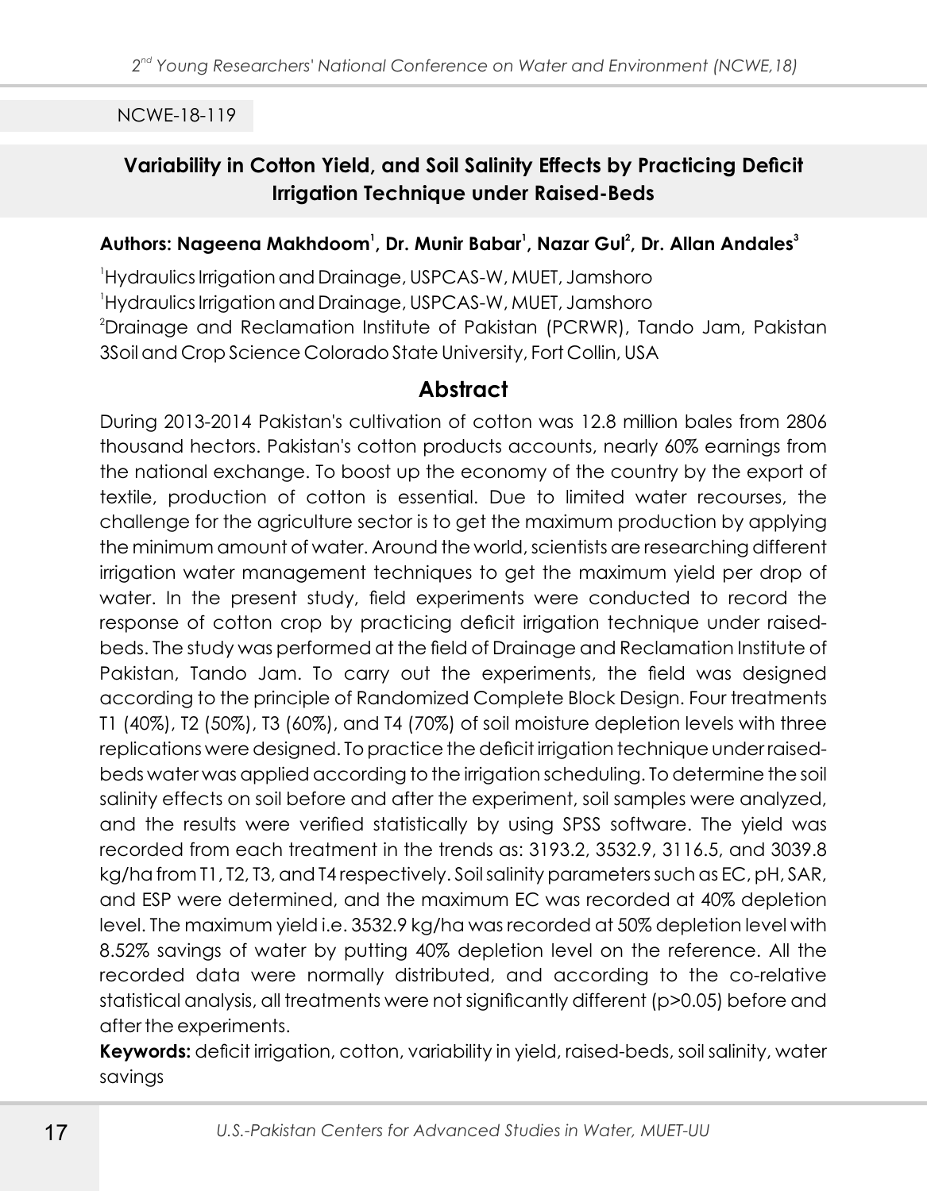NCWE-18-119

## Variability in Cotton Yield, and Soil Salinity Effects by Practicing Deficit Irrigation Technique under Raised-Beds

**Authors: Nageena Makhdoom[1], Dr. Munir Babar[1], Nazar Gul[2], Dr. Allan Andales[3]**

[1]Hydraulics Irrigation and Drainage, USPCAS-W, MUET, Jamshoro
[1]Hydraulics Irrigation and Drainage, USPCAS-W, MUET, Jamshoro
[2]Drainage and Reclamation Institute of Pakistan (PCRWR), Tando Jam, Pakistan
3Soil and Crop Science Colorado State University, Fort Collin, USA

### Abstract

During 2013-2014 Pakistan's cultivation of cotton was 12.8 million bales from 2806 thousand hectors. Pakistan's cotton products accounts, nearly 60% earnings from the national exchange. To boost up the economy of the country by the export of textile, production of cotton is essential. Due to limited water recourses, the challenge for the agriculture sector is to get the maximum production by applying the minimum amount of water. Around the world, scientists are researching different irrigation water management techniques to get the maximum yield per drop of water. In the present study, field experiments were conducted to record the response of cotton crop by practicing deficit irrigation technique under raised-beds. The study was performed at the field of Drainage and Reclamation Institute of Pakistan, Tando Jam. To carry out the experiments, the field was designed according to the principle of Randomized Complete Block Design. Four treatments T1 (40%), T2 (50%), T3 (60%), and T4 (70%) of soil moisture depletion levels with three replications were designed. To practice the deficit irrigation technique under raised-beds water was applied according to the irrigation scheduling. To determine the soil salinity effects on soil before and after the experiment, soil samples were analyzed, and the results were verified statistically by using SPSS software. The yield was recorded from each treatment in the trends as: 3193.2, 3532.9, 3116.5, and 3039.8 kg/ha from T1, T2, T3, and T4 respectively. Soil salinity parameters such as EC, pH, SAR, and ESP were determined, and the maximum EC was recorded at 40% depletion level. The maximum yield i.e. 3532.9 kg/ha was recorded at 50% depletion level with 8.52% savings of water by putting 40% depletion level on the reference. All the recorded data were normally distributed, and according to the co-relative statistical analysis, all treatments were not significantly different ($p>0.05$) before and after the experiments.

**Keywords:** deficit irrigation, cotton, variability in yield, raised-beds, soil salinity, water savings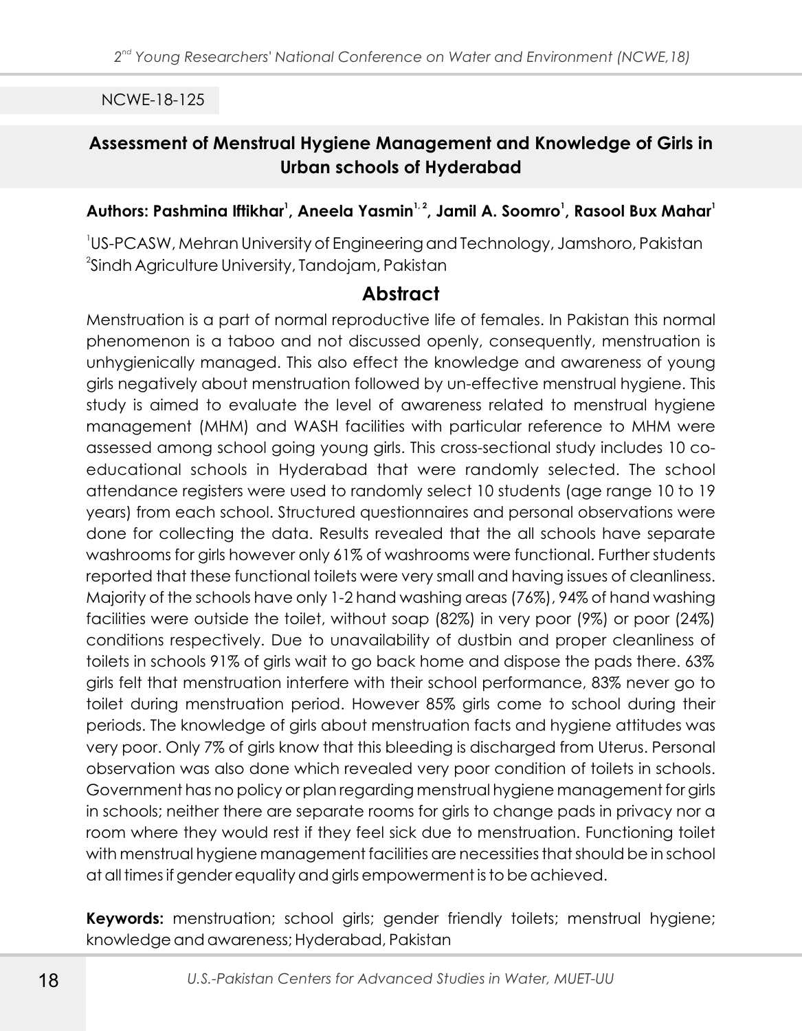NCWE-18-125

## Assessment of Menstrual Hygiene Management and Knowledge of Girls in Urban schools of Hyderabad

**Authors: Pashmina Iftikhar[1], Aneela Yasmin[1,2], Jamil A. Soomro[1], Rasool Bux Mahar[1]**

[1]US-PCASW, Mehran University of Engineering and Technology, Jamshoro, Pakistan
[2]Sindh Agriculture University, Tandojam, Pakistan

### Abstract

Menstruation is a part of normal reproductive life of females. In Pakistan this normal phenomenon is a taboo and not discussed openly, consequently, menstruation is unhygienically managed. This also effect the knowledge and awareness of young girls negatively about menstruation followed by un-effective menstrual hygiene. This study is aimed to evaluate the level of awareness related to menstrual hygiene management (MHM) and WASH facilities with particular reference to MHM were assessed among school going young girls. This cross-sectional study includes 10 co-educational schools in Hyderabad that were randomly selected. The school attendance registers were used to randomly select 10 students (age range 10 to 19 years) from each school. Structured questionnaires and personal observations were done for collecting the data. Results revealed that the all schools have separate washrooms for girls however only 61% of washrooms were functional. Further students reported that these functional toilets were very small and having issues of cleanliness. Majority of the schools have only 1-2 hand washing areas (76%), 94% of hand washing facilities were outside the toilet, without soap (82%) in very poor (9%) or poor (24%) conditions respectively. Due to unavailability of dustbin and proper cleanliness of toilets in schools 91% of girls wait to go back home and dispose the pads there. 63% girls felt that menstruation interfere with their school performance, 83% never go to toilet during menstruation period. However 85% girls come to school during their periods. The knowledge of girls about menstruation facts and hygiene attitudes was very poor. Only 7% of girls know that this bleeding is discharged from Uterus. Personal observation was also done which revealed very poor condition of toilets in schools. Government has no policy or plan regarding menstrual hygiene management for girls in schools; neither there are separate rooms for girls to change pads in privacy nor a room where they would rest if they feel sick due to menstruation. Functioning toilet with menstrual hygiene management facilities are necessities that should be in school at all times if gender equality and girls empowerment is to be achieved.

**Keywords:** menstruation; school girls; gender friendly toilets; menstrual hygiene; knowledge and awareness; Hyderabad, Pakistan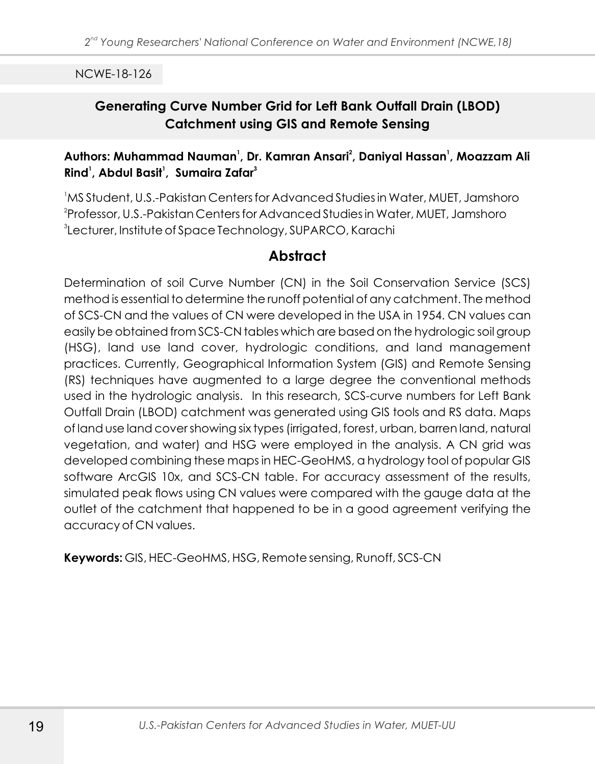NCWE-18-126

## Generating Curve Number Grid for Left Bank Outfall Drain (LBOD) Catchment using GIS and Remote Sensing

**Authors: Muhammad Nauman[1], Dr. Kamran Ansari[2], Daniyal Hassan[1], Moazzam Ali Rind[1], Abdul Basit[1], Sumaira Zafar[3]**

[1]MS Student, U.S.-Pakistan Centers for Advanced Studies in Water, MUET, Jamshoro
[2]Professor, U.S.-Pakistan Centers for Advanced Studies in Water, MUET, Jamshoro
[3]Lecturer, Institute of Space Technology, SUPARCO, Karachi

### Abstract

Determination of soil Curve Number (CN) in the Soil Conservation Service (SCS) method is essential to determine the runoff potential of any catchment. The method of SCS-CN and the values of CN were developed in the USA in 1954. CN values can easily be obtained from SCS-CN tables which are based on the hydrologic soil group (HSG), land use land cover, hydrologic conditions, and land management practices. Currently, Geographical Information System (GIS) and Remote Sensing (RS) techniques have augmented to a large degree the conventional methods used in the hydrologic analysis. In this research, SCS-curve numbers for Left Bank Outfall Drain (LBOD) catchment was generated using GIS tools and RS data. Maps of land use land cover showing six types (irrigated, forest, urban, barren land, natural vegetation, and water) and HSG were employed in the analysis. A CN grid was developed combining these maps in HEC-GeoHMS, a hydrology tool of popular GIS software ArcGIS 10x, and SCS-CN table. For accuracy assessment of the results, simulated peak flows using CN values were compared with the gauge data at the outlet of the catchment that happened to be in a good agreement verifying the accuracy of CN values.

**Keywords:** GIS, HEC-GeoHMS, HSG, Remote sensing, Runoff, SCS-CN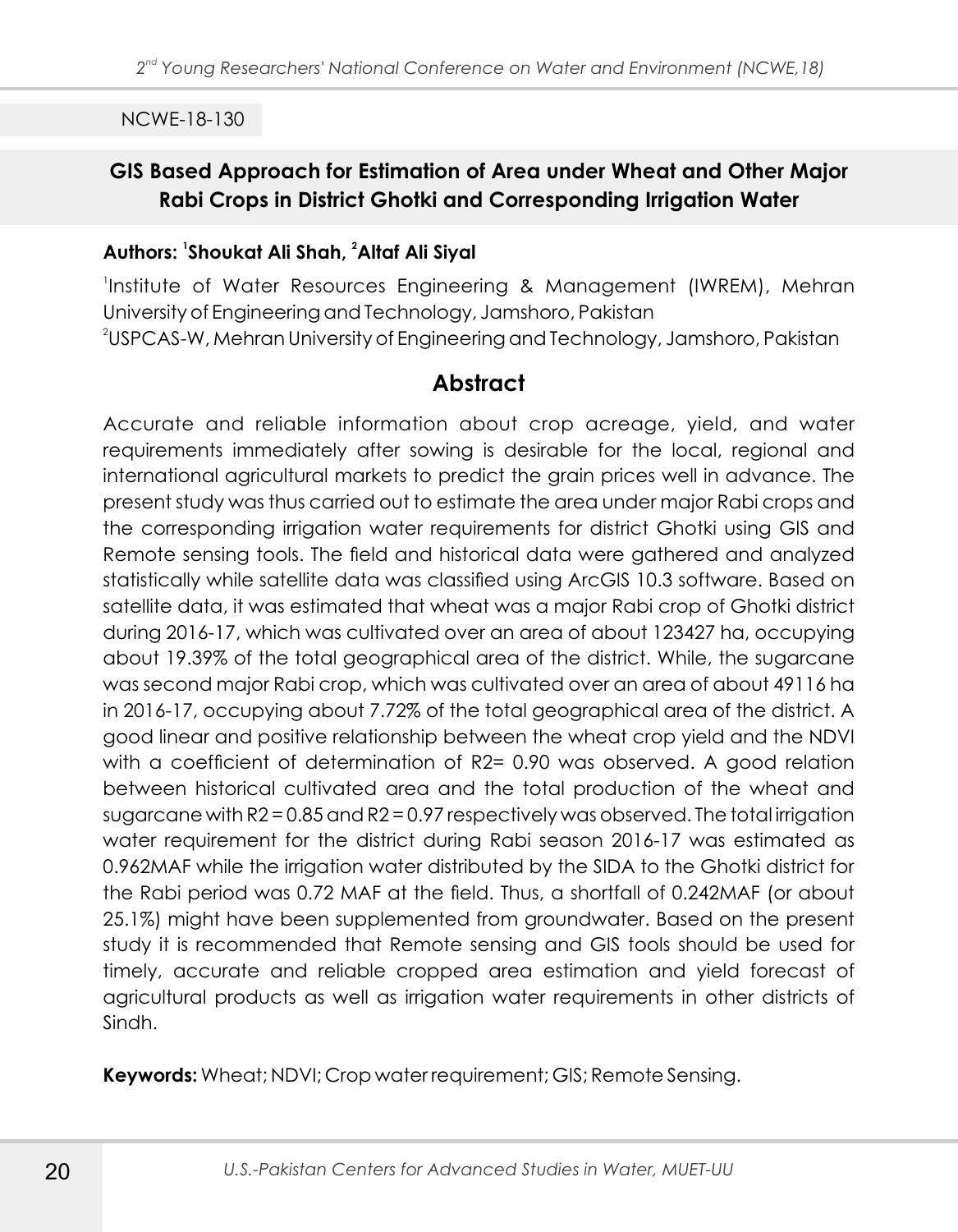NCWE-18-130

## GIS Based Approach for Estimation of Area under Wheat and Other Major Rabi Crops in District Ghotki and Corresponding Irrigation Water

**Authors: [1]Shoukat Ali Shah, [2]Altaf Ali Siyal**

[1]Institute of Water Resources Engineering & Management (IWREM), Mehran University of Engineering and Technology, Jamshoro, Pakistan
[2]USPCAS-W, Mehran University of Engineering and Technology, Jamshoro, Pakistan

## Abstract

Accurate and reliable information about crop acreage, yield, and water requirements immediately after sowing is desirable for the local, regional and international agricultural markets to predict the grain prices well in advance. The present study was thus carried out to estimate the area under major Rabi crops and the corresponding irrigation water requirements for district Ghotki using GIS and Remote sensing tools. The field and historical data were gathered and analyzed statistically while satellite data was classified using ArcGIS 10.3 software. Based on satellite data, it was estimated that wheat was a major Rabi crop of Ghotki district during 2016-17, which was cultivated over an area of about 123427 ha, occupying about 19.39% of the total geographical area of the district. While, the sugarcane was second major Rabi crop, which was cultivated over an area of about 49116 ha in 2016-17, occupying about 7.72% of the total geographical area of the district. A good linear and positive relationship between the wheat crop yield and the NDVI with a coefficient of determination of R2= 0.90 was observed. A good relation between historical cultivated area and the total production of the wheat and sugarcane with R2 = 0.85 and R2 = 0.97 respectively was observed. The total irrigation water requirement for the district during Rabi season 2016-17 was estimated as 0.962MAF while the irrigation water distributed by the SIDA to the Ghotki district for the Rabi period was 0.72 MAF at the field. Thus, a shortfall of 0.242MAF (or about 25.1%) might have been supplemented from groundwater. Based on the present study it is recommended that Remote sensing and GIS tools should be used for timely, accurate and reliable cropped area estimation and yield forecast of agricultural products as well as irrigation water requirements in other districts of Sindh.

**Keywords:** Wheat; NDVI; Crop water requirement; GIS; Remote Sensing.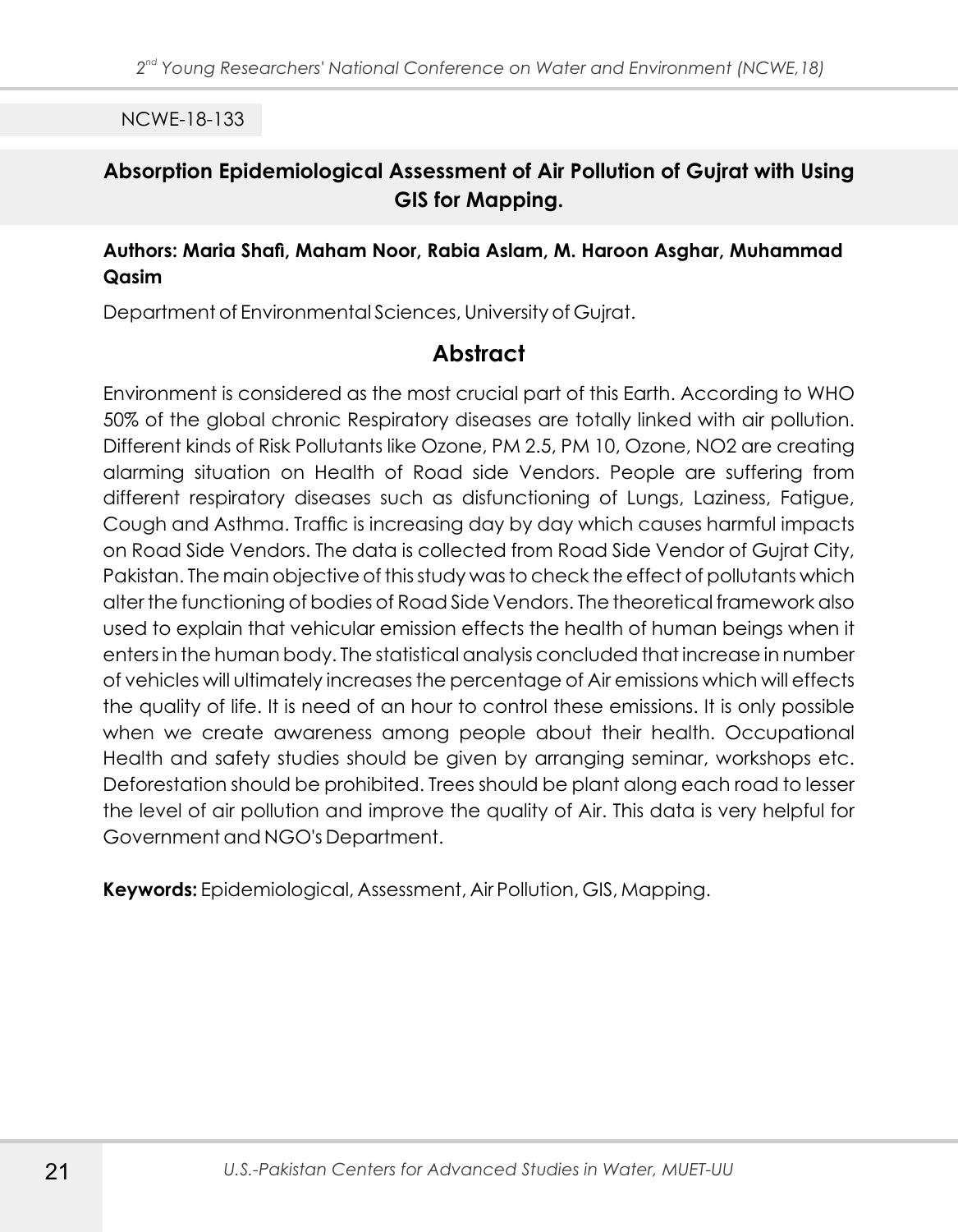NCWE-18-133

## Absorption Epidemiological Assessment of Air Pollution of Gujrat with Using GIS for Mapping.

**Authors: Maria Shafi, Maham Noor, Rabia Aslam, M. Haroon Asghar, Muhammad Qasim**

Department of Environmental Sciences, University of Gujrat.

### Abstract

Environment is considered as the most crucial part of this Earth. According to WHO 50% of the global chronic Respiratory diseases are totally linked with air pollution. Different kinds of Risk Pollutants like Ozone, PM 2.5, PM 10, Ozone, $NO_2$ are creating alarming situation on Health of Road side Vendors. People are suffering from different respiratory diseases such as disfunctioning of Lungs, Laziness, Fatigue, Cough and Asthma. Traffic is increasing day by day which causes harmful impacts on Road Side Vendors. The data is collected from Road Side Vendor of Gujrat City, Pakistan. The main objective of this study was to check the effect of pollutants which alter the functioning of bodies of Road Side Vendors. The theoretical framework also used to explain that vehicular emission effects the health of human beings when it enters in the human body. The statistical analysis concluded that increase in number of vehicles will ultimately increases the percentage of Air emissions which will effects the quality of life. It is need of an hour to control these emissions. It is only possible when we create awareness among people about their health. Occupational Health and safety studies should be given by arranging seminar, workshops etc. Deforestation should be prohibited. Trees should be plant along each road to lesser the level of air pollution and improve the quality of Air. This data is very helpful for Government and NGO's Department.

**Keywords:** Epidemiological, Assessment, Air Pollution, GIS, Mapping.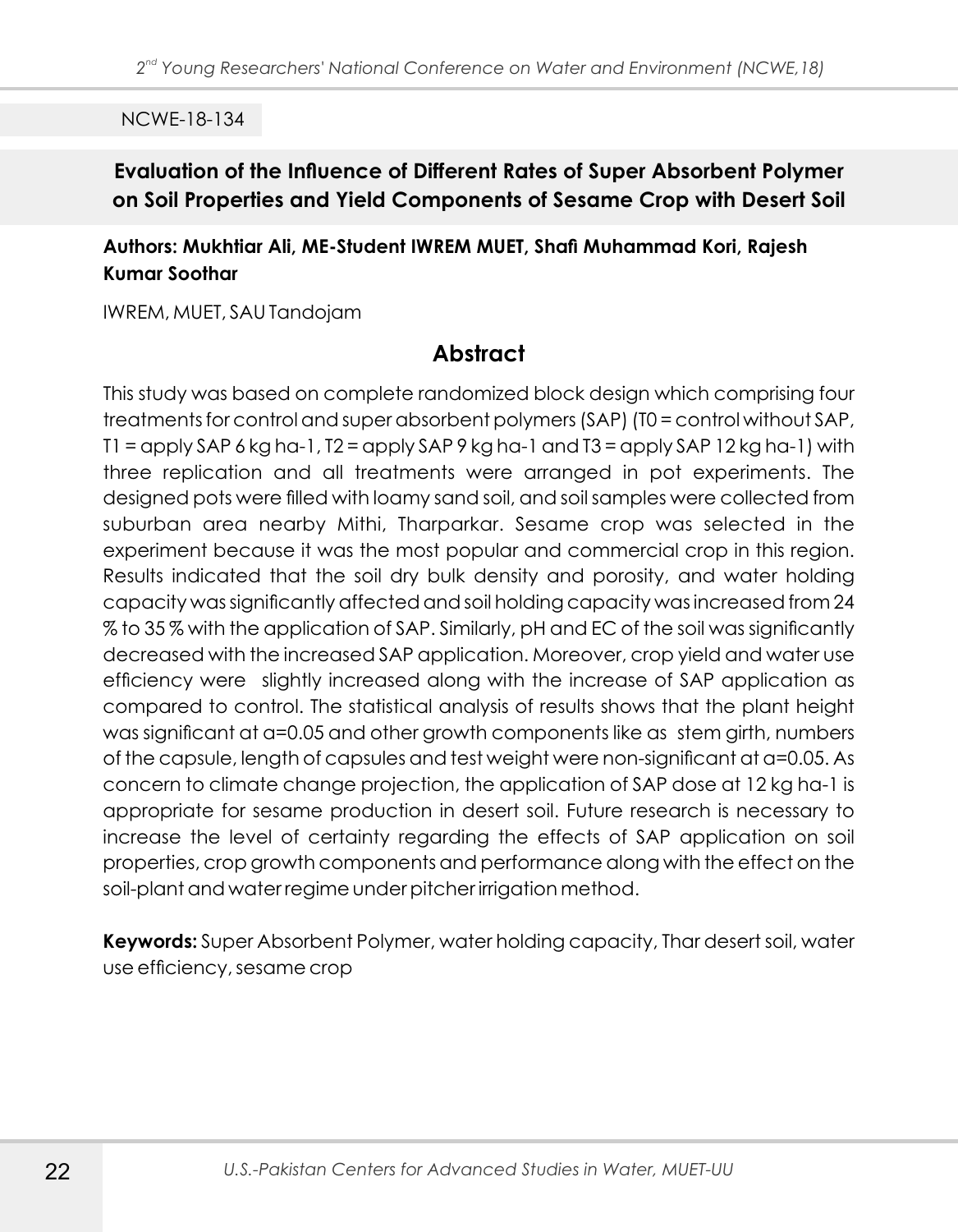NCWE-18-134

## Evaluation of the Influence of Different Rates of Super Absorbent Polymer on Soil Properties and Yield Components of Sesame Crop with Desert Soil

**Authors: Mukhtiar Ali, ME-Student IWREM MUET, Shafi Muhammad Kori, Rajesh Kumar Soothar**

IWREM, MUET, SAU Tandojam

### Abstract

This study was based on complete randomized block design which comprising four treatments for control and super absorbent polymers (SAP) (T0 = control without SAP, T1 = apply SAP 6 kg ha-1, T2 = apply SAP 9 kg ha-1 and T3 = apply SAP 12 kg ha-1) with three replication and all treatments were arranged in pot experiments. The designed pots were filled with loamy sand soil, and soil samples were collected from suburban area nearby Mithi, Tharparkar. Sesame crop was selected in the experiment because it was the most popular and commercial crop in this region. Results indicated that the soil dry bulk density and porosity, and water holding capacity was significantly affected and soil holding capacity was increased from 24 % to 35 % with the application of SAP. Similarly, pH and EC of the soil was significantly decreased with the increased SAP application. Moreover, crop yield and water use efficiency were slightly increased along with the increase of SAP application as compared to control. The statistical analysis of results shows that the plant height was significant at a=0.05 and other growth components like as stem girth, numbers of the capsule, length of capsules and test weight were non-significant at a=0.05. As concern to climate change projection, the application of SAP dose at 12 kg ha-1 is appropriate for sesame production in desert soil. Future research is necessary to increase the level of certainty regarding the effects of SAP application on soil properties, crop growth components and performance along with the effect on the soil-plant and water regime under pitcher irrigation method.

**Keywords:** Super Absorbent Polymer, water holding capacity, Thar desert soil, water use efficiency, sesame crop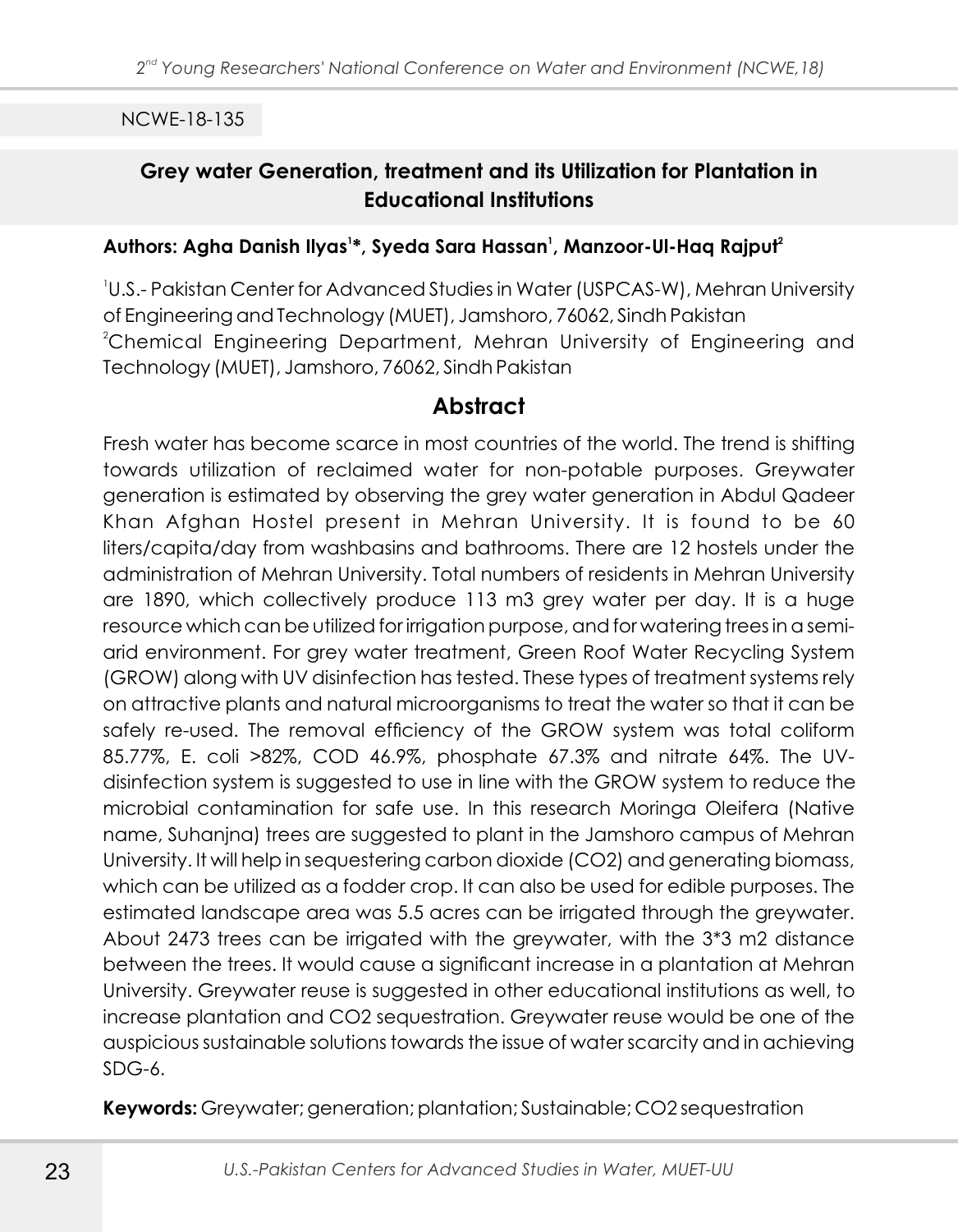NCWE-18-135

## Grey water Generation, treatment and its Utilization for Plantation in Educational Institutions

**Authors: Agha Danish Ilyas[1]*, Syeda Sara Hassan[1], Manzoor-Ul-Haq Rajput[2]**

[1]U.S.- Pakistan Center for Advanced Studies in Water (USPCAS-W), Mehran University of Engineering and Technology (MUET), Jamshoro, 76062, Sindh Pakistan

[2]Chemical Engineering Department, Mehran University of Engineering and Technology (MUET), Jamshoro, 76062, Sindh Pakistan

## Abstract

Fresh water has become scarce in most countries of the world. The trend is shifting towards utilization of reclaimed water for non-potable purposes. Greywater generation is estimated by observing the grey water generation in Abdul Qadeer Khan Afghan Hostel present in Mehran University. It is found to be 60 liters/capita/day from washbasins and bathrooms. There are 12 hostels under the administration of Mehran University. Total numbers of residents in Mehran University are 1890, which collectively produce 113 m3 grey water per day. It is a huge resource which can be utilized for irrigation purpose, and for watering trees in a semi-arid environment. For grey water treatment, Green Roof Water Recycling System (GROW) along with UV disinfection has tested. These types of treatment systems rely on attractive plants and natural microorganisms to treat the water so that it can be safely re-used. The removal efficiency of the GROW system was total coliform 85.77%, E. coli >82%, COD 46.9%, phosphate 67.3% and nitrate 64%. The UV-disinfection system is suggested to use in line with the GROW system to reduce the microbial contamination for safe use. In this research Moringa Oleifera (Native name, Suhanjna) trees are suggested to plant in the Jamshoro campus of Mehran University. It will help in sequestering carbon dioxide ($CO_2$) and generating biomass, which can be utilized as a fodder crop. It can also be used for edible purposes. The estimated landscape area was 5.5 acres can be irrigated through the greywater. About 2473 trees can be irrigated with the greywater, with the 3*3 m2 distance between the trees. It would cause a significant increase in a plantation at Mehran University. Greywater reuse is suggested in other educational institutions as well, to increase plantation and $CO_2$ sequestration. Greywater reuse would be one of the auspicious sustainable solutions towards the issue of water scarcity and in achieving SDG-6.

**Keywords:** Greywater; generation; plantation; Sustainable; $CO_2$ sequestration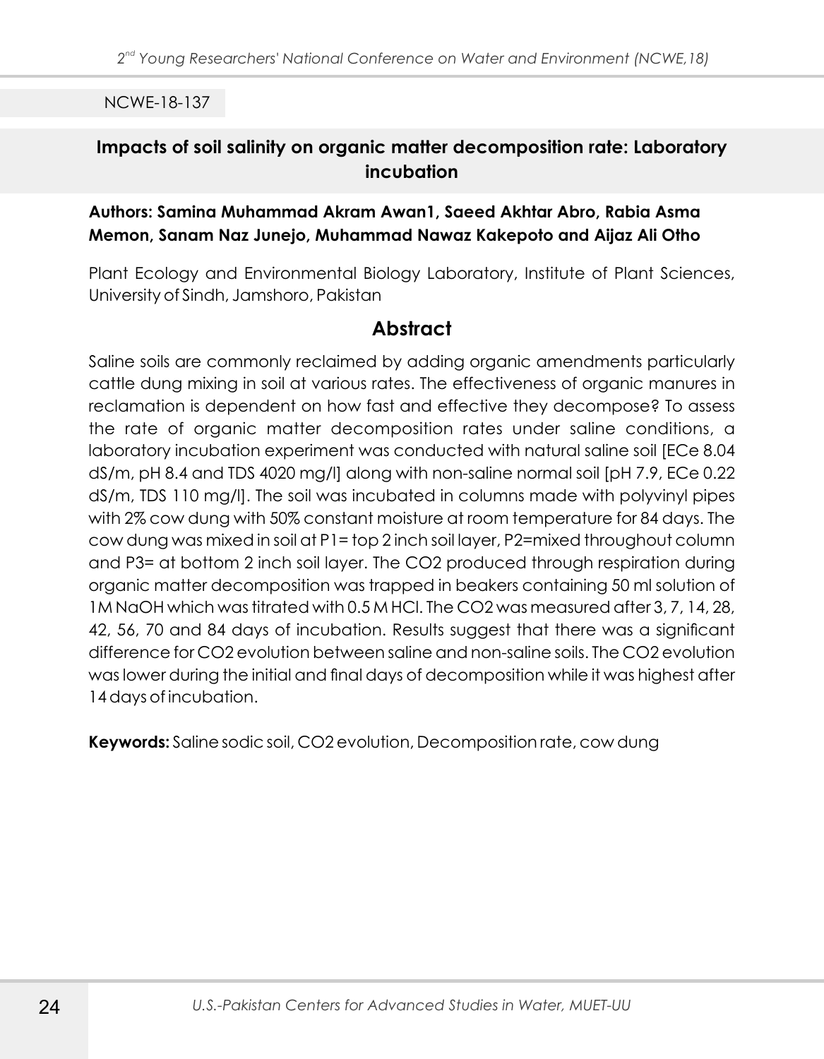NCWE-18-137

## Impacts of soil salinity on organic matter decomposition rate: Laboratory incubation

**Authors: Samina Muhammad Akram Awan1, Saeed Akhtar Abro, Rabia Asma Memon, Sanam Naz Junejo, Muhammad Nawaz Kakepoto and Aijaz Ali Otho**

Plant Ecology and Environmental Biology Laboratory, Institute of Plant Sciences, University of Sindh, Jamshoro, Pakistan

## Abstract

Saline soils are commonly reclaimed by adding organic amendments particularly cattle dung mixing in soil at various rates. The effectiveness of organic manures in reclamation is dependent on how fast and effective they decompose? To assess the rate of organic matter decomposition rates under saline conditions, a laboratory incubation experiment was conducted with natural saline soil [ECe 8.04 dS/m, pH 8.4 and TDS 4020 mg/l] along with non-saline normal soil [pH 7.9, ECe 0.22 dS/m, TDS 110 mg/l]. The soil was incubated in columns made with polyvinyl pipes with 2% cow dung with 50% constant moisture at room temperature for 84 days. The cow dung was mixed in soil at P1= top 2 inch soil layer, P2=mixed throughout column and P3= at bottom 2 inch soil layer. The $CO_2$ produced through respiration during organic matter decomposition was trapped in beakers containing 50 ml solution of 1M NaOH which was titrated with 0.5 M HCl. The $CO_2$ was measured after 3, 7, 14, 28, 42, 56, 70 and 84 days of incubation. Results suggest that there was a significant difference for $CO_2$ evolution between saline and non-saline soils. The $CO_2$ evolution was lower during the initial and final days of decomposition while it was highest after 14 days of incubation.

**Keywords:** Saline sodic soil, $CO_2$ evolution, Decomposition rate, cow dung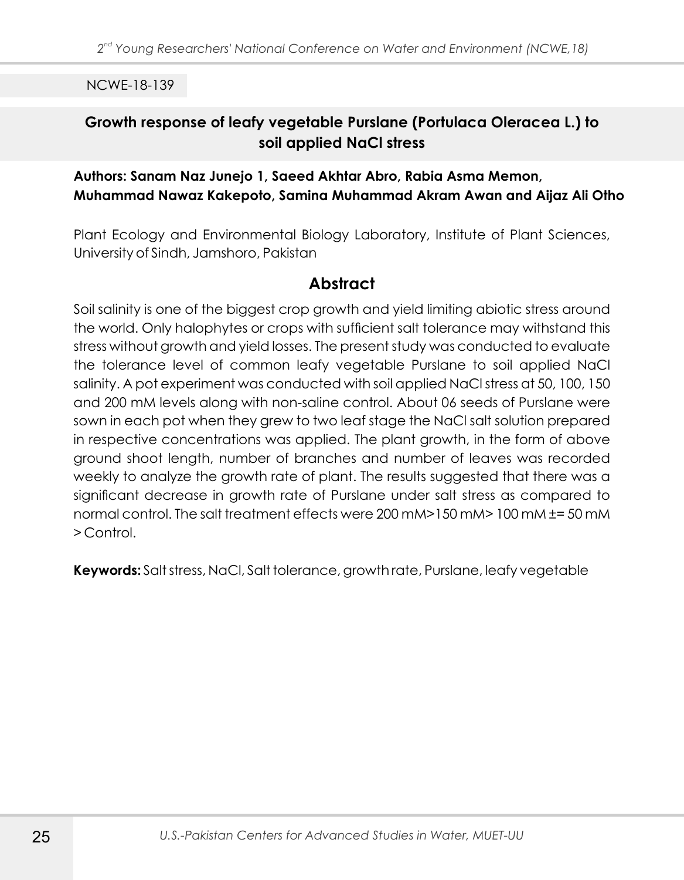NCWE-18-139

## Growth response of leafy vegetable Purslane (Portulaca Oleracea L.) to soil applied NaCl stress

**Authors: Sanam Naz Junejo 1, Saeed Akhtar Abro, Rabia Asma Memon, Muhammad Nawaz Kakepoto, Samina Muhammad Akram Awan and Aijaz Ali Otho**

Plant Ecology and Environmental Biology Laboratory, Institute of Plant Sciences, University of Sindh, Jamshoro, Pakistan

### Abstract

Soil salinity is one of the biggest crop growth and yield limiting abiotic stress around the world. Only halophytes or crops with sufficient salt tolerance may withstand this stress without growth and yield losses. The present study was conducted to evaluate the tolerance level of common leafy vegetable Purslane to soil applied NaCl salinity. A pot experiment was conducted with soil applied NaCl stress at 50, 100, 150 and 200 mM levels along with non-saline control. About 06 seeds of Purslane were sown in each pot when they grew to two leaf stage the NaCl salt solution prepared in respective concentrations was applied. The plant growth, in the form of above ground shoot length, number of branches and number of leaves was recorded weekly to analyze the growth rate of plant. The results suggested that there was a significant decrease in growth rate of Purslane under salt stress as compared to normal control. The salt treatment effects were 200 mM>150 mM> 100 mM ±= 50 mM > Control.

**Keywords:** Salt stress, NaCl, Salt tolerance, growth rate, Purslane, leafy vegetable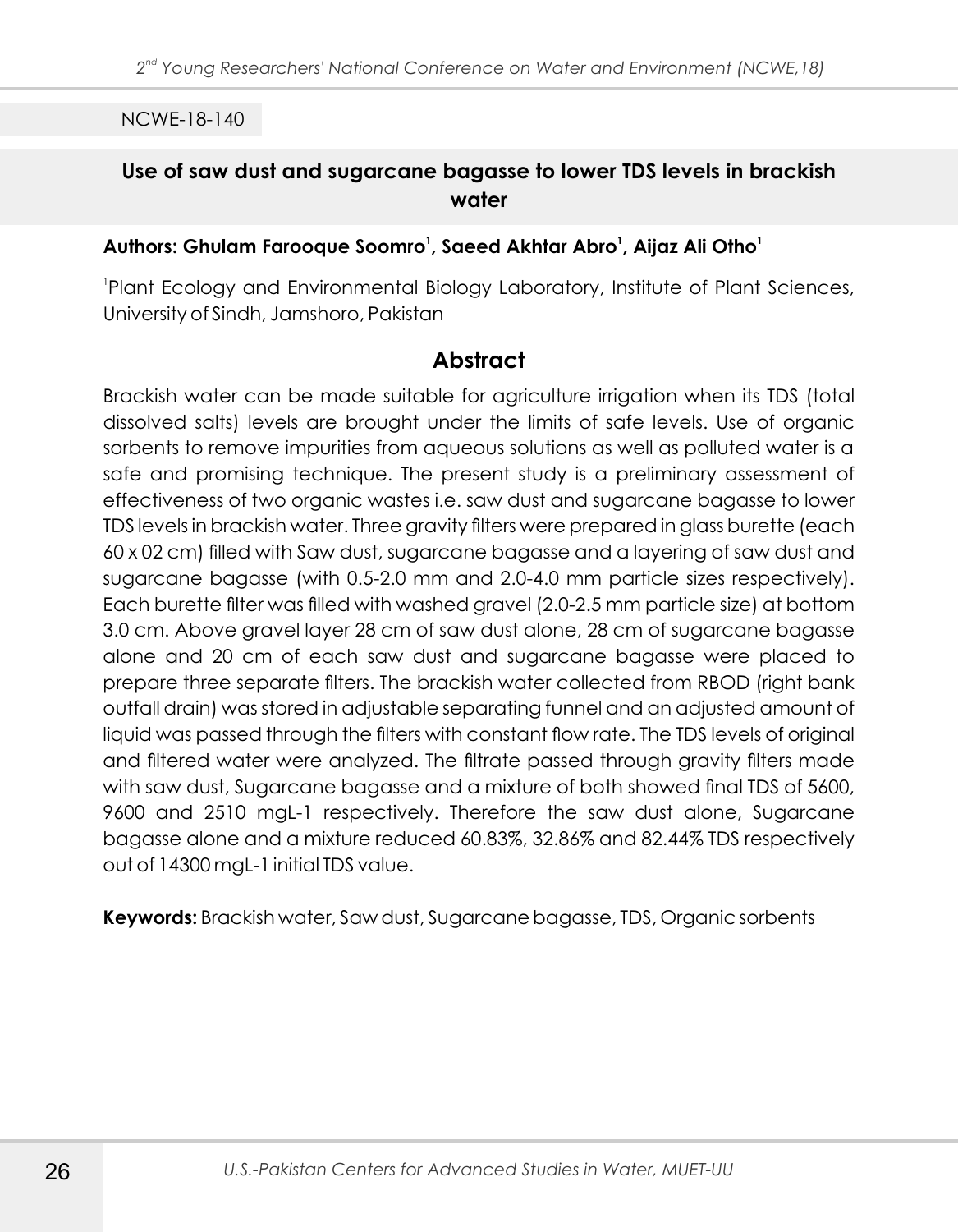NCWE-18-140

## Use of saw dust and sugarcane bagasse to lower TDS levels in brackish water

**Authors: Ghulam Farooque Soomro[1], Saeed Akhtar Abro[1], Aijaz Ali Otho[1]**

[1]Plant Ecology and Environmental Biology Laboratory, Institute of Plant Sciences, University of Sindh, Jamshoro, Pakistan

## Abstract

Brackish water can be made suitable for agriculture irrigation when its TDS (total dissolved salts) levels are brought under the limits of safe levels. Use of organic sorbents to remove impurities from aqueous solutions as well as polluted water is a safe and promising technique. The present study is a preliminary assessment of effectiveness of two organic wastes i.e. saw dust and sugarcane bagasse to lower TDS levels in brackish water. Three gravity filters were prepared in glass burette (each 60 x 02 cm) filled with Saw dust, sugarcane bagasse and a layering of saw dust and sugarcane bagasse (with 0.5-2.0 mm and 2.0-4.0 mm particle sizes respectively). Each burette filter was filled with washed gravel (2.0-2.5 mm particle size) at bottom 3.0 cm. Above gravel layer 28 cm of saw dust alone, 28 cm of sugarcane bagasse alone and 20 cm of each saw dust and sugarcane bagasse were placed to prepare three separate filters. The brackish water collected from RBOD (right bank outfall drain) was stored in adjustable separating funnel and an adjusted amount of liquid was passed through the filters with constant flow rate. The TDS levels of original and filtered water were analyzed. The filtrate passed through gravity filters made with saw dust, Sugarcane bagasse and a mixture of both showed final TDS of 5600, 9600 and 2510 mgL-1 respectively. Therefore the saw dust alone, Sugarcane bagasse alone and a mixture reduced 60.83%, 32.86% and 82.44% TDS respectively out of 14300 mgL-1 initial TDS value.

**Keywords:** Brackish water, Saw dust, Sugarcane bagasse, TDS, Organic sorbents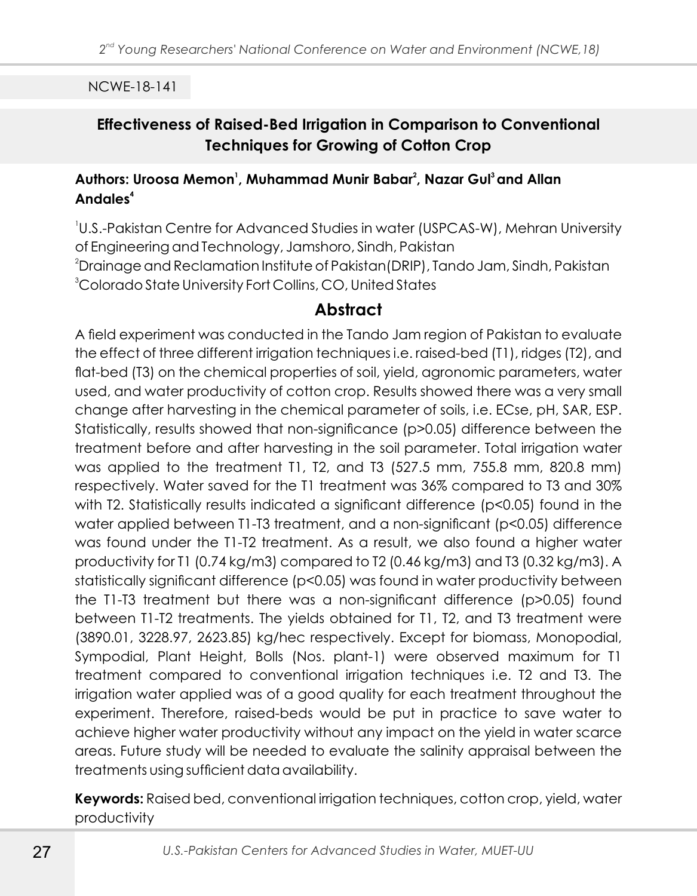NCWE-18-141

## Effectiveness of Raised-Bed Irrigation in Comparison to Conventional Techniques for Growing of Cotton Crop

**Authors: Uroosa Memon[1], Muhammad Munir Babar[2], Nazar Gul[3] and Allan Andales[4]**

[1]U.S.-Pakistan Centre for Advanced Studies in water (USPCAS-W), Mehran University of Engineering and Technology, Jamshoro, Sindh, Pakistan
[2]Drainage and Reclamation Institute of Pakistan(DRIP), Tando Jam, Sindh, Pakistan
[3]Colorado State University Fort Collins, CO, United States

## Abstract

A field experiment was conducted in the Tando Jam region of Pakistan to evaluate the effect of three different irrigation techniques i.e. raised-bed (T1), ridges (T2), and flat-bed (T3) on the chemical properties of soil, yield, agronomic parameters, water used, and water productivity of cotton crop. Results showed there was a very small change after harvesting in the chemical parameter of soils, i.e. ECse, pH, SAR, ESP. Statistically, results showed that non-significance ($p>0.05$) difference between the treatment before and after harvesting in the soil parameter. Total irrigation water was applied to the treatment T1, T2, and T3 (527.5 mm, 755.8 mm, 820.8 mm) respectively. Water saved for the T1 treatment was 36% compared to T3 and 30% with T2. Statistically results indicated a significant difference ($p<0.05$) found in the water applied between T1-T3 treatment, and a non-significant ($p<0.05$) difference was found under the T1-T2 treatment. As a result, we also found a higher water productivity for T1 (0.74 kg/m3) compared to T2 (0.46 kg/m3) and T3 (0.32 kg/m3). A statistically significant difference ($p<0.05$) was found in water productivity between the T1-T3 treatment but there was a non-significant difference ($p>0.05$) found between T1-T2 treatments. The yields obtained for T1, T2, and T3 treatment were (3890.01, 3228.97, 2623.85) kg/hec respectively. Except for biomass, Monopodial, Sympodial, Plant Height, Bolls (Nos. plant-1) were observed maximum for T1 treatment compared to conventional irrigation techniques i.e. T2 and T3. The irrigation water applied was of a good quality for each treatment throughout the experiment. Therefore, raised-beds would be put in practice to save water to achieve higher water productivity without any impact on the yield in water scarce areas. Future study will be needed to evaluate the salinity appraisal between the treatments using sufficient data availability.

**Keywords:** Raised bed, conventional irrigation techniques, cotton crop, yield, water productivity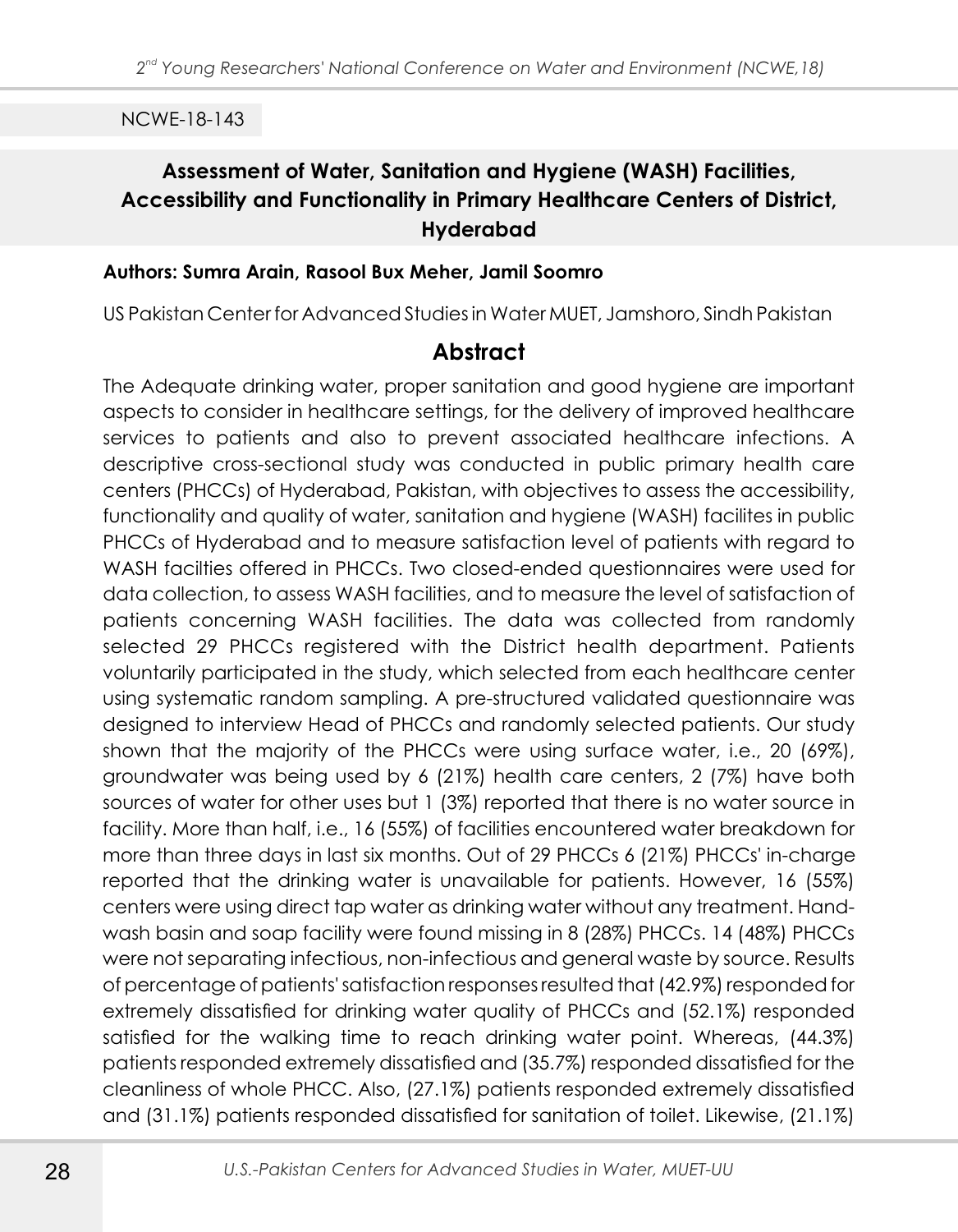NCWE-18-143

## Assessment of Water, Sanitation and Hygiene (WASH) Facilities, Accessibility and Functionality in Primary Healthcare Centers of District, Hyderabad

**Authors: Sumra Arain, Rasool Bux Meher, Jamil Soomro**

US Pakistan Center for Advanced Studies in Water MUET, Jamshoro, Sindh Pakistan

### Abstract

The Adequate drinking water, proper sanitation and good hygiene are important aspects to consider in healthcare settings, for the delivery of improved healthcare services to patients and also to prevent associated healthcare infections. A descriptive cross-sectional study was conducted in public primary health care centers (PHCCs) of Hyderabad, Pakistan, with objectives to assess the accessibility, functionality and quality of water, sanitation and hygiene (WASH) facilites in public PHCCs of Hyderabad and to measure satisfaction level of patients with regard to WASH facilties offered in PHCCs. Two closed-ended questionnaires were used for data collection, to assess WASH facilities, and to measure the level of satisfaction of patients concerning WASH facilities. The data was collected from randomly selected 29 PHCCs registered with the District health department. Patients voluntarily participated in the study, which selected from each healthcare center using systematic random sampling. A pre-structured validated questionnaire was designed to interview Head of PHCCs and randomly selected patients. Our study shown that the majority of the PHCCs were using surface water, i.e., 20 (69%), groundwater was being used by 6 (21%) health care centers, 2 (7%) have both sources of water for other uses but 1 (3%) reported that there is no water source in facility. More than half, i.e., 16 (55%) of facilities encountered water breakdown for more than three days in last six months. Out of 29 PHCCs 6 (21%) PHCCs' in-charge reported that the drinking water is unavailable for patients. However, 16 (55%) centers were using direct tap water as drinking water without any treatment. Hand-wash basin and soap facility were found missing in 8 (28%) PHCCs. 14 (48%) PHCCs were not separating infectious, non-infectious and general waste by source. Results of percentage of patients' satisfaction responses resulted that (42.9%) responded for extremely dissatisfied for drinking water quality of PHCCs and (52.1%) responded satisfied for the walking time to reach drinking water point. Whereas, (44.3%) patients responded extremely dissatisfied and (35.7%) responded dissatisfied for the cleanliness of whole PHCC. Also, (27.1%) patients responded extremely dissatisfied and (31.1%) patients responded dissatisfied for sanitation of toilet. Likewise, (21.1%)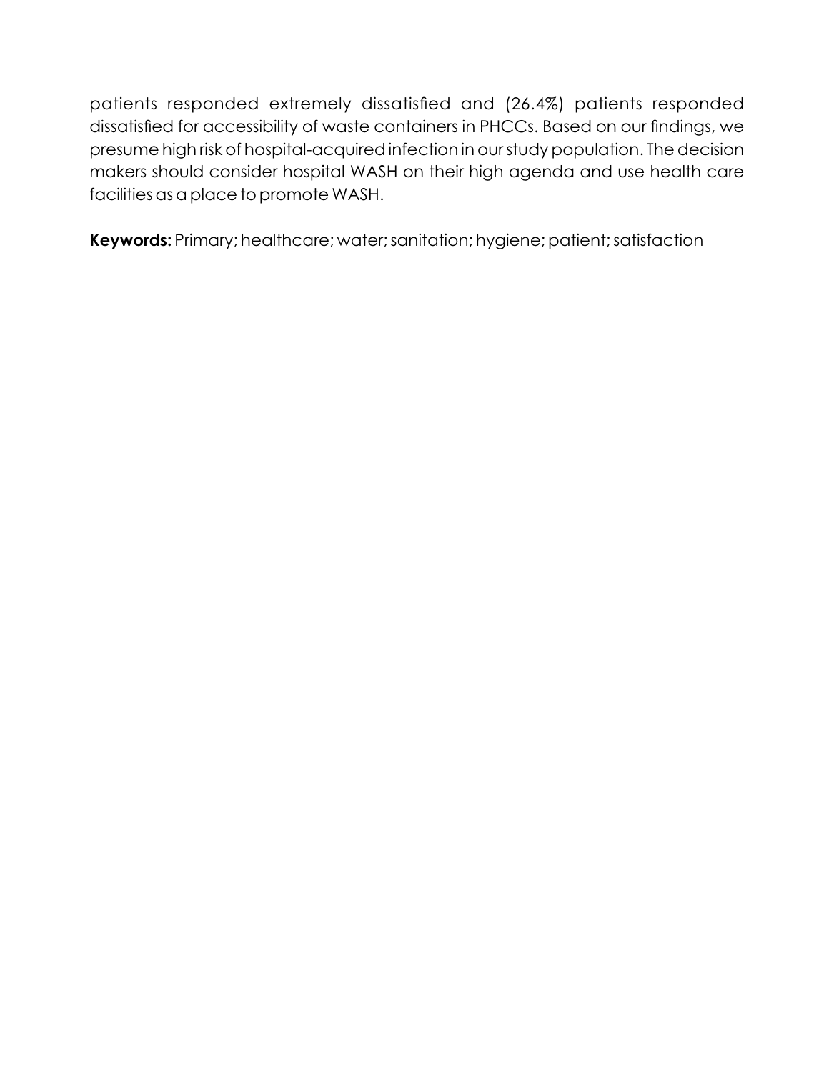patients responded extremely dissatisfied and (26.4%) patients responded dissatisfied for accessibility of waste containers in PHCCs. Based on our findings, we presume high risk of hospital-acquired infection in our study population. The decision makers should consider hospital WASH on their high agenda and use health care facilities as a place to promote WASH.

**Keywords:** Primary; healthcare; water; sanitation; hygiene; patient; satisfaction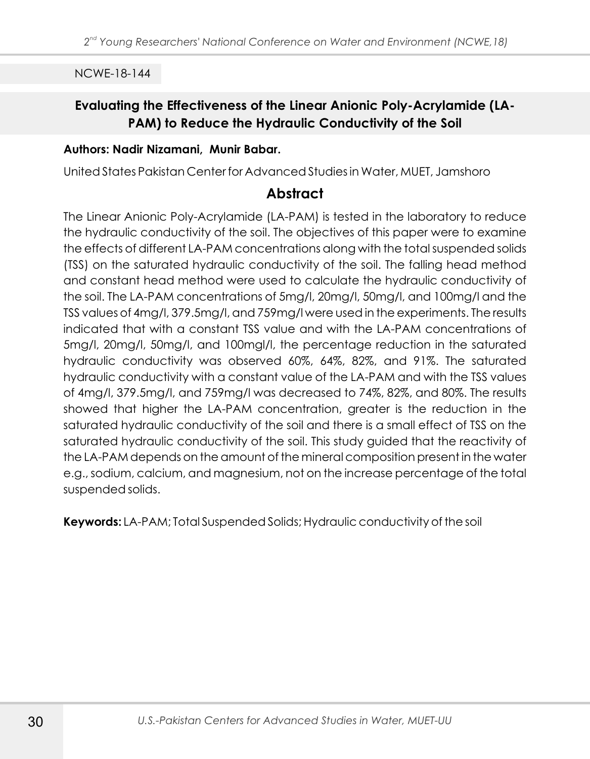NCWE-18-144

## Evaluating the Effectiveness of the Linear Anionic Poly-Acrylamide (LA-PAM) to Reduce the Hydraulic Conductivity of the Soil

**Authors: Nadir Nizamani, Munir Babar.**

United States Pakistan Center for Advanced Studies in Water, MUET, Jamshoro

### Abstract

The Linear Anionic Poly-Acrylamide (LA-PAM) is tested in the laboratory to reduce the hydraulic conductivity of the soil. The objectives of this paper were to examine the effects of different LA-PAM concentrations along with the total suspended solids (TSS) on the saturated hydraulic conductivity of the soil. The falling head method and constant head method were used to calculate the hydraulic conductivity of the soil. The LA-PAM concentrations of 5mg/l, 20mg/l, 50mg/l, and 100mg/l and the TSS values of 4mg/l, 379.5mg/l, and 759mg/l were used in the experiments. The results indicated that with a constant TSS value and with the LA-PAM concentrations of 5mg/l, 20mg/l, 50mg/l, and 100mgl/l, the percentage reduction in the saturated hydraulic conductivity was observed 60%, 64%, 82%, and 91%. The saturated hydraulic conductivity with a constant value of the LA-PAM and with the TSS values of 4mg/l, 379.5mg/l, and 759mg/l was decreased to 74%, 82%, and 80%. The results showed that higher the LA-PAM concentration, greater is the reduction in the saturated hydraulic conductivity of the soil and there is a small effect of TSS on the saturated hydraulic conductivity of the soil. This study guided that the reactivity of the LA-PAM depends on the amount of the mineral composition present in the water e.g., sodium, calcium, and magnesium, not on the increase percentage of the total suspended solids.

**Keywords:** LA-PAM; Total Suspended Solids; Hydraulic conductivity of the soil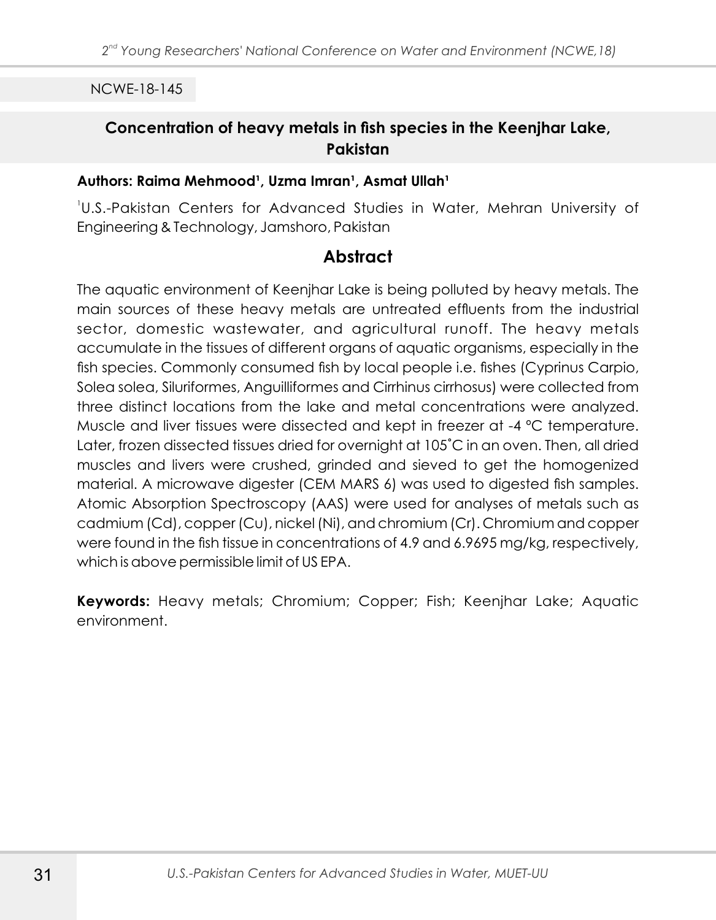NCWE-18-145

## Concentration of heavy metals in fish species in the Keenjhar Lake, Pakistan

**Authors: Raima Mehmood[1], Uzma Imran[1], Asmat Ullah[1]**

[1]U.S.-Pakistan Centers for Advanced Studies in Water, Mehran University of Engineering & Technology, Jamshoro, Pakistan

## Abstract

The aquatic environment of Keenjhar Lake is being polluted by heavy metals. The main sources of these heavy metals are untreated effluents from the industrial sector, domestic wastewater, and agricultural runoff. The heavy metals accumulate in the tissues of different organs of aquatic organisms, especially in the fish species. Commonly consumed fish by local people i.e. fishes (Cyprinus Carpio, Solea solea, Siluriformes, Anguilliformes and Cirrhinus cirrhosus) were collected from three distinct locations from the lake and metal concentrations were analyzed. Muscle and liver tissues were dissected and kept in freezer at -4 °C temperature. Later, frozen dissected tissues dried for overnight at 105˚C in an oven. Then, all dried muscles and livers were crushed, grinded and sieved to get the homogenized material. A microwave digester (CEM MARS 6) was used to digested fish samples. Atomic Absorption Spectroscopy (AAS) were used for analyses of metals such as cadmium (Cd), copper (Cu), nickel (Ni), and chromium (Cr). Chromium and copper were found in the fish tissue in concentrations of 4.9 and 6.9695 mg/kg, respectively, which is above permissible limit of US EPA.

**Keywords:** Heavy metals; Chromium; Copper; Fish; Keenjhar Lake; Aquatic environment.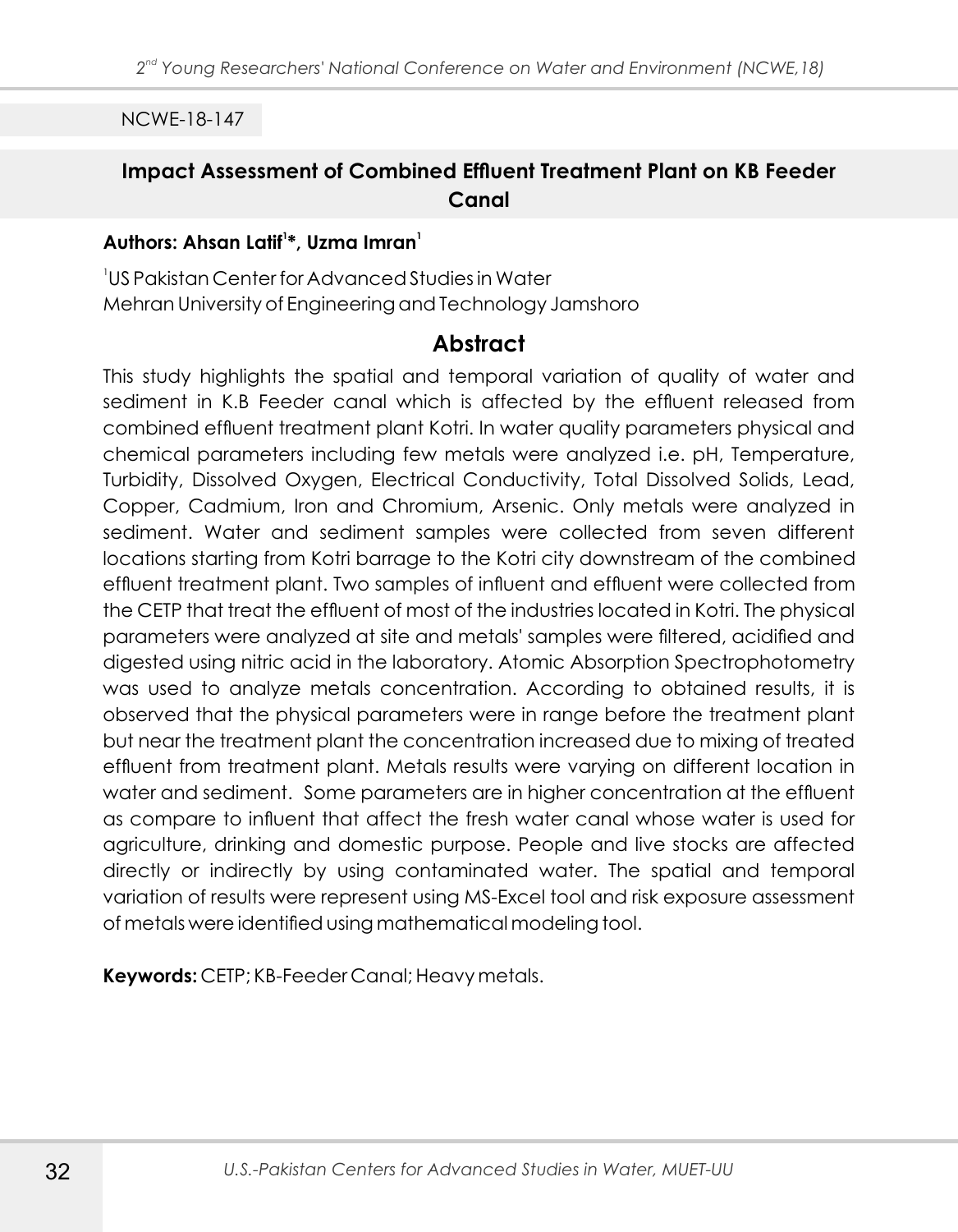NCWE-18-147

## Impact Assessment of Combined Effluent Treatment Plant on KB Feeder Canal

**Authors: Ahsan Latif[1]*, Uzma Imran[1]**

[1]US Pakistan Center for Advanced Studies in Water
Mehran University of Engineering and Technology Jamshoro

### Abstract

This study highlights the spatial and temporal variation of quality of water and sediment in K.B Feeder canal which is affected by the effluent released from combined effluent treatment plant Kotri. In water quality parameters physical and chemical parameters including few metals were analyzed i.e. pH, Temperature, Turbidity, Dissolved Oxygen, Electrical Conductivity, Total Dissolved Solids, Lead, Copper, Cadmium, Iron and Chromium, Arsenic. Only metals were analyzed in sediment. Water and sediment samples were collected from seven different locations starting from Kotri barrage to the Kotri city downstream of the combined effluent treatment plant. Two samples of influent and effluent were collected from the CETP that treat the effluent of most of the industries located in Kotri. The physical parameters were analyzed at site and metals' samples were filtered, acidified and digested using nitric acid in the laboratory. Atomic Absorption Spectrophotometry was used to analyze metals concentration. According to obtained results, it is observed that the physical parameters were in range before the treatment plant but near the treatment plant the concentration increased due to mixing of treated effluent from treatment plant. Metals results were varying on different location in water and sediment. Some parameters are in higher concentration at the effluent as compare to influent that affect the fresh water canal whose water is used for agriculture, drinking and domestic purpose. People and live stocks are affected directly or indirectly by using contaminated water. The spatial and temporal variation of results were represent using MS-Excel tool and risk exposure assessment of metals were identified using mathematical modeling tool.

**Keywords:** CETP; KB-Feeder Canal; Heavy metals.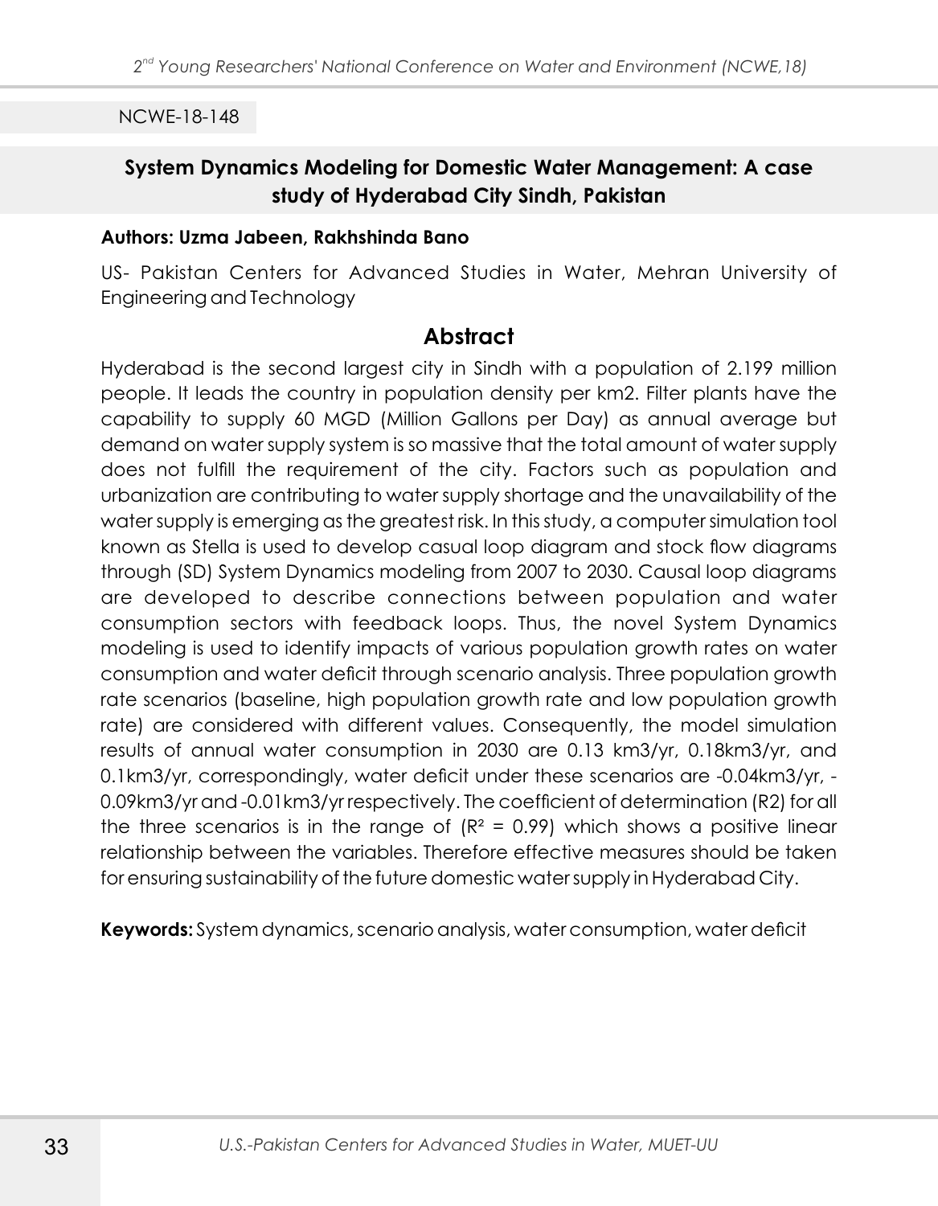NCWE-18-148

## System Dynamics Modeling for Domestic Water Management: A case study of Hyderabad City Sindh, Pakistan

**Authors: Uzma Jabeen, Rakhshinda Bano**

US- Pakistan Centers for Advanced Studies in Water, Mehran University of Engineering and Technology

## Abstract

Hyderabad is the second largest city in Sindh with a population of 2.199 million people. It leads the country in population density per km2. Filter plants have the capability to supply 60 MGD (Million Gallons per Day) as annual average but demand on water supply system is so massive that the total amount of water supply does not fulfill the requirement of the city. Factors such as population and urbanization are contributing to water supply shortage and the unavailability of the water supply is emerging as the greatest risk. In this study, a computer simulation tool known as Stella is used to develop casual loop diagram and stock flow diagrams through (SD) System Dynamics modeling from 2007 to 2030. Causal loop diagrams are developed to describe connections between population and water consumption sectors with feedback loops. Thus, the novel System Dynamics modeling is used to identify impacts of various population growth rates on water consumption and water deficit through scenario analysis. Three population growth rate scenarios (baseline, high population growth rate and low population growth rate) are considered with different values. Consequently, the model simulation results of annual water consumption in 2030 are 0.13 km3/yr, 0.18km3/yr, and 0.1km3/yr, correspondingly, water deficit under these scenarios are -0.04km3/yr, -0.09km3/yr and -0.01km3/yr respectively. The coefficient of determination (R2) for all the three scenarios is in the range of ($R^2$ = 0.99) which shows a positive linear relationship between the variables. Therefore effective measures should be taken for ensuring sustainability of the future domestic water supply in Hyderabad City.

**Keywords:** System dynamics, scenario analysis, water consumption, water deficit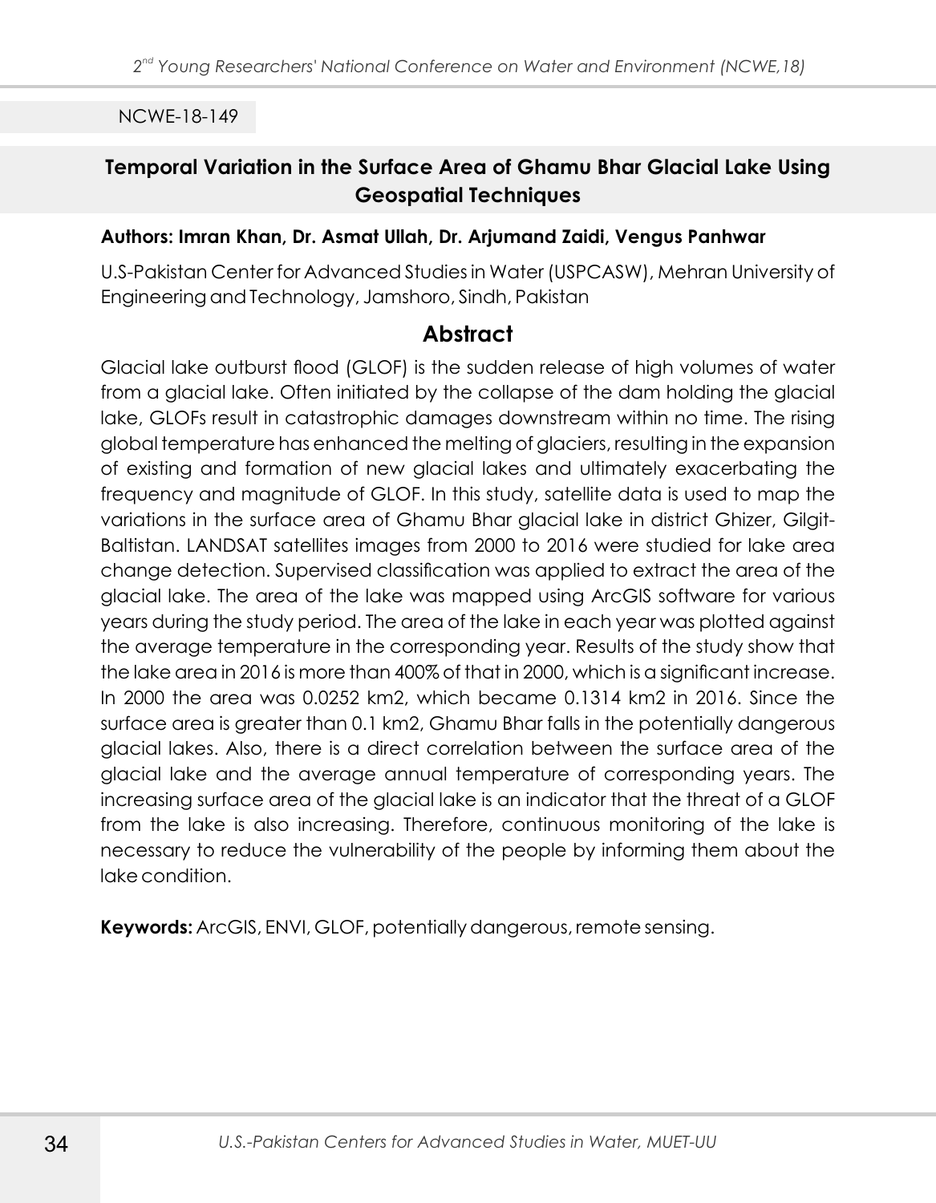NCWE-18-149

## Temporal Variation in the Surface Area of Ghamu Bhar Glacial Lake Using Geospatial Techniques

**Authors: Imran Khan, Dr. Asmat Ullah, Dr. Arjumand Zaidi, Vengus Panhwar**

U.S-Pakistan Center for Advanced Studies in Water (USPCASW), Mehran University of Engineering and Technology, Jamshoro, Sindh, Pakistan

### Abstract

Glacial lake outburst flood (GLOF) is the sudden release of high volumes of water from a glacial lake. Often initiated by the collapse of the dam holding the glacial lake, GLOFs result in catastrophic damages downstream within no time. The rising global temperature has enhanced the melting of glaciers, resulting in the expansion of existing and formation of new glacial lakes and ultimately exacerbating the frequency and magnitude of GLOF. In this study, satellite data is used to map the variations in the surface area of Ghamu Bhar glacial lake in district Ghizer, Gilgit-Baltistan. LANDSAT satellites images from 2000 to 2016 were studied for lake area change detection. Supervised classification was applied to extract the area of the glacial lake. The area of the lake was mapped using ArcGIS software for various years during the study period. The area of the lake in each year was plotted against the average temperature in the corresponding year. Results of the study show that the lake area in 2016 is more than 400% of that in 2000, which is a significant increase. In 2000 the area was 0.0252 km2, which became 0.1314 km2 in 2016. Since the surface area is greater than 0.1 km2, Ghamu Bhar falls in the potentially dangerous glacial lakes. Also, there is a direct correlation between the surface area of the glacial lake and the average annual temperature of corresponding years. The increasing surface area of the glacial lake is an indicator that the threat of a GLOF from the lake is also increasing. Therefore, continuous monitoring of the lake is necessary to reduce the vulnerability of the people by informing them about the lake condition.

**Keywords:** ArcGIS, ENVI, GLOF, potentially dangerous, remote sensing.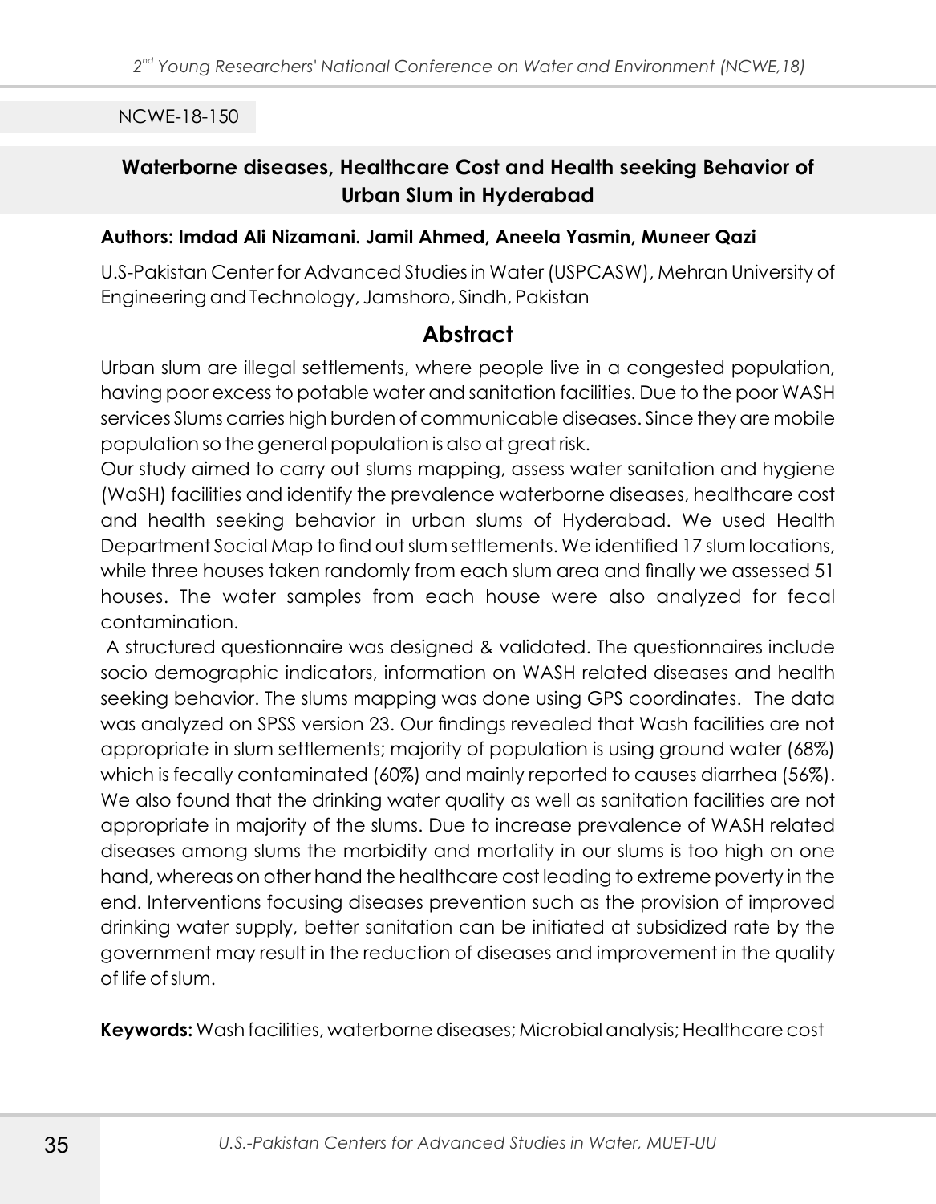NCWE-18-150

## Waterborne diseases, Healthcare Cost and Health seeking Behavior of Urban Slum in Hyderabad

**Authors: Imdad Ali Nizamani. Jamil Ahmed, Aneela Yasmin, Muneer Qazi**

U.S-Pakistan Center for Advanced Studies in Water (USPCASW), Mehran University of Engineering and Technology, Jamshoro, Sindh, Pakistan

## Abstract

Urban slum are illegal settlements, where people live in a congested population, having poor excess to potable water and sanitation facilities. Due to the poor WASH services Slums carries high burden of communicable diseases. Since they are mobile population so the general population is also at great risk.

Our study aimed to carry out slums mapping, assess water sanitation and hygiene (WaSH) facilities and identify the prevalence waterborne diseases, healthcare cost and health seeking behavior in urban slums of Hyderabad. We used Health Department Social Map to find out slum settlements. We identified 17 slum locations, while three houses taken randomly from each slum area and finally we assessed 51 houses. The water samples from each house were also analyzed for fecal contamination.

A structured questionnaire was designed & validated. The questionnaires include socio demographic indicators, information on WASH related diseases and health seeking behavior. The slums mapping was done using GPS coordinates. The data was analyzed on SPSS version 23. Our findings revealed that Wash facilities are not appropriate in slum settlements; majority of population is using ground water (68%) which is fecally contaminated (60%) and mainly reported to causes diarrhea (56%). We also found that the drinking water quality as well as sanitation facilities are not appropriate in majority of the slums. Due to increase prevalence of WASH related diseases among slums the morbidity and mortality in our slums is too high on one hand, whereas on other hand the healthcare cost leading to extreme poverty in the end. Interventions focusing diseases prevention such as the provision of improved drinking water supply, better sanitation can be initiated at subsidized rate by the government may result in the reduction of diseases and improvement in the quality of life of slum.

**Keywords:** Wash facilities, waterborne diseases; Microbial analysis; Healthcare cost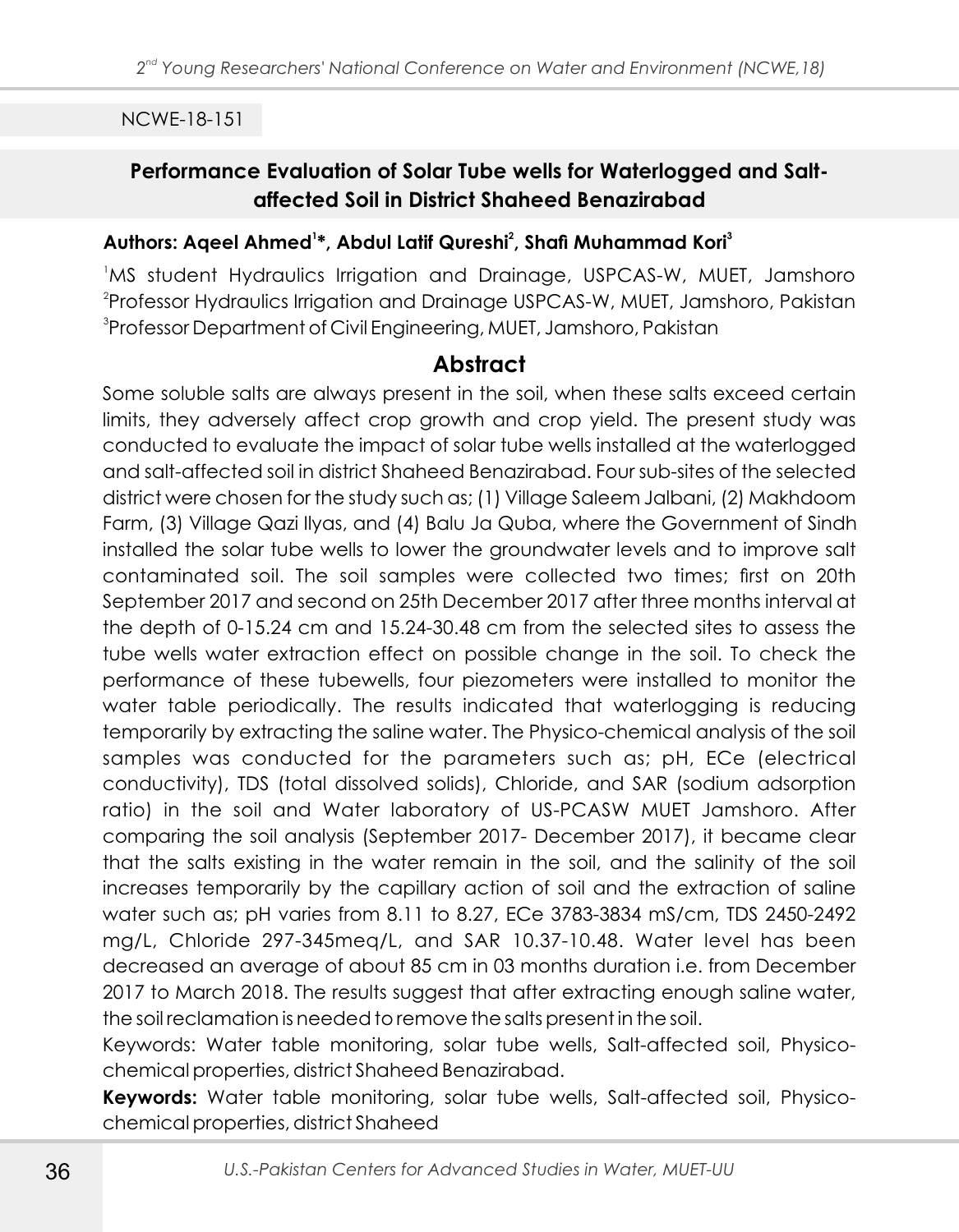NCWE-18-151

## Performance Evaluation of Solar Tube wells for Waterlogged and Salt-affected Soil in District Shaheed Benazirabad

**Authors: Aqeel Ahmed[1]*, Abdul Latif Qureshi[2], Shafi Muhammad Kori[3]**

[1]MS student Hydraulics Irrigation and Drainage, USPCAS-W, MUET, Jamshoro
[2]Professor Hydraulics Irrigation and Drainage USPCAS-W, MUET, Jamshoro, Pakistan
[3]Professor Department of Civil Engineering, MUET, Jamshoro, Pakistan

### Abstract

Some soluble salts are always present in the soil, when these salts exceed certain limits, they adversely affect crop growth and crop yield. The present study was conducted to evaluate the impact of solar tube wells installed at the waterlogged and salt-affected soil in district Shaheed Benazirabad. Four sub-sites of the selected district were chosen for the study such as; (1) Village Saleem Jalbani, (2) Makhdoom Farm, (3) Village Qazi Ilyas, and (4) Balu Ja Quba, where the Government of Sindh installed the solar tube wells to lower the groundwater levels and to improve salt contaminated soil. The soil samples were collected two times; first on 20th September 2017 and second on 25th December 2017 after three months interval at the depth of 0-15.24 cm and 15.24-30.48 cm from the selected sites to assess the tube wells water extraction effect on possible change in the soil. To check the performance of these tubewells, four piezometers were installed to monitor the water table periodically. The results indicated that waterlogging is reducing temporarily by extracting the saline water. The Physico-chemical analysis of the soil samples was conducted for the parameters such as; pH, ECe (electrical conductivity), TDS (total dissolved solids), Chloride, and SAR (sodium adsorption ratio) in the soil and Water laboratory of US-PCASW MUET Jamshoro. After comparing the soil analysis (September 2017- December 2017), it became clear that the salts existing in the water remain in the soil, and the salinity of the soil increases temporarily by the capillary action of soil and the extraction of saline water such as; pH varies from 8.11 to 8.27, ECe 3783-3834 mS/cm, TDS 2450-2492 mg/L, Chloride 297-345meq/L, and SAR 10.37-10.48. Water level has been decreased an average of about 85 cm in 03 months duration i.e. from December 2017 to March 2018. The results suggest that after extracting enough saline water, the soil reclamation is needed to remove the salts present in the soil.

Keywords: Water table monitoring, solar tube wells, Salt-affected soil, Physico-chemical properties, district Shaheed Benazirabad.

**Keywords:** Water table monitoring, solar tube wells, Salt-affected soil, Physico-chemical properties, district Shaheed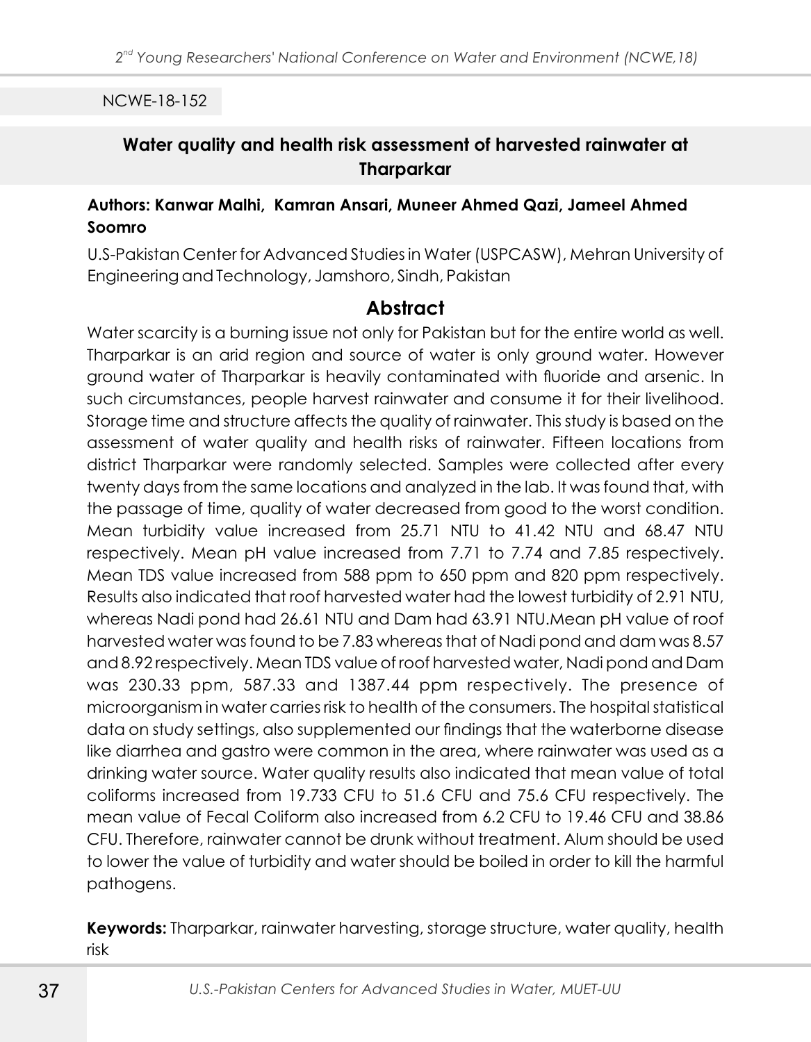NCWE-18-152

## Water quality and health risk assessment of harvested rainwater at Tharparkar

**Authors: Kanwar Malhi, Kamran Ansari, Muneer Ahmed Qazi, Jameel Ahmed Soomro**

U.S-Pakistan Center for Advanced Studies in Water (USPCASW), Mehran University of Engineering and Technology, Jamshoro, Sindh, Pakistan

### Abstract

Water scarcity is a burning issue not only for Pakistan but for the entire world as well. Tharparkar is an arid region and source of water is only ground water. However ground water of Tharparkar is heavily contaminated with fluoride and arsenic. In such circumstances, people harvest rainwater and consume it for their livelihood. Storage time and structure affects the quality of rainwater. This study is based on the assessment of water quality and health risks of rainwater. Fifteen locations from district Tharparkar were randomly selected. Samples were collected after every twenty days from the same locations and analyzed in the lab. It was found that, with the passage of time, quality of water decreased from good to the worst condition. Mean turbidity value increased from 25.71 NTU to 41.42 NTU and 68.47 NTU respectively. Mean pH value increased from 7.71 to 7.74 and 7.85 respectively. Mean TDS value increased from 588 ppm to 650 ppm and 820 ppm respectively. Results also indicated that roof harvested water had the lowest turbidity of 2.91 NTU, whereas Nadi pond had 26.61 NTU and Dam had 63.91 NTU.Mean pH value of roof harvested water was found to be 7.83 whereas that of Nadi pond and dam was 8.57 and 8.92 respectively. Mean TDS value of roof harvested water, Nadi pond and Dam was 230.33 ppm, 587.33 and 1387.44 ppm respectively. The presence of microorganism in water carries risk to health of the consumers. The hospital statistical data on study settings, also supplemented our findings that the waterborne disease like diarrhea and gastro were common in the area, where rainwater was used as a drinking water source. Water quality results also indicated that mean value of total coliforms increased from 19.733 CFU to 51.6 CFU and 75.6 CFU respectively. The mean value of Fecal Coliform also increased from 6.2 CFU to 19.46 CFU and 38.86 CFU. Therefore, rainwater cannot be drunk without treatment. Alum should be used to lower the value of turbidity and water should be boiled in order to kill the harmful pathogens.

**Keywords:** Tharparkar, rainwater harvesting, storage structure, water quality, health risk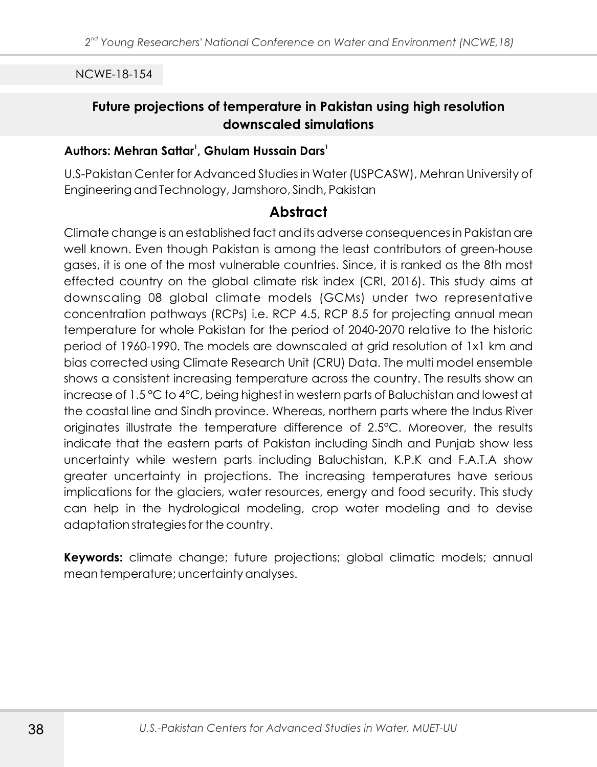NCWE-18-154

## Future projections of temperature in Pakistan using high resolution downscaled simulations

**Authors: Mehran Sattar[1], Ghulam Hussain Dars[1]**

U.S-Pakistan Center for Advanced Studies in Water (USPCASW), Mehran University of Engineering and Technology, Jamshoro, Sindh, Pakistan

### Abstract

Climate change is an established fact and its adverse consequences in Pakistan are well known. Even though Pakistan is among the least contributors of green-house gases, it is one of the most vulnerable countries. Since, it is ranked as the 8th most effected country on the global climate risk index (CRI, 2016). This study aims at downscaling 08 global climate models (GCMs) under two representative concentration pathways (RCPs) i.e. RCP 4.5, RCP 8.5 for projecting annual mean temperature for whole Pakistan for the period of 2040-2070 relative to the historic period of 1960-1990. The models are downscaled at grid resolution of 1x1 km and bias corrected using Climate Research Unit (CRU) Data. The multi model ensemble shows a consistent increasing temperature across the country. The results show an increase of 1.5 °C to 4°C, being highest in western parts of Baluchistan and lowest at the coastal line and Sindh province. Whereas, northern parts where the Indus River originates illustrate the temperature difference of 2.5°C. Moreover, the results indicate that the eastern parts of Pakistan including Sindh and Punjab show less uncertainty while western parts including Baluchistan, K.P.K and F.A.T.A show greater uncertainty in projections. The increasing temperatures have serious implications for the glaciers, water resources, energy and food security. This study can help in the hydrological modeling, crop water modeling and to devise adaptation strategies for the country.

**Keywords:** climate change; future projections; global climatic models; annual mean temperature; uncertainty analyses.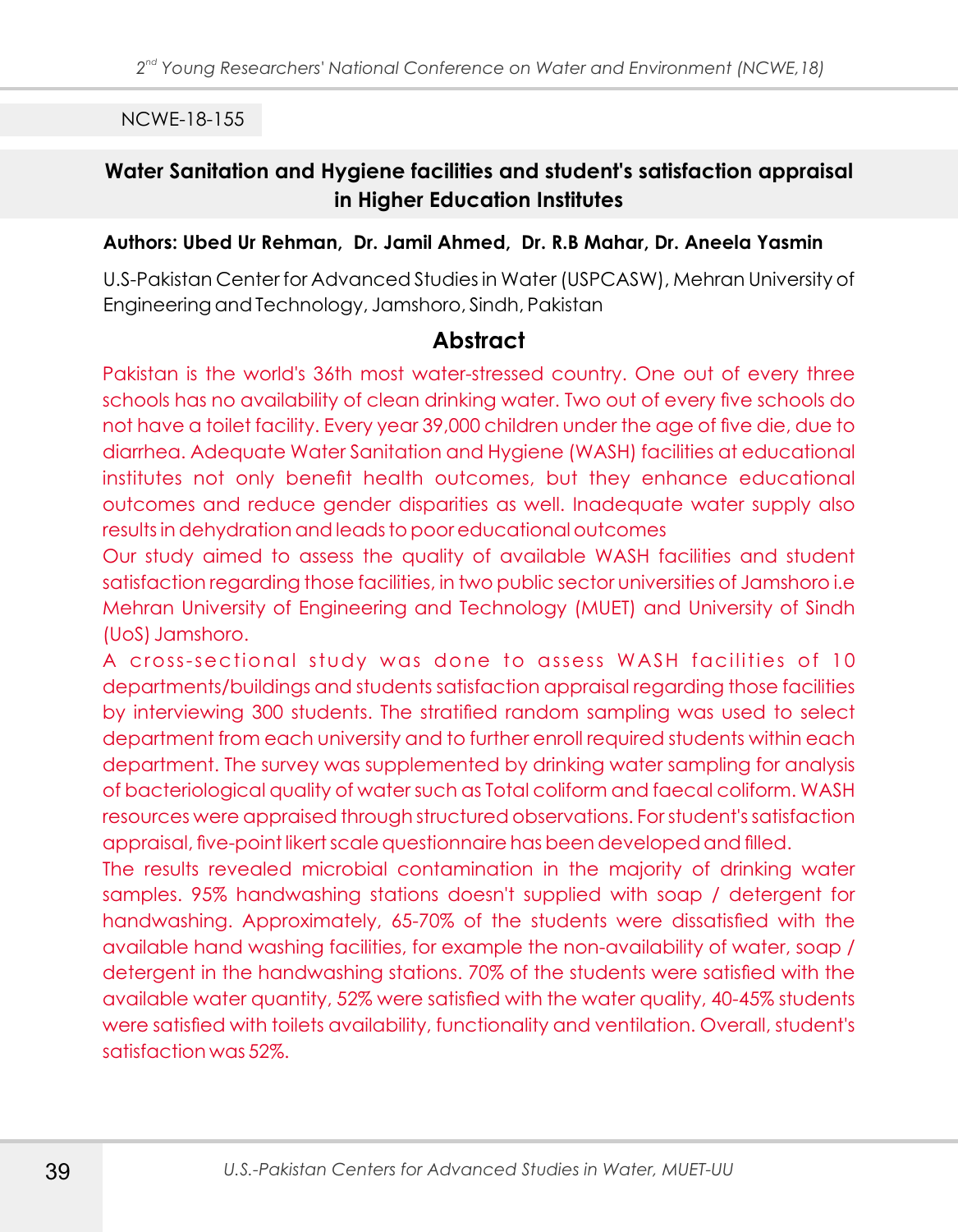NCWE-18-155

## Water Sanitation and Hygiene facilities and student's satisfaction appraisal in Higher Education Institutes

**Authors: Ubed Ur Rehman, Dr. Jamil Ahmed, Dr. R.B Mahar, Dr. Aneela Yasmin**

U.S-Pakistan Center for Advanced Studies in Water (USPCASW), Mehran University of Engineering and Technology, Jamshoro, Sindh, Pakistan

### Abstract

Pakistan is the world's 36th most water-stressed country. One out of every three schools has no availability of clean drinking water. Two out of every five schools do not have a toilet facility. Every year 39,000 children under the age of five die, due to diarrhea. Adequate Water Sanitation and Hygiene (WASH) facilities at educational institutes not only benefit health outcomes, but they enhance educational outcomes and reduce gender disparities as well. Inadequate water supply also results in dehydration and leads to poor educational outcomes

Our study aimed to assess the quality of available WASH facilities and student satisfaction regarding those facilities, in two public sector universities of Jamshoro i.e Mehran University of Engineering and Technology (MUET) and University of Sindh (UoS) Jamshoro.

A cross-sectional study was done to assess WASH facilities of 10 departments/buildings and students satisfaction appraisal regarding those facilities by interviewing 300 students. The stratified random sampling was used to select department from each university and to further enroll required students within each department. The survey was supplemented by drinking water sampling for analysis of bacteriological quality of water such as Total coliform and faecal coliform. WASH resources were appraised through structured observations. For student's satisfaction appraisal, five-point likert scale questionnaire has been developed and filled.

The results revealed microbial contamination in the majority of drinking water samples. 95% handwashing stations doesn't supplied with soap / detergent for handwashing. Approximately, 65-70% of the students were dissatisfied with the available hand washing facilities, for example the non-availability of water, soap / detergent in the handwashing stations. 70% of the students were satisfied with the available water quantity, 52% were satisfied with the water quality, 40-45% students were satisfied with toilets availability, functionality and ventilation. Overall, student's satisfaction was 52%.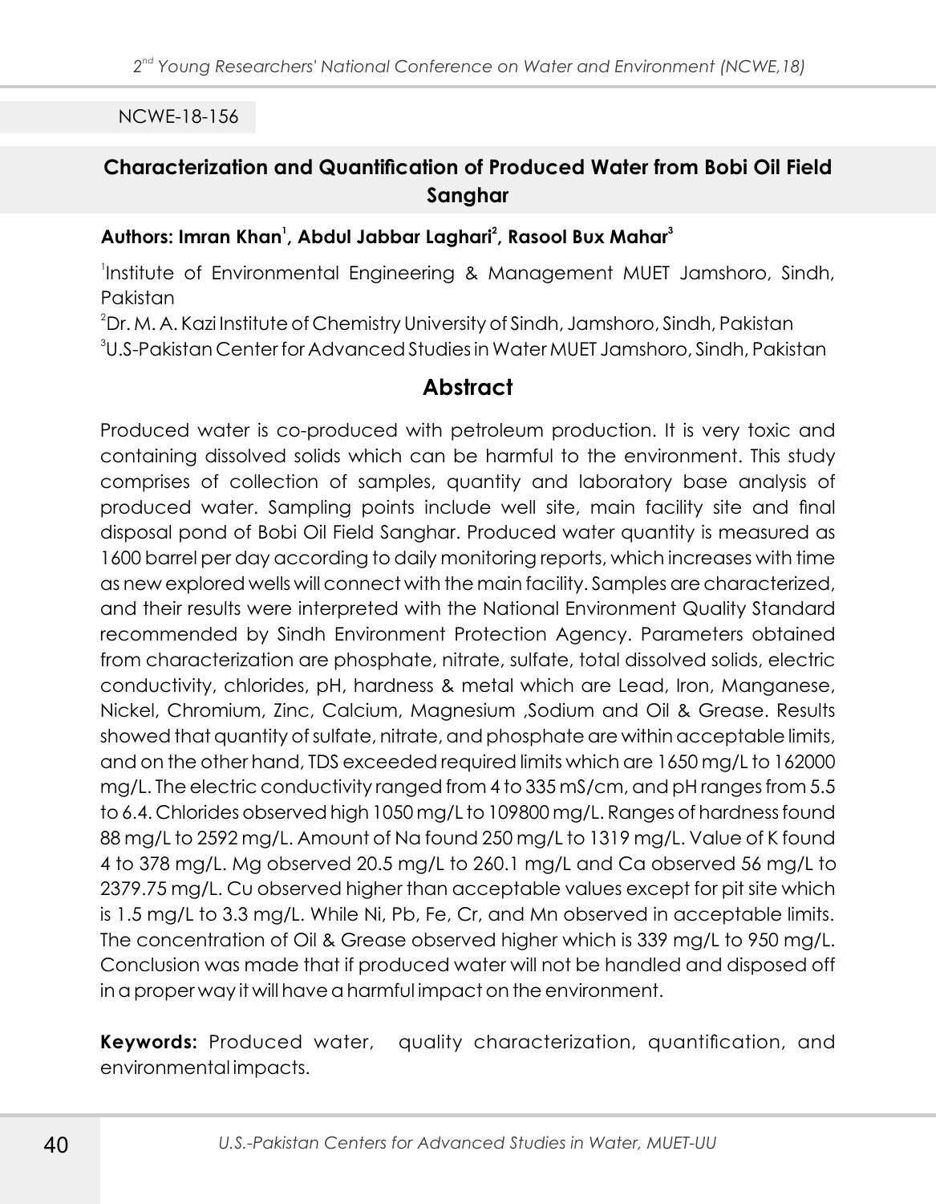NCWE-18-156

## Characterization and Quantification of Produced Water from Bobi Oil Field Sanghar

**Authors: Imran Khan[1], Abdul Jabbar Laghari[2], Rasool Bux Mahar[3]**

[1]Institute of Environmental Engineering & Management MUET Jamshoro, Sindh, Pakistan

[2]Dr. M. A. Kazi Institute of Chemistry University of Sindh, Jamshoro, Sindh, Pakistan

[3]U.S-Pakistan Center for Advanced Studies in Water MUET Jamshoro, Sindh, Pakistan

## Abstract

Produced water is co-produced with petroleum production. It is very toxic and containing dissolved solids which can be harmful to the environment. This study comprises of collection of samples, quantity and laboratory base analysis of produced water. Sampling points include well site, main facility site and final disposal pond of Bobi Oil Field Sanghar. Produced water quantity is measured as 1600 barrel per day according to daily monitoring reports, which increases with time as new explored wells will connect with the main facility. Samples are characterized, and their results were interpreted with the National Environment Quality Standard recommended by Sindh Environment Protection Agency. Parameters obtained from characterization are phosphate, nitrate, sulfate, total dissolved solids, electric conductivity, chlorides, pH, hardness & metal which are Lead, Iron, Manganese, Nickel, Chromium, Zinc, Calcium, Magnesium ,Sodium and Oil & Grease. Results showed that quantity of sulfate, nitrate, and phosphate are within acceptable limits, and on the other hand, TDS exceeded required limits which are 1650 mg/L to 162000 mg/L. The electric conductivity ranged from 4 to 335 mS/cm, and pH ranges from 5.5 to 6.4. Chlorides observed high 1050 mg/L to 109800 mg/L. Ranges of hardness found 88 mg/L to 2592 mg/L. Amount of Na found 250 mg/L to 1319 mg/L. Value of K found 4 to 378 mg/L. Mg observed 20.5 mg/L to 260.1 mg/L and Ca observed 56 mg/L to 2379.75 mg/L. Cu observed higher than acceptable values except for pit site which is 1.5 mg/L to 3.3 mg/L. While Ni, Pb, Fe, Cr, and Mn observed in acceptable limits. The concentration of Oil & Grease observed higher which is 339 mg/L to 950 mg/L. Conclusion was made that if produced water will not be handled and disposed off in a proper way it will have a harmful impact on the environment.

**Keywords:** Produced water, quality characterization, quantification, and environmental impacts.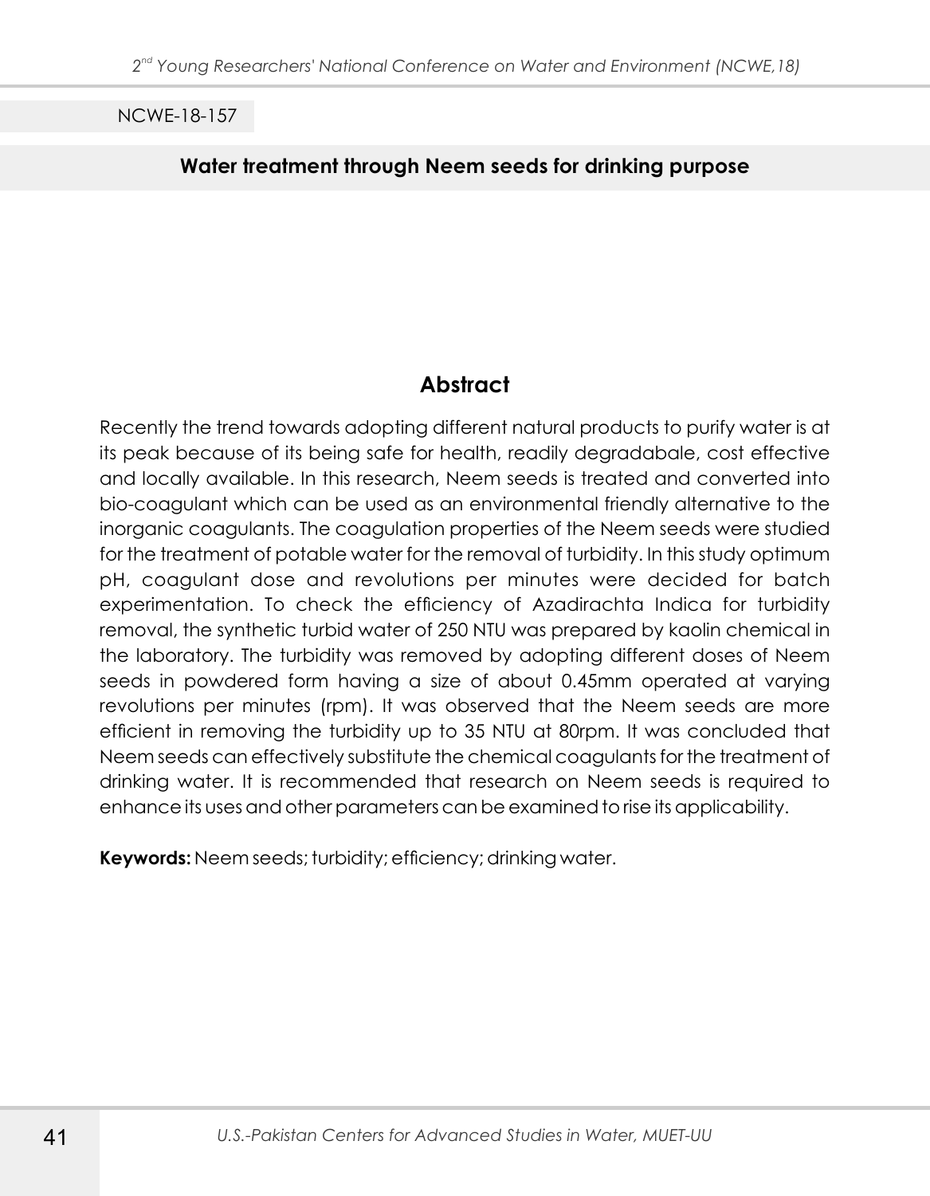NCWE-18-157

## Water treatment through Neem seeds for drinking purpose

### Abstract

Recently the trend towards adopting different natural products to purify water is at its peak because of its being safe for health, readily degradabale, cost effective and locally available. In this research, Neem seeds is treated and converted into bio-coagulant which can be used as an environmental friendly alternative to the inorganic coagulants. The coagulation properties of the Neem seeds were studied for the treatment of potable water for the removal of turbidity. In this study optimum pH, coagulant dose and revolutions per minutes were decided for batch experimentation. To check the efficiency of Azadirachta Indica for turbidity removal, the synthetic turbid water of 250 NTU was prepared by kaolin chemical in the laboratory. The turbidity was removed by adopting different doses of Neem seeds in powdered form having a size of about 0.45mm operated at varying revolutions per minutes (rpm). It was observed that the Neem seeds are more efficient in removing the turbidity up to 35 NTU at 80rpm. It was concluded that Neem seeds can effectively substitute the chemical coagulants for the treatment of drinking water. It is recommended that research on Neem seeds is required to enhance its uses and other parameters can be examined to rise its applicability.

**Keywords:** Neem seeds; turbidity; efficiency; drinking water.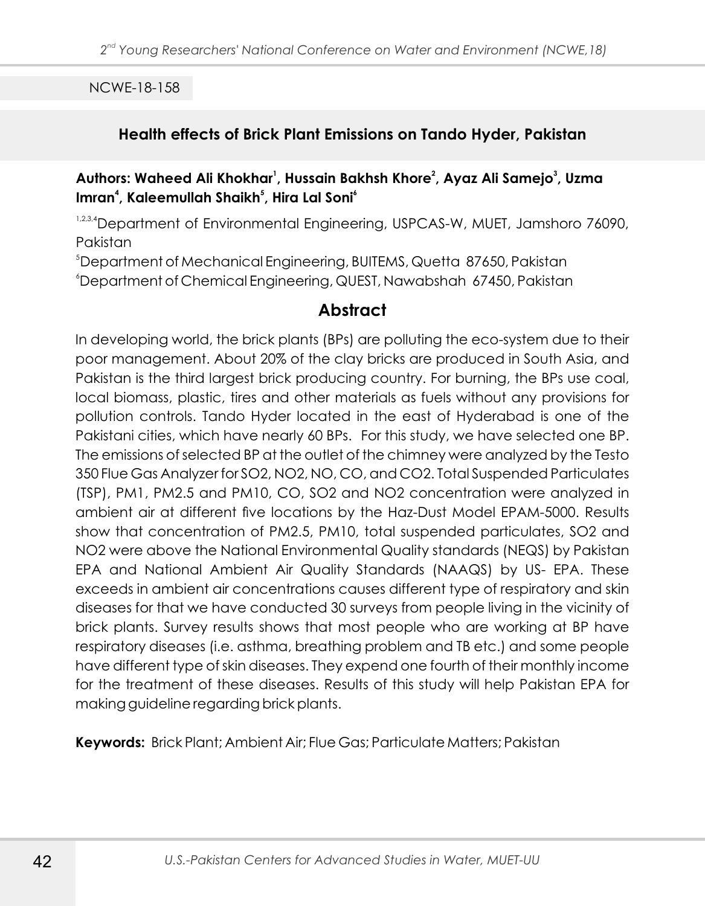NCWE-18-158

## Health effects of Brick Plant Emissions on Tando Hyder, Pakistan

**Authors: Waheed Ali Khokhar[1], Hussain Bakhsh Khore[2], Ayaz Ali Samejo[3], Uzma Imran[4], Kaleemullah Shaikh[5], Hira Lal Soni[6]**

[1,2,3,4]Department of Environmental Engineering, USPCAS-W, MUET, Jamshoro 76090, Pakistan

[5]Department of Mechanical Engineering, BUITEMS, Quetta 87650, Pakistan

[6]Department of Chemical Engineering, QUEST, Nawabshah 67450, Pakistan

## Abstract

In developing world, the brick plants (BPs) are polluting the eco-system due to their poor management. About 20% of the clay bricks are produced in South Asia, and Pakistan is the third largest brick producing country. For burning, the BPs use coal, local biomass, plastic, tires and other materials as fuels without any provisions for pollution controls. Tando Hyder located in the east of Hyderabad is one of the Pakistani cities, which have nearly 60 BPs. For this study, we have selected one BP. The emissions of selected BP at the outlet of the chimney were analyzed by the Testo 350 Flue Gas Analyzer for SO2, NO2, NO, CO, and CO2. Total Suspended Particulates (TSP), PM1, PM2.5 and PM10, CO, SO2 and NO2 concentration were analyzed in ambient air at different five locations by the Haz-Dust Model EPAM-5000. Results show that concentration of PM2.5, PM10, total suspended particulates, SO2 and NO2 were above the National Environmental Quality standards (NEQS) by Pakistan EPA and National Ambient Air Quality Standards (NAAQS) by US- EPA. These exceeds in ambient air concentrations causes different type of respiratory and skin diseases for that we have conducted 30 surveys from people living in the vicinity of brick plants. Survey results shows that most people who are working at BP have respiratory diseases (i.e. asthma, breathing problem and TB etc.) and some people have different type of skin diseases. They expend one fourth of their monthly income for the treatment of these diseases. Results of this study will help Pakistan EPA for making guideline regarding brick plants.

**Keywords:** Brick Plant; Ambient Air; Flue Gas; Particulate Matters; Pakistan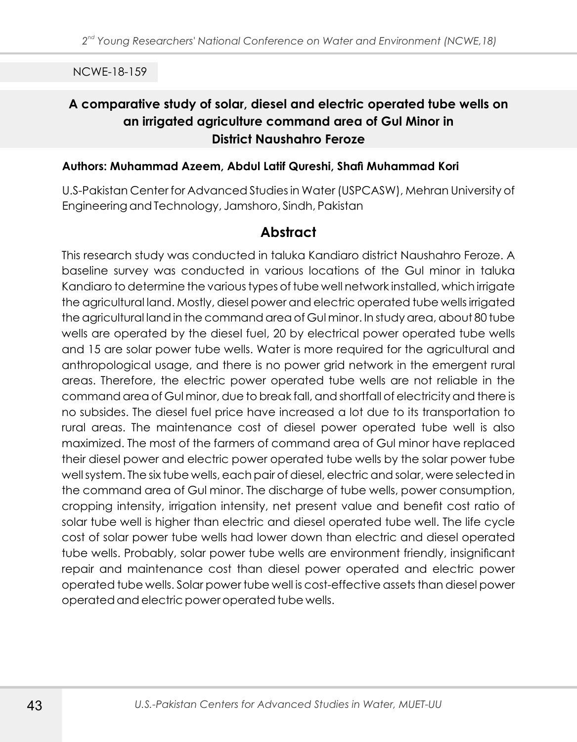NCWE-18-159

# A comparative study of solar, diesel and electric operated tube wells on an irrigated agriculture command area of Gul Minor in District Naushahro Feroze

**Authors: Muhammad Azeem, Abdul Latif Qureshi, Shafi Muhammad Kori**

U.S-Pakistan Center for Advanced Studies in Water (USPCASW), Mehran University of Engineering and Technology, Jamshoro, Sindh, Pakistan

## Abstract

This research study was conducted in taluka Kandiaro district Naushahro Feroze. A baseline survey was conducted in various locations of the Gul minor in taluka Kandiaro to determine the various types of tube well network installed, which irrigate the agricultural land. Mostly, diesel power and electric operated tube wells irrigated the agricultural land in the command area of Gul minor. In study area, about 80 tube wells are operated by the diesel fuel, 20 by electrical power operated tube wells and 15 are solar power tube wells. Water is more required for the agricultural and anthropological usage, and there is no power grid network in the emergent rural areas. Therefore, the electric power operated tube wells are not reliable in the command area of Gul minor, due to break fall, and shortfall of electricity and there is no subsides. The diesel fuel price have increased a lot due to its transportation to rural areas. The maintenance cost of diesel power operated tube well is also maximized. The most of the farmers of command area of Gul minor have replaced their diesel power and electric power operated tube wells by the solar power tube well system. The six tube wells, each pair of diesel, electric and solar, were selected in the command area of Gul minor. The discharge of tube wells, power consumption, cropping intensity, irrigation intensity, net present value and benefit cost ratio of solar tube well is higher than electric and diesel operated tube well. The life cycle cost of solar power tube wells had lower down than electric and diesel operated tube wells. Probably, solar power tube wells are environment friendly, insignificant repair and maintenance cost than diesel power operated and electric power operated tube wells. Solar power tube well is cost-effective assets than diesel power operated and electric power operated tube wells.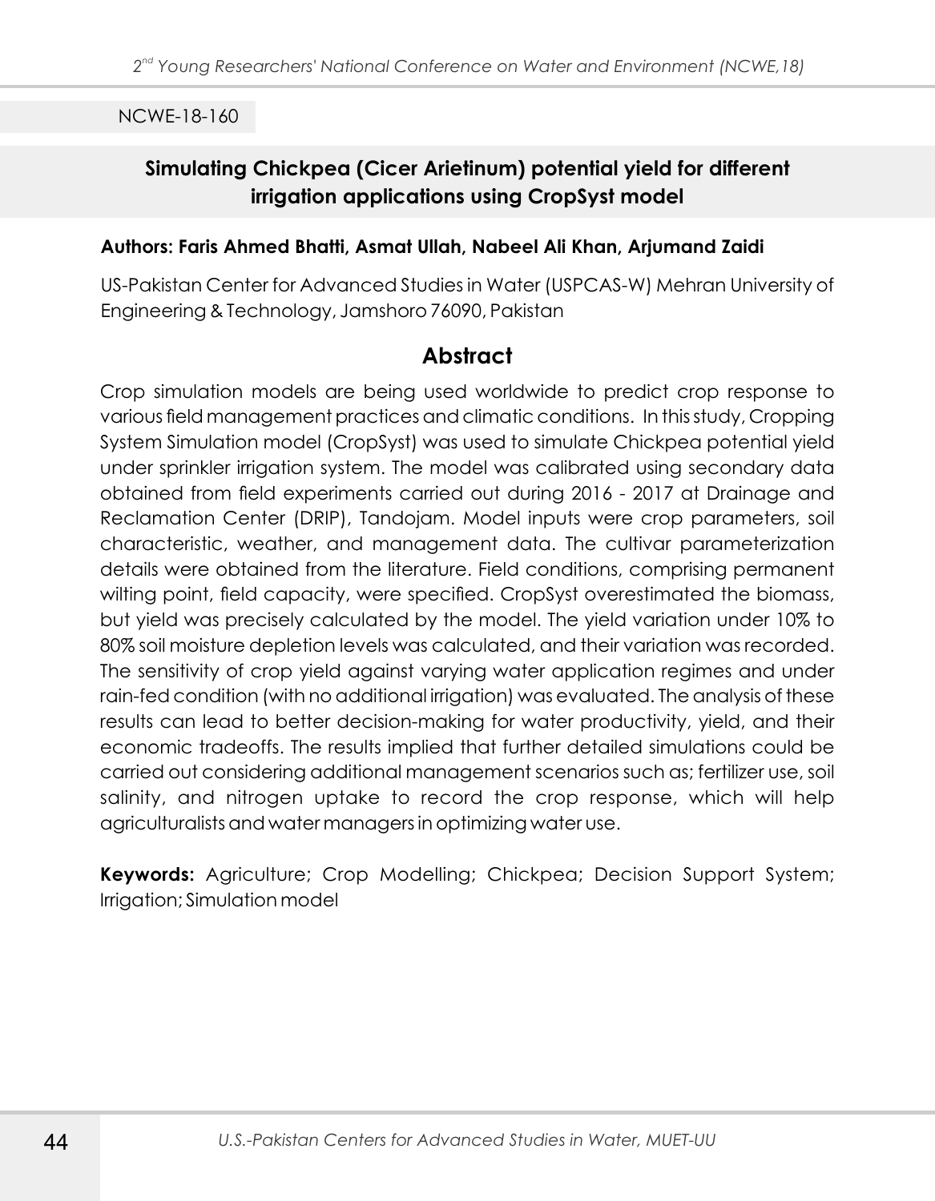NCWE-18-160

## Simulating Chickpea (Cicer Arietinum) potential yield for different irrigation applications using CropSyst model

**Authors: Faris Ahmed Bhatti, Asmat Ullah, Nabeel Ali Khan, Arjumand Zaidi**

US-Pakistan Center for Advanced Studies in Water (USPCAS-W) Mehran University of Engineering & Technology, Jamshoro 76090, Pakistan

### Abstract

Crop simulation models are being used worldwide to predict crop response to various field management practices and climatic conditions. In this study, Cropping System Simulation model (CropSyst) was used to simulate Chickpea potential yield under sprinkler irrigation system. The model was calibrated using secondary data obtained from field experiments carried out during 2016 - 2017 at Drainage and Reclamation Center (DRIP), Tandojam. Model inputs were crop parameters, soil characteristic, weather, and management data. The cultivar parameterization details were obtained from the literature. Field conditions, comprising permanent wilting point, field capacity, were specified. CropSyst overestimated the biomass, but yield was precisely calculated by the model. The yield variation under 10% to 80% soil moisture depletion levels was calculated, and their variation was recorded. The sensitivity of crop yield against varying water application regimes and under rain-fed condition (with no additional irrigation) was evaluated. The analysis of these results can lead to better decision-making for water productivity, yield, and their economic tradeoffs. The results implied that further detailed simulations could be carried out considering additional management scenarios such as; fertilizer use, soil salinity, and nitrogen uptake to record the crop response, which will help agriculturalists and water managers in optimizing water use.

**Keywords:** Agriculture; Crop Modelling; Chickpea; Decision Support System; Irrigation; Simulation model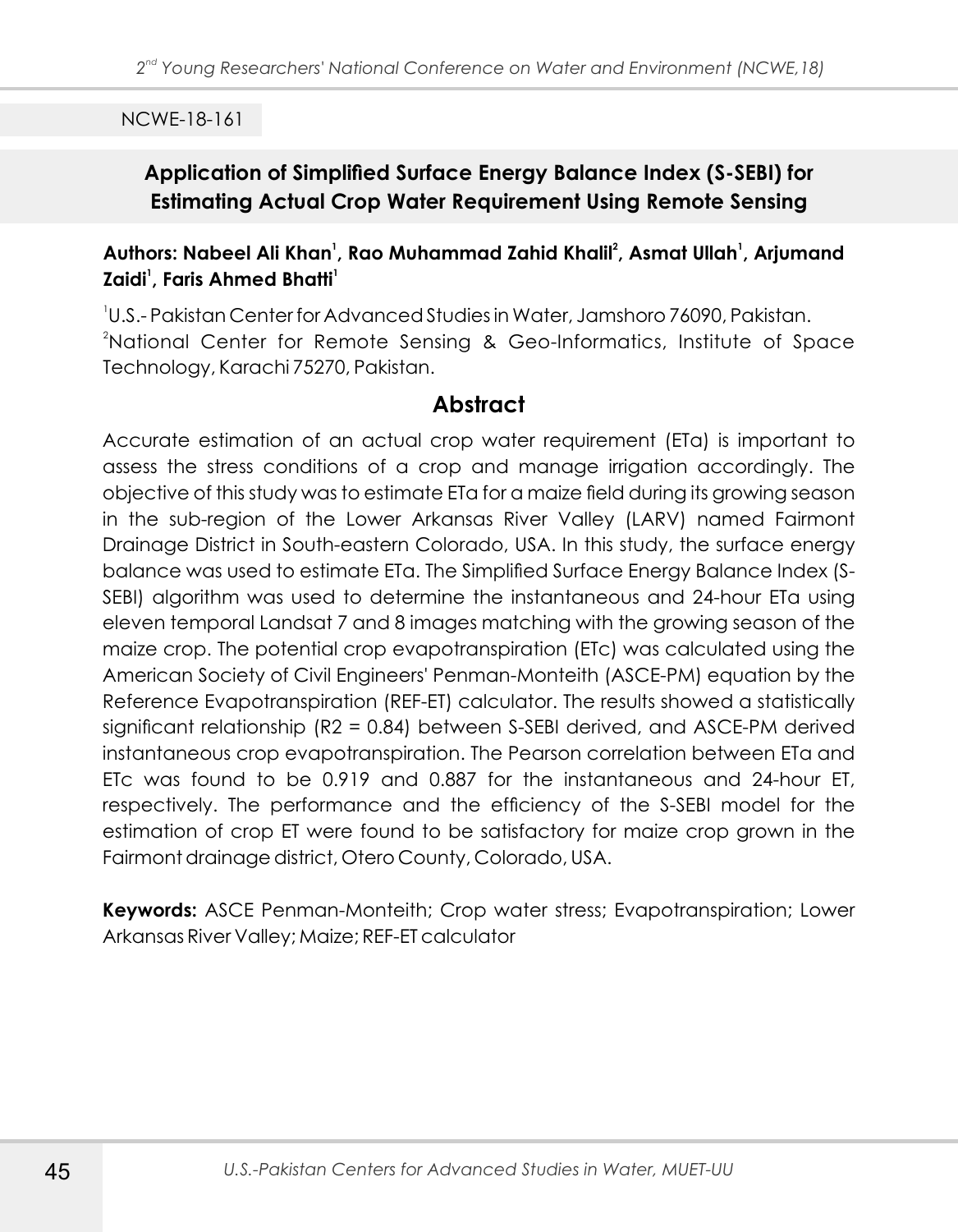NCWE-18-161

## Application of Simplified Surface Energy Balance Index (S-SEBI) for Estimating Actual Crop Water Requirement Using Remote Sensing

**Authors: Nabeel Ali Khan[1], Rao Muhammad Zahid Khalil[2], Asmat Ullah[1], Arjumand Zaidi[1], Faris Ahmed Bhatti[1]**

[1]U.S.- Pakistan Center for Advanced Studies in Water, Jamshoro 76090, Pakistan.
[2]National Center for Remote Sensing & Geo-Informatics, Institute of Space Technology, Karachi 75270, Pakistan.

### Abstract

Accurate estimation of an actual crop water requirement (ETa) is important to assess the stress conditions of a crop and manage irrigation accordingly. The objective of this study was to estimate ETa for a maize field during its growing season in the sub-region of the Lower Arkansas River Valley (LARV) named Fairmont Drainage District in South-eastern Colorado, USA. In this study, the surface energy balance was used to estimate ETa. The Simplified Surface Energy Balance Index (S-SEBI) algorithm was used to determine the instantaneous and 24-hour ETa using eleven temporal Landsat 7 and 8 images matching with the growing season of the maize crop. The potential crop evapotranspiration (ETc) was calculated using the American Society of Civil Engineers' Penman-Monteith (ASCE-PM) equation by the Reference Evapotranspiration (REF-ET) calculator. The results showed a statistically significant relationship ($R^2 = 0.84$) between S-SEBI derived, and ASCE-PM derived instantaneous crop evapotranspiration. The Pearson correlation between ETa and ETc was found to be 0.919 and 0.887 for the instantaneous and 24-hour ET, respectively. The performance and the efficiency of the S-SEBI model for the estimation of crop ET were found to be satisfactory for maize crop grown in the Fairmont drainage district, Otero County, Colorado, USA.

**Keywords:** ASCE Penman-Monteith; Crop water stress; Evapotranspiration; Lower Arkansas River Valley; Maize; REF-ET calculator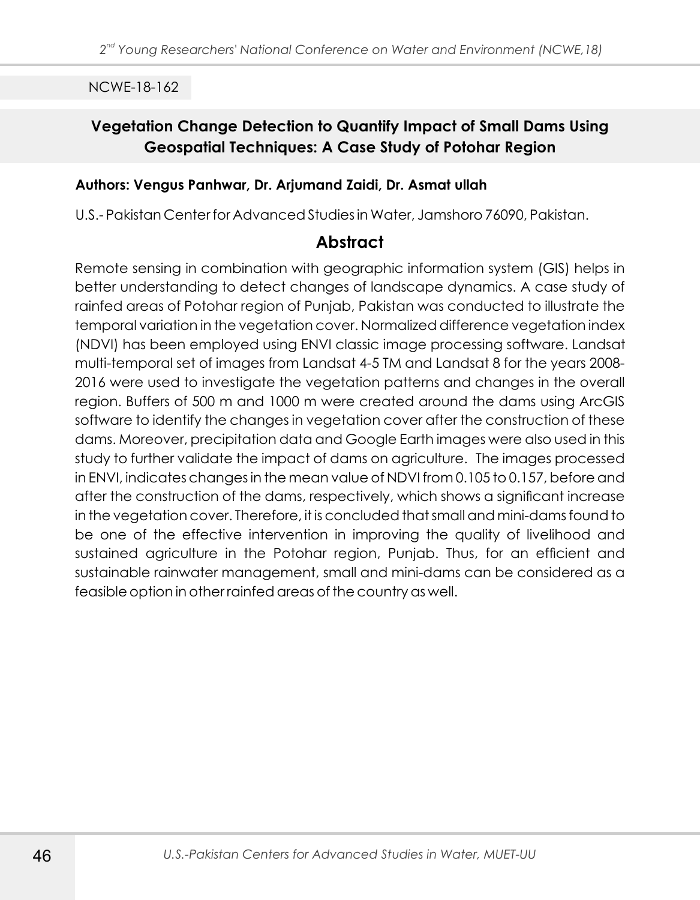NCWE-18-162

## Vegetation Change Detection to Quantify Impact of Small Dams Using Geospatial Techniques: A Case Study of Potohar Region

**Authors: Vengus Panhwar, Dr. Arjumand Zaidi, Dr. Asmat ullah**

U.S.- Pakistan Center for Advanced Studies in Water, Jamshoro 76090, Pakistan.

### Abstract

Remote sensing in combination with geographic information system (GIS) helps in better understanding to detect changes of landscape dynamics. A case study of rainfed areas of Potohar region of Punjab, Pakistan was conducted to illustrate the temporal variation in the vegetation cover. Normalized difference vegetation index (NDVI) has been employed using ENVI classic image processing software. Landsat multi-temporal set of images from Landsat 4-5 TM and Landsat 8 for the years 2008-2016 were used to investigate the vegetation patterns and changes in the overall region. Buffers of 500 m and 1000 m were created around the dams using ArcGIS software to identify the changes in vegetation cover after the construction of these dams. Moreover, precipitation data and Google Earth images were also used in this study to further validate the impact of dams on agriculture. The images processed in ENVI, indicates changes in the mean value of NDVI from 0.105 to 0.157, before and after the construction of the dams, respectively, which shows a significant increase in the vegetation cover. Therefore, it is concluded that small and mini-dams found to be one of the effective intervention in improving the quality of livelihood and sustained agriculture in the Potohar region, Punjab. Thus, for an efficient and sustainable rainwater management, small and mini-dams can be considered as a feasible option in other rainfed areas of the country as well.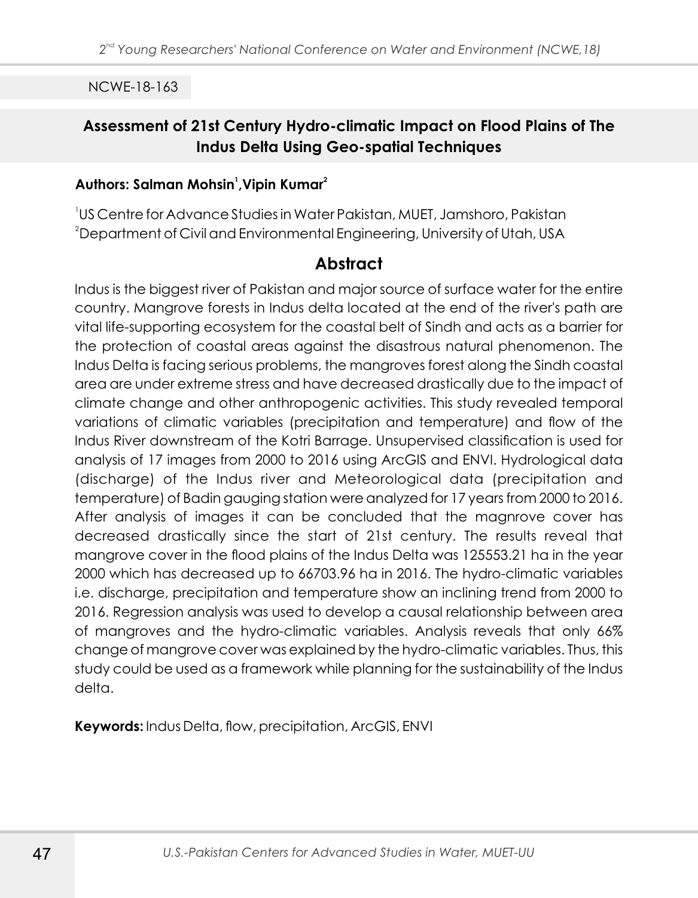NCWE-18-163

## Assessment of 21st Century Hydro-climatic Impact on Flood Plains of The Indus Delta Using Geo-spatial Techniques

**Authors: Salman Mohsin[1], Vipin Kumar[2]**

[1]US Centre for Advance Studies in Water Pakistan, MUET, Jamshoro, Pakistan
[2]Department of Civil and Environmental Engineering, University of Utah, USA

### Abstract

Indus is the biggest river of Pakistan and major source of surface water for the entire country. Mangrove forests in Indus delta located at the end of the river's path are vital life-supporting ecosystem for the coastal belt of Sindh and acts as a barrier for the protection of coastal areas against the disastrous natural phenomenon. The Indus Delta is facing serious problems, the mangroves forest along the Sindh coastal area are under extreme stress and have decreased drastically due to the impact of climate change and other anthropogenic activities. This study revealed temporal variations of climatic variables (precipitation and temperature) and flow of the Indus River downstream of the Kotri Barrage. Unsupervised classification is used for analysis of 17 images from 2000 to 2016 using ArcGIS and ENVI. Hydrological data (discharge) of the Indus river and Meteorological data (precipitation and temperature) of Badin gauging station were analyzed for 17 years from 2000 to 2016. After analysis of images it can be concluded that the magnrove cover has decreased drastically since the start of 21st century. The results reveal that mangrove cover in the flood plains of the Indus Delta was 125553.21 ha in the year 2000 which has decreased up to 66703.96 ha in 2016. The hydro-climatic variables i.e. discharge, precipitation and temperature show an inclining trend from 2000 to 2016. Regression analysis was used to develop a causal relationship between area of mangroves and the hydro-climatic variables. Analysis reveals that only 66% change of mangrove cover was explained by the hydro-climatic variables. Thus, this study could be used as a framework while planning for the sustainability of the Indus delta.

**Keywords:** Indus Delta, flow, precipitation, ArcGIS, ENVI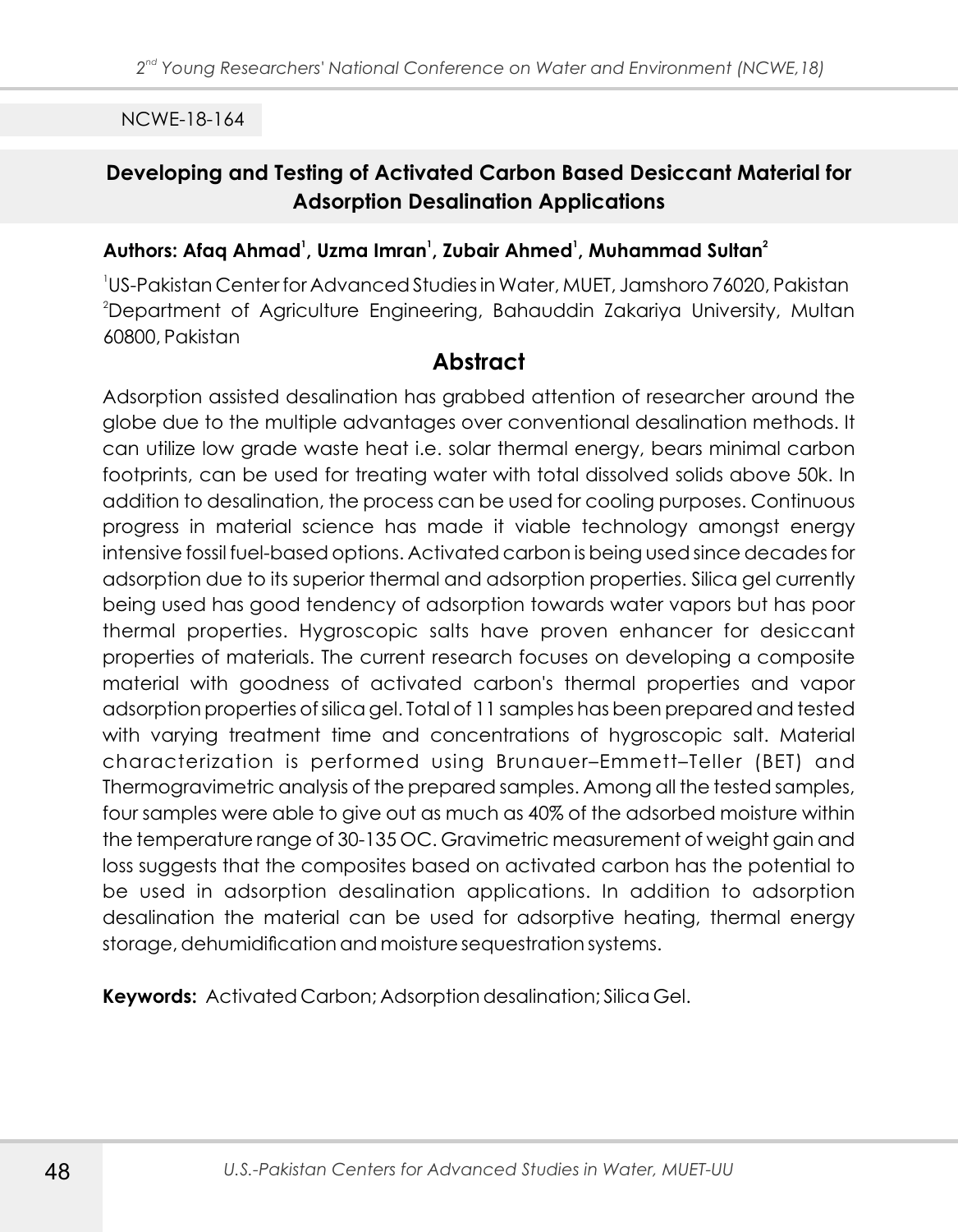NCWE-18-164

## Developing and Testing of Activated Carbon Based Desiccant Material for Adsorption Desalination Applications

**Authors: Afaq Ahmad[1], Uzma Imran[1], Zubair Ahmed[1], Muhammad Sultan[2]**

[1]US-Pakistan Center for Advanced Studies in Water, MUET, Jamshoro 76020, Pakistan
[2]Department of Agriculture Engineering, Bahauddin Zakariya University, Multan 60800, Pakistan

### Abstract

Adsorption assisted desalination has grabbed attention of researcher around the globe due to the multiple advantages over conventional desalination methods. It can utilize low grade waste heat i.e. solar thermal energy, bears minimal carbon footprints, can be used for treating water with total dissolved solids above 50k. In addition to desalination, the process can be used for cooling purposes. Continuous progress in material science has made it viable technology amongst energy intensive fossil fuel-based options. Activated carbon is being used since decades for adsorption due to its superior thermal and adsorption properties. Silica gel currently being used has good tendency of adsorption towards water vapors but has poor thermal properties. Hygroscopic salts have proven enhancer for desiccant properties of materials. The current research focuses on developing a composite material with goodness of activated carbon's thermal properties and vapor adsorption properties of silica gel. Total of 11 samples has been prepared and tested with varying treatment time and concentrations of hygroscopic salt. Material characterization is performed using Brunauer–Emmett–Teller (BET) and Thermogravimetric analysis of the prepared samples. Among all the tested samples, four samples were able to give out as much as 40% of the adsorbed moisture within the temperature range of 30-135 OC. Gravimetric measurement of weight gain and loss suggests that the composites based on activated carbon has the potential to be used in adsorption desalination applications. In addition to adsorption desalination the material can be used for adsorptive heating, thermal energy storage, dehumidification and moisture sequestration systems.

**Keywords:** Activated Carbon; Adsorption desalination; Silica Gel.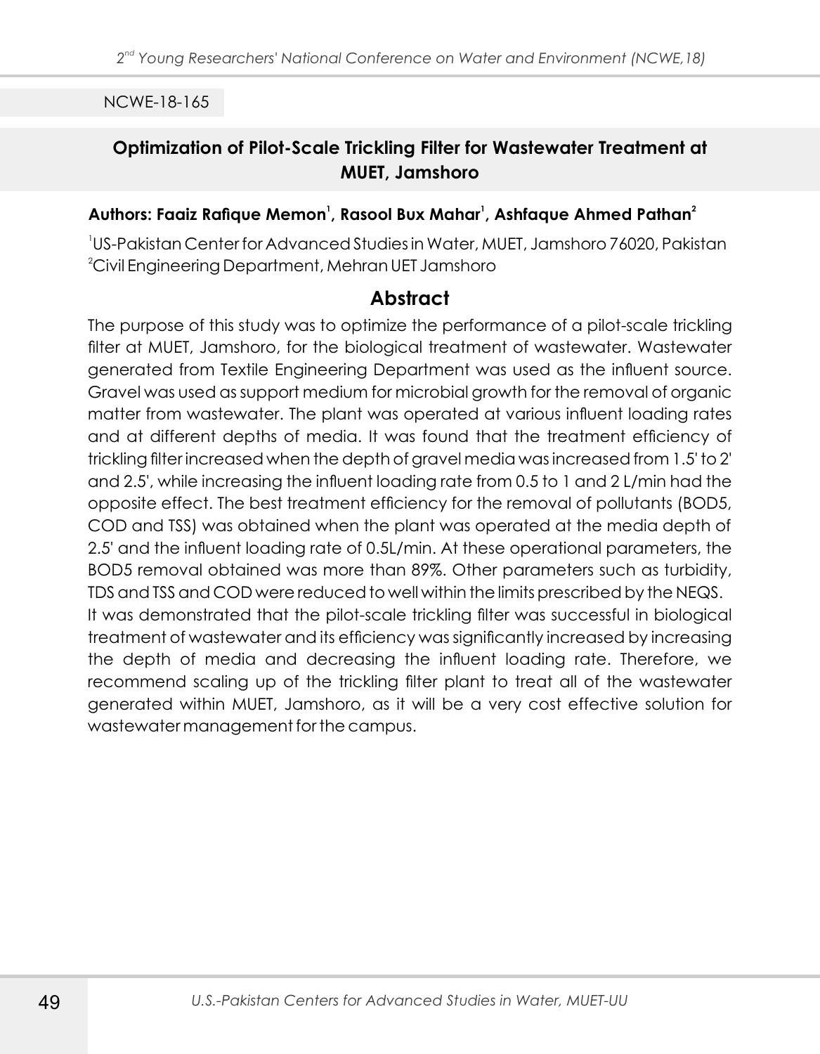NCWE-18-165

## Optimization of Pilot-Scale Trickling Filter for Wastewater Treatment at MUET, Jamshoro

**Authors: Faaiz Rafique Memon[1], Rasool Bux Mahar[1], Ashfaque Ahmed Pathan[2]**

[1]US-Pakistan Center for Advanced Studies in Water, MUET, Jamshoro 76020, Pakistan
[2]Civil Engineering Department, Mehran UET Jamshoro

### Abstract

The purpose of this study was to optimize the performance of a pilot-scale trickling filter at MUET, Jamshoro, for the biological treatment of wastewater. Wastewater generated from Textile Engineering Department was used as the influent source. Gravel was used as support medium for microbial growth for the removal of organic matter from wastewater. The plant was operated at various influent loading rates and at different depths of media. It was found that the treatment efficiency of trickling filter increased when the depth of gravel media was increased from 1.5' to 2' and 2.5', while increasing the influent loading rate from 0.5 to 1 and 2 L/min had the opposite effect. The best treatment efficiency for the removal of pollutants (BOD5, COD and TSS) was obtained when the plant was operated at the media depth of 2.5' and the influent loading rate of 0.5L/min. At these operational parameters, the BOD5 removal obtained was more than 89%. Other parameters such as turbidity, TDS and TSS and COD were reduced to well within the limits prescribed by the NEQS.
It was demonstrated that the pilot-scale trickling filter was successful in biological treatment of wastewater and its efficiency was significantly increased by increasing the depth of media and decreasing the influent loading rate. Therefore, we recommend scaling up of the trickling filter plant to treat all of the wastewater generated within MUET, Jamshoro, as it will be a very cost effective solution for wastewater management for the campus.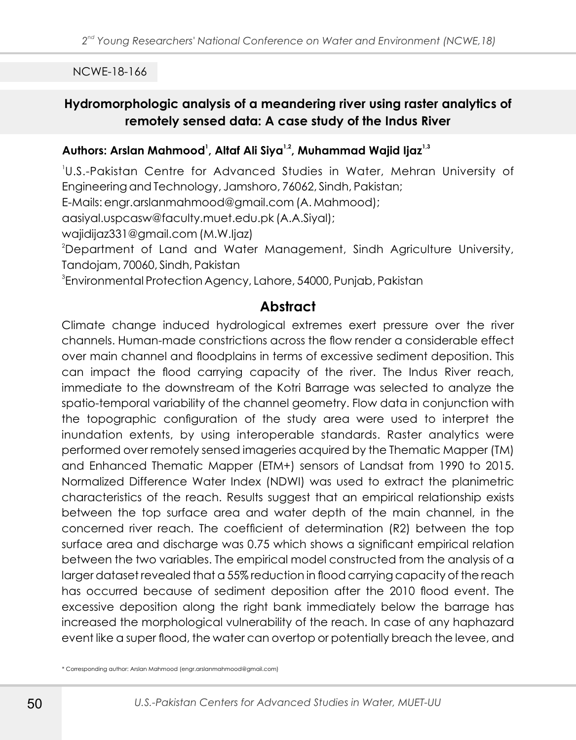NCWE-18-166

## Hydromorphologic analysis of a meandering river using raster analytics of remotely sensed data: A case study of the Indus River

**Authors: Arslan Mahmood[1], Altaf Ali Siya[1,2], Muhammad Wajid Ijaz[1,3]**

[1]U.S.-Pakistan Centre for Advanced Studies in Water, Mehran University of Engineering and Technology, Jamshoro, 76062, Sindh, Pakistan;
E-Mails: engr.arslanmahmood@gmail.com (A. Mahmood);
aasiyal.uspcasw@faculty.muet.edu.pk (A.A.Siyal);
wajidijaz331@gmail.com (M.W.Ijaz)
[2]Department of Land and Water Management, Sindh Agriculture University, Tandojam, 70060, Sindh, Pakistan
[3]Environmental Protection Agency, Lahore, 54000, Punjab, Pakistan

## Abstract

Climate change induced hydrological extremes exert pressure over the river channels. Human-made constrictions across the flow render a considerable effect over main channel and floodplains in terms of excessive sediment deposition. This can impact the flood carrying capacity of the river. The Indus River reach, immediate to the downstream of the Kotri Barrage was selected to analyze the spatio-temporal variability of the channel geometry. Flow data in conjunction with the topographic configuration of the study area were used to interpret the inundation extents, by using interoperable standards. Raster analytics were performed over remotely sensed imageries acquired by the Thematic Mapper (TM) and Enhanced Thematic Mapper (ETM+) sensors of Landsat from 1990 to 2015. Normalized Difference Water Index (NDWI) was used to extract the planimetric characteristics of the reach. Results suggest that an empirical relationship exists between the top surface area and water depth of the main channel, in the concerned river reach. The coefficient of determination (R2) between the top surface area and discharge was 0.75 which shows a significant empirical relation between the two variables. The empirical model constructed from the analysis of a larger dataset revealed that a 55% reduction in flood carrying capacity of the reach has occurred because of sediment deposition after the 2010 flood event. The excessive deposition along the right bank immediately below the barrage has increased the morphological vulnerability of the reach. In case of any haphazard event like a super flood, the water can overtop or potentially breach the levee, and

\* Corresponding author: Arslan Mahmood (engr.arslanmahmood@gmail.com)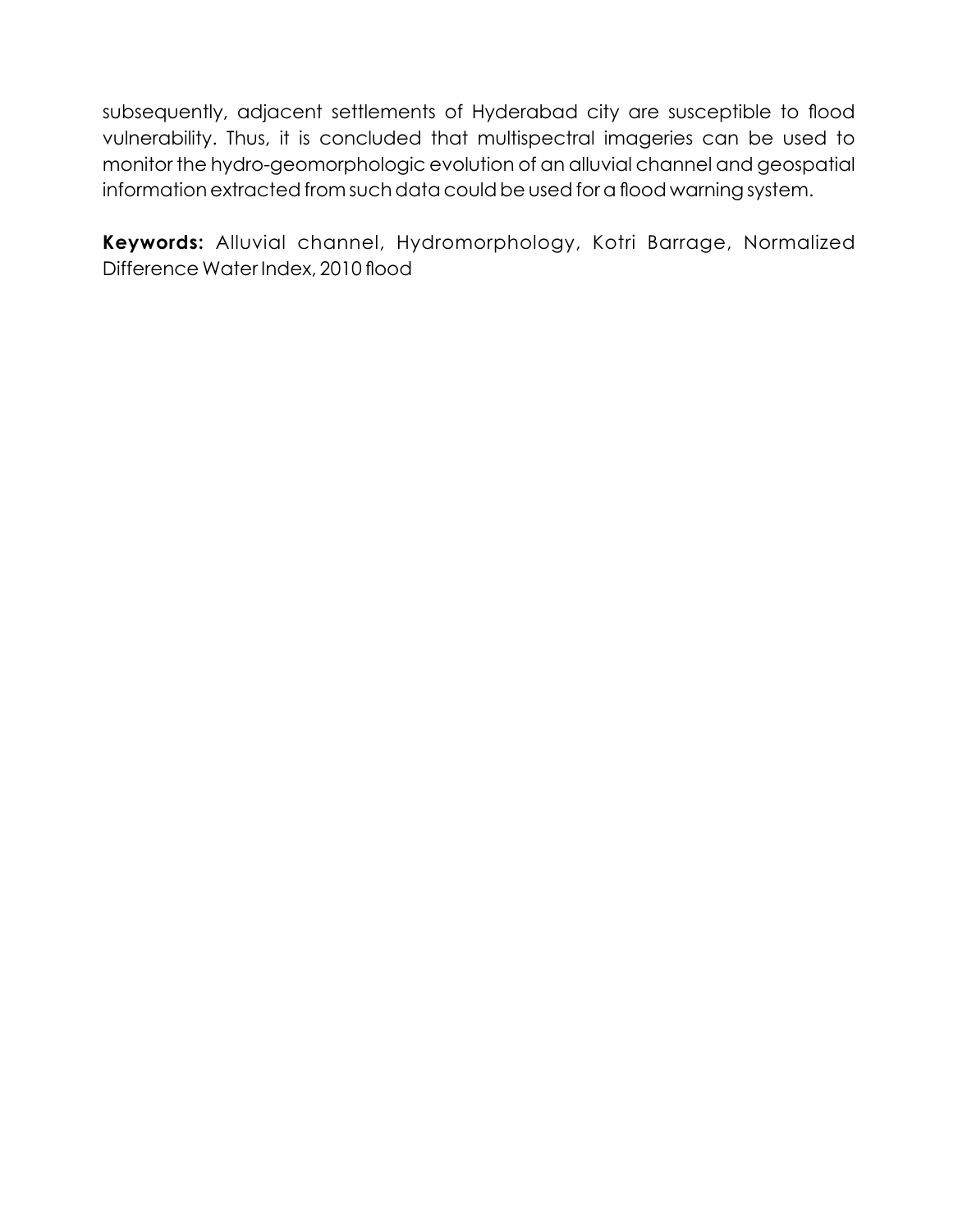subsequently, adjacent settlements of Hyderabad city are susceptible to flood vulnerability. Thus, it is concluded that multispectral imageries can be used to monitor the hydro-geomorphologic evolution of an alluvial channel and geospatial information extracted from such data could be used for a flood warning system.

**Keywords:** Alluvial channel, Hydromorphology, Kotri Barrage, Normalized Difference Water Index, 2010 flood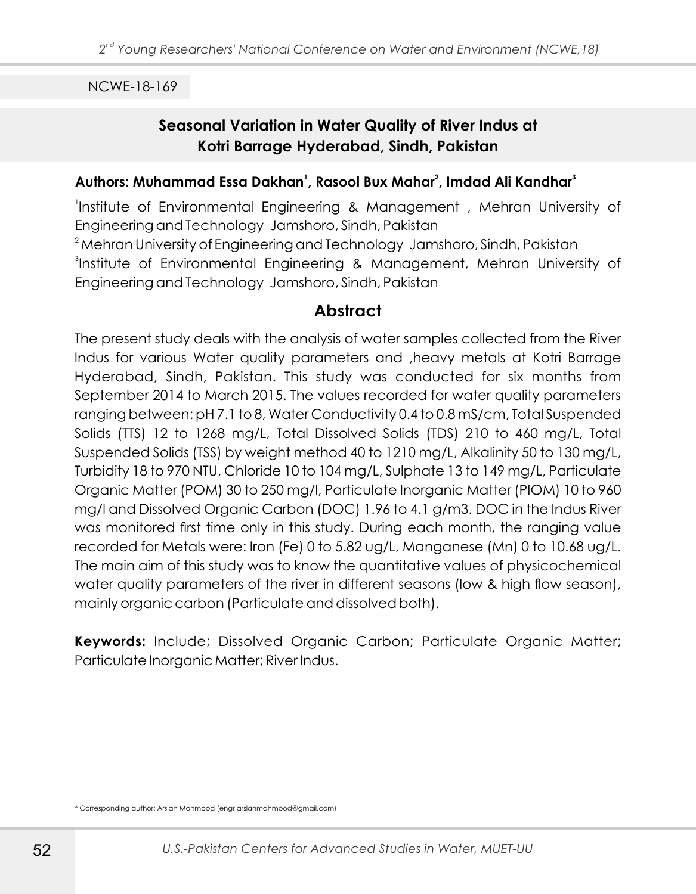NCWE-18-169

## Seasonal Variation in Water Quality of River Indus at Kotri Barrage Hyderabad, Sindh, Pakistan

**Authors: Muhammad Essa Dakhan[1], Rasool Bux Mahar[2], Imdad Ali Kandhar[3]**

[1]Institute of Environmental Engineering & Management , Mehran University of Engineering and Technology Jamshoro, Sindh, Pakistan

[2] Mehran University of Engineering and Technology Jamshoro, Sindh, Pakistan

[3]Institute of Environmental Engineering & Management, Mehran University of Engineering and Technology Jamshoro, Sindh, Pakistan

## Abstract

The present study deals with the analysis of water samples collected from the River Indus for various Water quality parameters and ,heavy metals at Kotri Barrage Hyderabad, Sindh, Pakistan. This study was conducted for six months from September 2014 to March 2015. The values recorded for water quality parameters ranging between: pH 7.1 to 8, Water Conductivity 0.4 to 0.8 mS/cm, Total Suspended Solids (TTS) 12 to 1268 mg/L, Total Dissolved Solids (TDS) 210 to 460 mg/L, Total Suspended Solids (TSS) by weight method 40 to 1210 mg/L, Alkalinity 50 to 130 mg/L, Turbidity 18 to 970 NTU, Chloride 10 to 104 mg/L, Sulphate 13 to 149 mg/L, Particulate Organic Matter (POM) 30 to 250 mg/l, Particulate Inorganic Matter (PIOM) 10 to 960 mg/l and Dissolved Organic Carbon (DOC) 1.96 to 4.1 g/m3. DOC in the Indus River was monitored first time only in this study. During each month, the ranging value recorded for Metals were: Iron (Fe) 0 to 5.82 ug/L, Manganese (Mn) 0 to 10.68 ug/L. The main aim of this study was to know the quantitative values of physicochemical water quality parameters of the river in different seasons (low & high flow season), mainly organic carbon (Particulate and dissolved both).

**Keywords:** Include; Dissolved Organic Carbon; Particulate Organic Matter; Particulate Inorganic Matter; River Indus.

* Corresponding author: Arslan Mahmood (engr.arslanmahmood@gmail.com)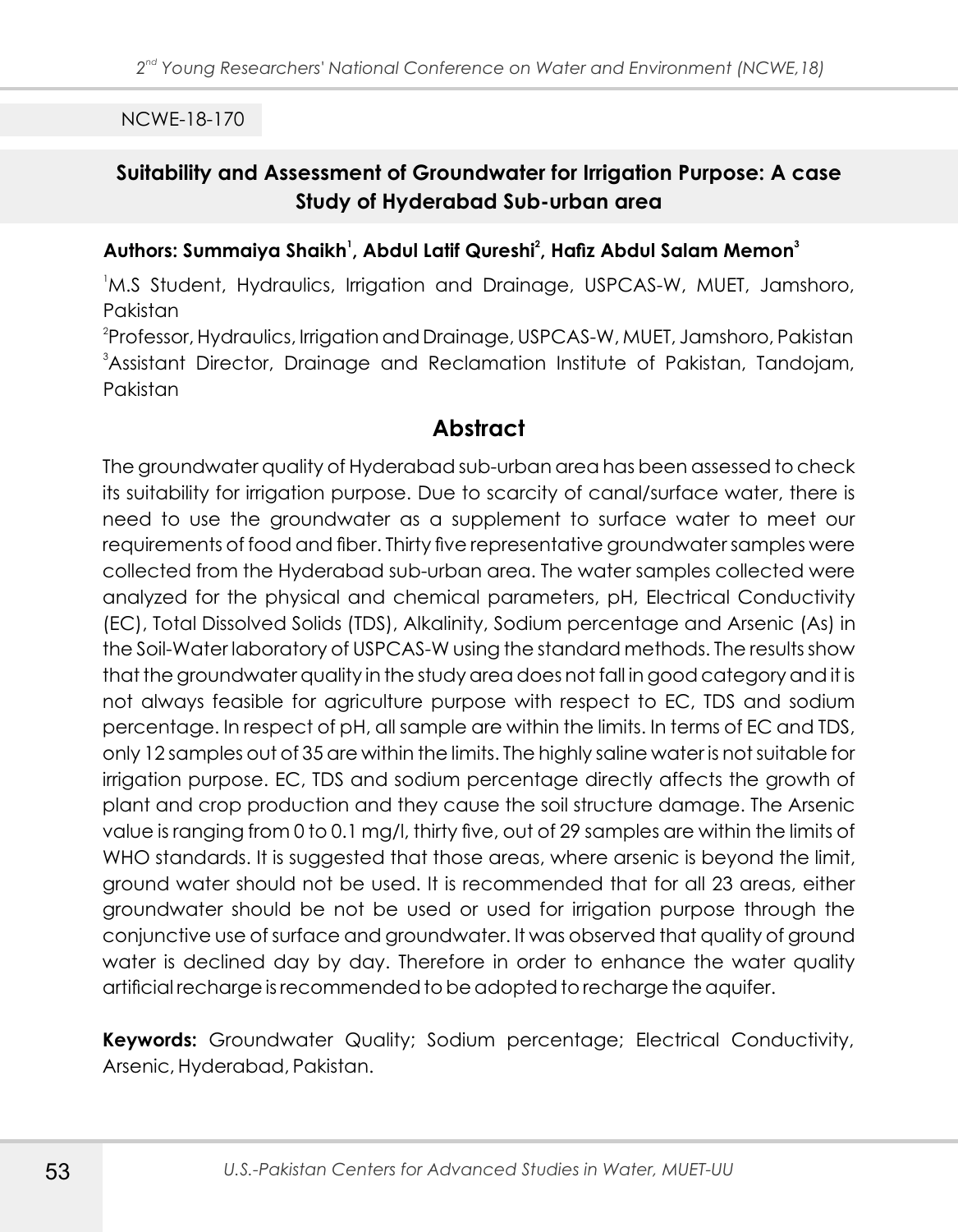NCWE-18-170

## Suitability and Assessment of Groundwater for Irrigation Purpose: A case Study of Hyderabad Sub-urban area

**Authors: Summaiya Shaikh[1], Abdul Latif Qureshi[2], Hafiz Abdul Salam Memon[3]**

[1]M.S Student, Hydraulics, Irrigation and Drainage, USPCAS-W, MUET, Jamshoro, Pakistan

[2]Professor, Hydraulics, Irrigation and Drainage, USPCAS-W, MUET, Jamshoro, Pakistan

[3]Assistant Director, Drainage and Reclamation Institute of Pakistan, Tandojam, Pakistan

## Abstract

The groundwater quality of Hyderabad sub-urban area has been assessed to check its suitability for irrigation purpose. Due to scarcity of canal/surface water, there is need to use the groundwater as a supplement to surface water to meet our requirements of food and fiber. Thirty five representative groundwater samples were collected from the Hyderabad sub-urban area. The water samples collected were analyzed for the physical and chemical parameters, pH, Electrical Conductivity (EC), Total Dissolved Solids (TDS), Alkalinity, Sodium percentage and Arsenic (As) in the Soil-Water laboratory of USPCAS-W using the standard methods. The results show that the groundwater quality in the study area does not fall in good category and it is not always feasible for agriculture purpose with respect to EC, TDS and sodium percentage. In respect of pH, all sample are within the limits. In terms of EC and TDS, only 12 samples out of 35 are within the limits. The highly saline water is not suitable for irrigation purpose. EC, TDS and sodium percentage directly affects the growth of plant and crop production and they cause the soil structure damage. The Arsenic value is ranging from 0 to 0.1 mg/l, thirty five, out of 29 samples are within the limits of WHO standards. It is suggested that those areas, where arsenic is beyond the limit, ground water should not be used. It is recommended that for all 23 areas, either groundwater should be not be used or used for irrigation purpose through the conjunctive use of surface and groundwater. It was observed that quality of ground water is declined day by day. Therefore in order to enhance the water quality artificial recharge is recommended to be adopted to recharge the aquifer.

**Keywords:** Groundwater Quality; Sodium percentage; Electrical Conductivity, Arsenic, Hyderabad, Pakistan.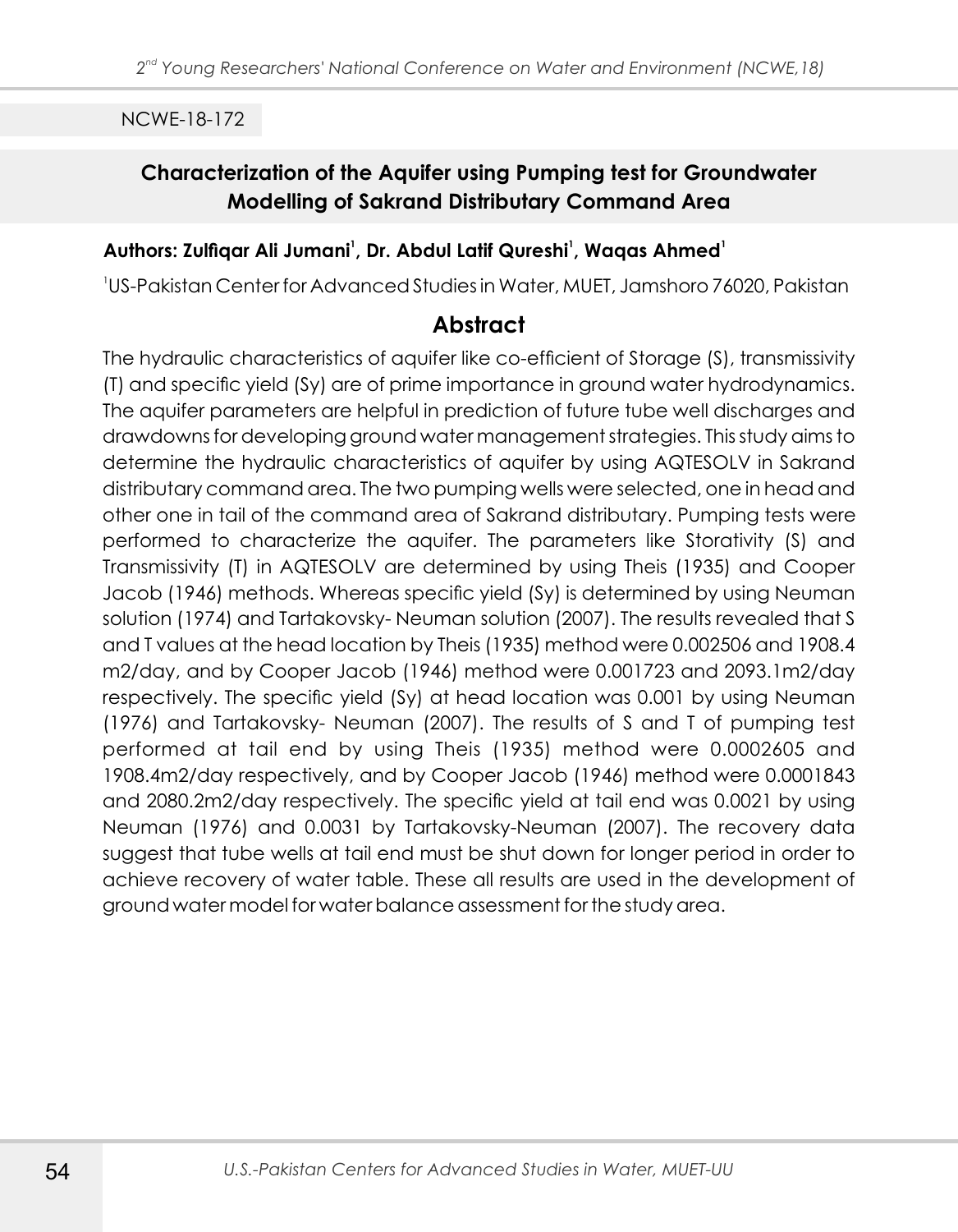NCWE-18-172

## Characterization of the Aquifer using Pumping test for Groundwater Modelling of Sakrand Distributary Command Area

**Authors: Zulfiqar Ali Jumani[1], Dr. Abdul Latif Qureshi[1], Waqas Ahmed[1]**

[1]US-Pakistan Center for Advanced Studies in Water, MUET, Jamshoro 76020, Pakistan

## Abstract

The hydraulic characteristics of aquifer like co-efficient of Storage (S), transmissivity (T) and specific yield (Sy) are of prime importance in ground water hydrodynamics. The aquifer parameters are helpful in prediction of future tube well discharges and drawdowns for developing ground water management strategies. This study aims to determine the hydraulic characteristics of aquifer by using AQTESOLV in Sakrand distributary command area. The two pumping wells were selected, one in head and other one in tail of the command area of Sakrand distributary. Pumping tests were performed to characterize the aquifer. The parameters like Storativity (S) and Transmissivity (T) in AQTESOLV are determined by using Theis (1935) and Cooper Jacob (1946) methods. Whereas specific yield (Sy) is determined by using Neuman solution (1974) and Tartakovsky- Neuman solution (2007). The results revealed that S and T values at the head location by Theis (1935) method were 0.002506 and 1908.4 m2/day, and by Cooper Jacob (1946) method were 0.001723 and 2093.1m2/day respectively. The specific yield (Sy) at head location was 0.001 by using Neuman (1976) and Tartakovsky- Neuman (2007). The results of S and T of pumping test performed at tail end by using Theis (1935) method were 0.0002605 and 1908.4m2/day respectively, and by Cooper Jacob (1946) method were 0.0001843 and 2080.2m2/day respectively. The specific yield at tail end was 0.0021 by using Neuman (1976) and 0.0031 by Tartakovsky-Neuman (2007). The recovery data suggest that tube wells at tail end must be shut down for longer period in order to achieve recovery of water table. These all results are used in the development of ground water model for water balance assessment for the study area.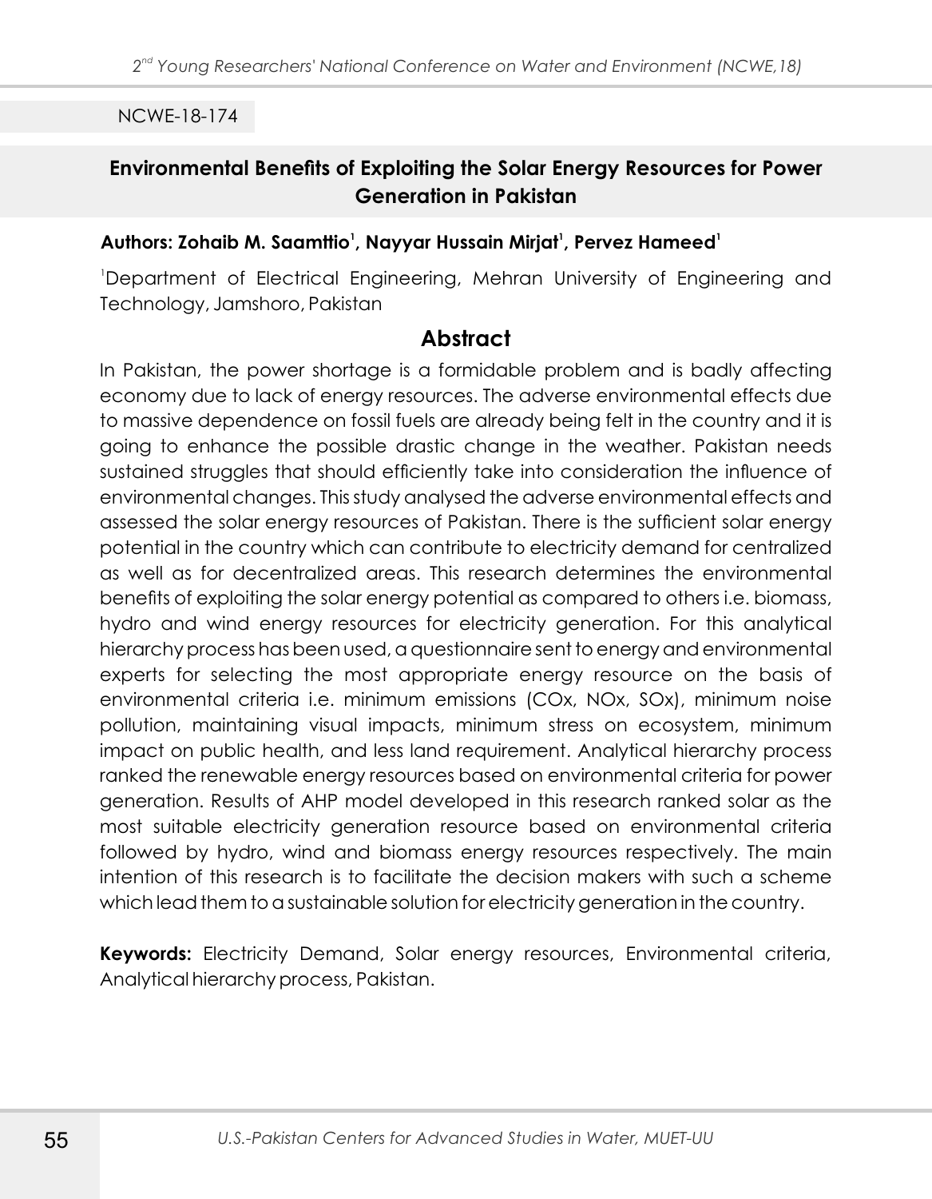NCWE-18-174

## Environmental Benefits of Exploiting the Solar Energy Resources for Power Generation in Pakistan

**Authors: Zohaib M. Saamttio[1], Nayyar Hussain Mirjat[1], Pervez Hameed[1]**

[1]Department of Electrical Engineering, Mehran University of Engineering and Technology, Jamshoro, Pakistan

## Abstract

In Pakistan, the power shortage is a formidable problem and is badly affecting economy due to lack of energy resources. The adverse environmental effects due to massive dependence on fossil fuels are already being felt in the country and it is going to enhance the possible drastic change in the weather. Pakistan needs sustained struggles that should efficiently take into consideration the influence of environmental changes. This study analysed the adverse environmental effects and assessed the solar energy resources of Pakistan. There is the sufficient solar energy potential in the country which can contribute to electricity demand for centralized as well as for decentralized areas. This research determines the environmental benefits of exploiting the solar energy potential as compared to others i.e. biomass, hydro and wind energy resources for electricity generation. For this analytical hierarchy process has been used, a questionnaire sent to energy and environmental experts for selecting the most appropriate energy resource on the basis of environmental criteria i.e. minimum emissions (COx, NOx, SOx), minimum noise pollution, maintaining visual impacts, minimum stress on ecosystem, minimum impact on public health, and less land requirement. Analytical hierarchy process ranked the renewable energy resources based on environmental criteria for power generation. Results of AHP model developed in this research ranked solar as the most suitable electricity generation resource based on environmental criteria followed by hydro, wind and biomass energy resources respectively. The main intention of this research is to facilitate the decision makers with such a scheme which lead them to a sustainable solution for electricity generation in the country.

**Keywords:** Electricity Demand, Solar energy resources, Environmental criteria, Analytical hierarchy process, Pakistan.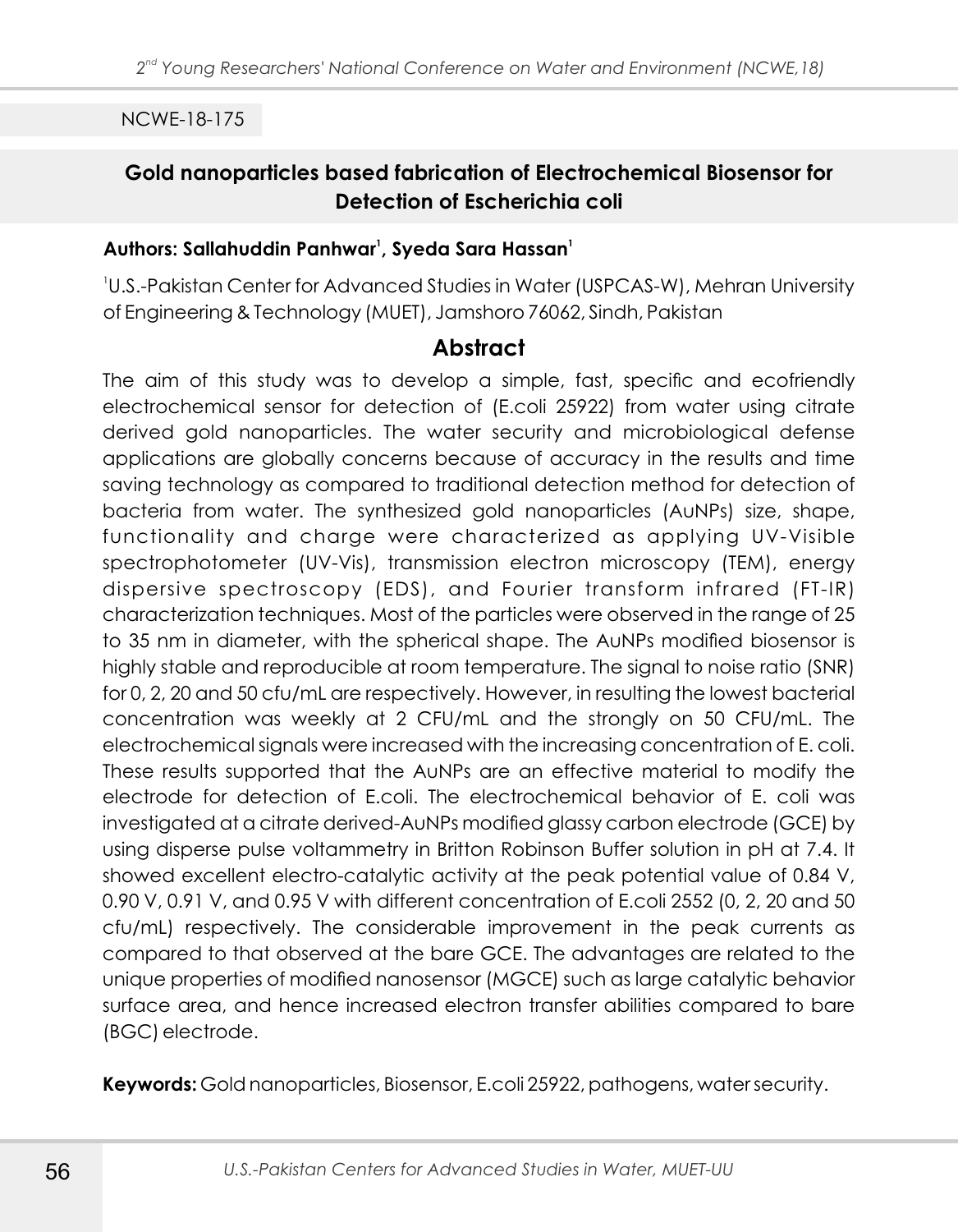NCWE-18-175

## Gold nanoparticles based fabrication of Electrochemical Biosensor for Detection of Escherichia coli

**Authors: Sallahuddin Panhwar[1], Syeda Sara Hassan[1]**

[1]U.S.-Pakistan Center for Advanced Studies in Water (USPCAS-W), Mehran University of Engineering & Technology (MUET), Jamshoro 76062, Sindh, Pakistan

### Abstract

The aim of this study was to develop a simple, fast, specific and ecofriendly electrochemical sensor for detection of (E.coli 25922) from water using citrate derived gold nanoparticles. The water security and microbiological defense applications are globally concerns because of accuracy in the results and time saving technology as compared to traditional detection method for detection of bacteria from water. The synthesized gold nanoparticles (AuNPs) size, shape, functionality and charge were characterized as applying UV-Visible spectrophotometer (UV-Vis), transmission electron microscopy (TEM), energy dispersive spectroscopy (EDS), and Fourier transform infrared (FT-IR) characterization techniques. Most of the particles were observed in the range of 25 to 35 nm in diameter, with the spherical shape. The AuNPs modified biosensor is highly stable and reproducible at room temperature. The signal to noise ratio (SNR) for 0, 2, 20 and 50 cfu/mL are respectively. However, in resulting the lowest bacterial concentration was weekly at 2 CFU/mL and the strongly on 50 CFU/mL. The electrochemical signals were increased with the increasing concentration of E. coli. These results supported that the AuNPs are an effective material to modify the electrode for detection of E.coli. The electrochemical behavior of E. coli was investigated at a citrate derived-AuNPs modified glassy carbon electrode (GCE) by using disperse pulse voltammetry in Britton Robinson Buffer solution in pH at 7.4. It showed excellent electro-catalytic activity at the peak potential value of 0.84 V, 0.90 V, 0.91 V, and 0.95 V with different concentration of E.coli 2552 (0, 2, 20 and 50 cfu/mL) respectively. The considerable improvement in the peak currents as compared to that observed at the bare GCE. The advantages are related to the unique properties of modified nanosensor (MGCE) such as large catalytic behavior surface area, and hence increased electron transfer abilities compared to bare (BGC) electrode.

**Keywords:** Gold nanoparticles, Biosensor, E.coli 25922, pathogens, water security.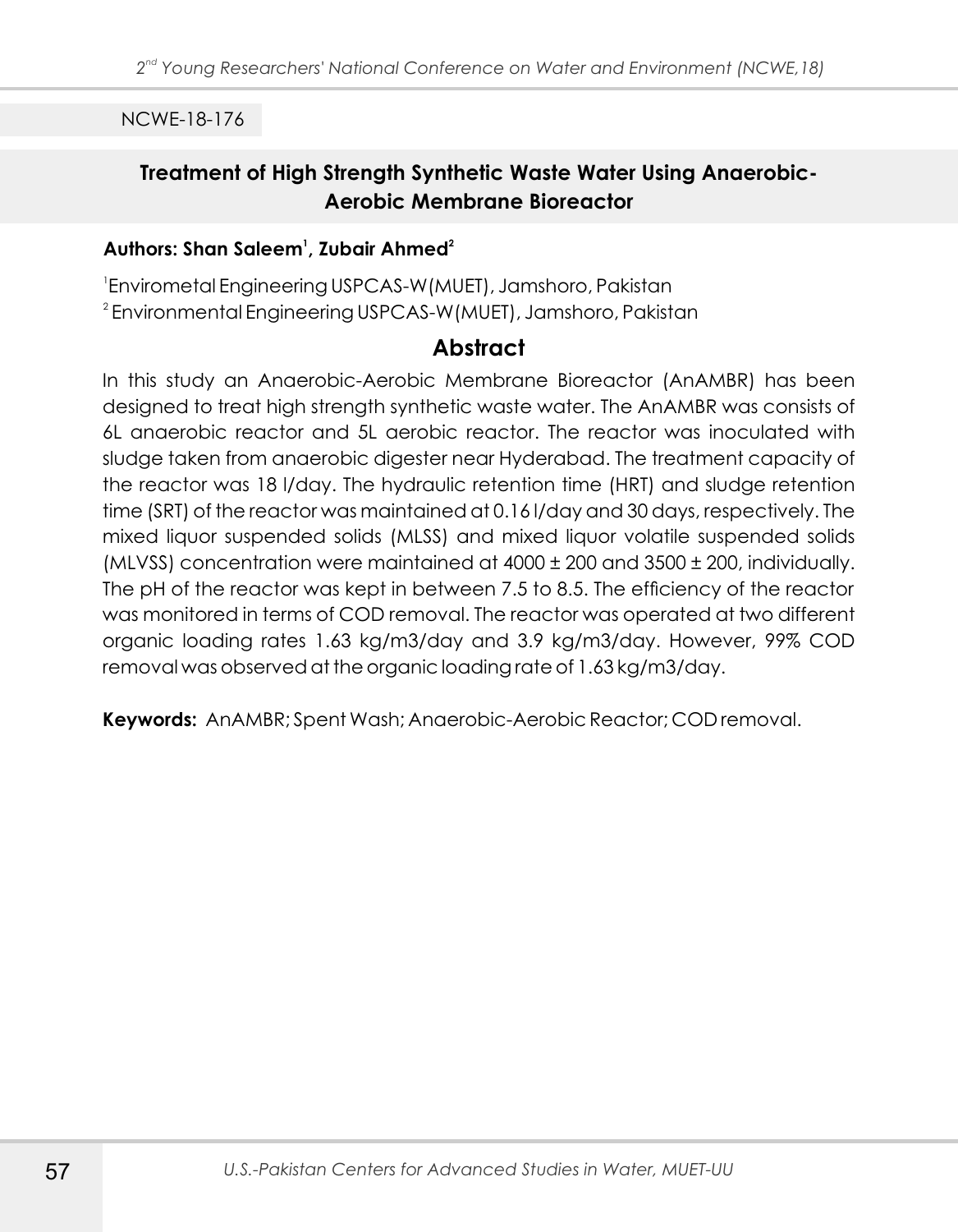NCWE-18-176

## Treatment of High Strength Synthetic Waste Water Using Anaerobic-Aerobic Membrane Bioreactor

**Authors: Shan Saleem[1], Zubair Ahmed[2]**

[1]Envirometal Engineering USPCAS-W(MUET), Jamshoro, Pakistan
[2]Environmental Engineering USPCAS-W(MUET), Jamshoro, Pakistan

## Abstract

In this study an Anaerobic-Aerobic Membrane Bioreactor (AnAMBR) has been designed to treat high strength synthetic waste water. The AnAMBR was consists of 6L anaerobic reactor and 5L aerobic reactor. The reactor was inoculated with sludge taken from anaerobic digester near Hyderabad. The treatment capacity of the reactor was 18 l/day. The hydraulic retention time (HRT) and sludge retention time (SRT) of the reactor was maintained at 0.16 l/day and 30 days, respectively. The mixed liquor suspended solids (MLSS) and mixed liquor volatile suspended solids (MLVSS) concentration were maintained at 4000 ± 200 and 3500 ± 200, individually. The pH of the reactor was kept in between 7.5 to 8.5. The efficiency of the reactor was monitored in terms of COD removal. The reactor was operated at two different organic loading rates 1.63 kg/m3/day and 3.9 kg/m3/day. However, 99% COD removal was observed at the organic loading rate of 1.63 kg/m3/day.

**Keywords:** AnAMBR; Spent Wash; Anaerobic-Aerobic Reactor; COD removal.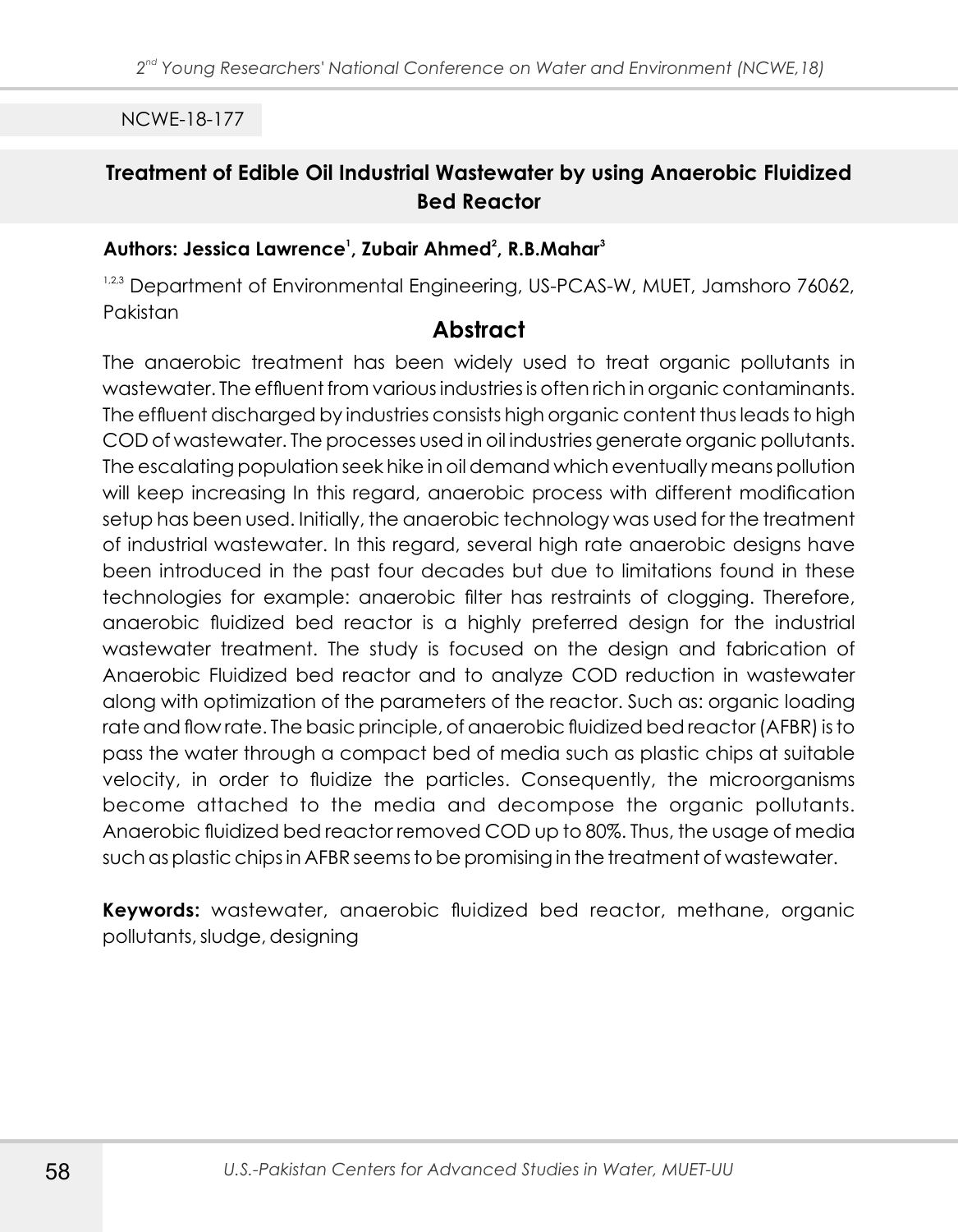NCWE-18-177

## Treatment of Edible Oil Industrial Wastewater by using Anaerobic Fluidized Bed Reactor

**Authors: Jessica Lawrence[1], Zubair Ahmed[2], R.B.Mahar[3]**

[1,2,3] Department of Environmental Engineering, US-PCAS-W, MUET, Jamshoro 76062, Pakistan

### Abstract

The anaerobic treatment has been widely used to treat organic pollutants in wastewater. The effluent from various industries is often rich in organic contaminants. The effluent discharged by industries consists high organic content thus leads to high COD of wastewater. The processes used in oil industries generate organic pollutants. The escalating population seek hike in oil demand which eventually means pollution will keep increasing In this regard, anaerobic process with different modification setup has been used. Initially, the anaerobic technology was used for the treatment of industrial wastewater. In this regard, several high rate anaerobic designs have been introduced in the past four decades but due to limitations found in these technologies for example: anaerobic filter has restraints of clogging. Therefore, anaerobic fluidized bed reactor is a highly preferred design for the industrial wastewater treatment. The study is focused on the design and fabrication of Anaerobic Fluidized bed reactor and to analyze COD reduction in wastewater along with optimization of the parameters of the reactor. Such as: organic loading rate and flow rate. The basic principle, of anaerobic fluidized bed reactor (AFBR) is to pass the water through a compact bed of media such as plastic chips at suitable velocity, in order to fluidize the particles. Consequently, the microorganisms become attached to the media and decompose the organic pollutants. Anaerobic fluidized bed reactor removed COD up to 80%. Thus, the usage of media such as plastic chips in AFBR seems to be promising in the treatment of wastewater.

**Keywords:** wastewater, anaerobic fluidized bed reactor, methane, organic pollutants, sludge, designing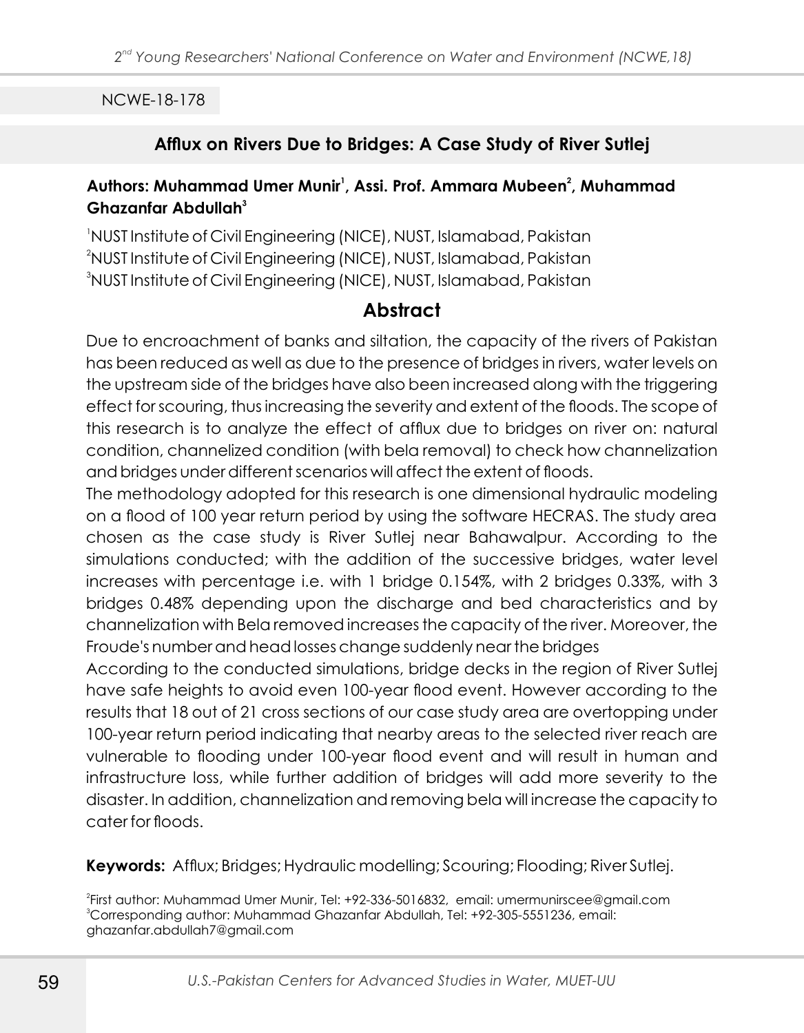NCWE-18-178

## Afflux on Rivers Due to Bridges: A Case Study of River Sutlej

**Authors: Muhammad Umer Munir[1], Assi. Prof. Ammara Mubeen[2], Muhammad Ghazanfar Abdullah[3]**

[1]NUST Institute of Civil Engineering (NICE), NUST, Islamabad, Pakistan
[2]NUST Institute of Civil Engineering (NICE), NUST, Islamabad, Pakistan
[3]NUST Institute of Civil Engineering (NICE), NUST, Islamabad, Pakistan

## Abstract

Due to encroachment of banks and siltation, the capacity of the rivers of Pakistan has been reduced as well as due to the presence of bridges in rivers, water levels on the upstream side of the bridges have also been increased along with the triggering effect for scouring, thus increasing the severity and extent of the floods. The scope of this research is to analyze the effect of afflux due to bridges on river on: natural condition, channelized condition (with bela removal) to check how channelization and bridges under different scenarios will affect the extent of floods.

The methodology adopted for this research is one dimensional hydraulic modeling on a flood of 100 year return period by using the software HECRAS. The study area chosen as the case study is River Sutlej near Bahawalpur. According to the simulations conducted; with the addition of the successive bridges, water level increases with percentage i.e. with 1 bridge 0.154%, with 2 bridges 0.33%, with 3 bridges 0.48% depending upon the discharge and bed characteristics and by channelization with Bela removed increases the capacity of the river. Moreover, the Froude's number and head losses change suddenly near the bridges

According to the conducted simulations, bridge decks in the region of River Sutlej have safe heights to avoid even 100-year flood event. However according to the results that 18 out of 21 cross sections of our case study area are overtopping under 100-year return period indicating that nearby areas to the selected river reach are vulnerable to flooding under 100-year flood event and will result in human and infrastructure loss, while further addition of bridges will add more severity to the disaster. In addition, channelization and removing bela will increase the capacity to cater for floods.

**Keywords:** Afflux; Bridges; Hydraulic modelling; Scouring; Flooding; River Sutlej.

[2]First author: Muhammad Umer Munir, Tel: +92-336-5016832, email: umermunirscee@gmail.com
[3]Corresponding author: Muhammad Ghazanfar Abdullah, Tel: +92-305-5551236, email: ghazanfar.abdullah7@gmail.com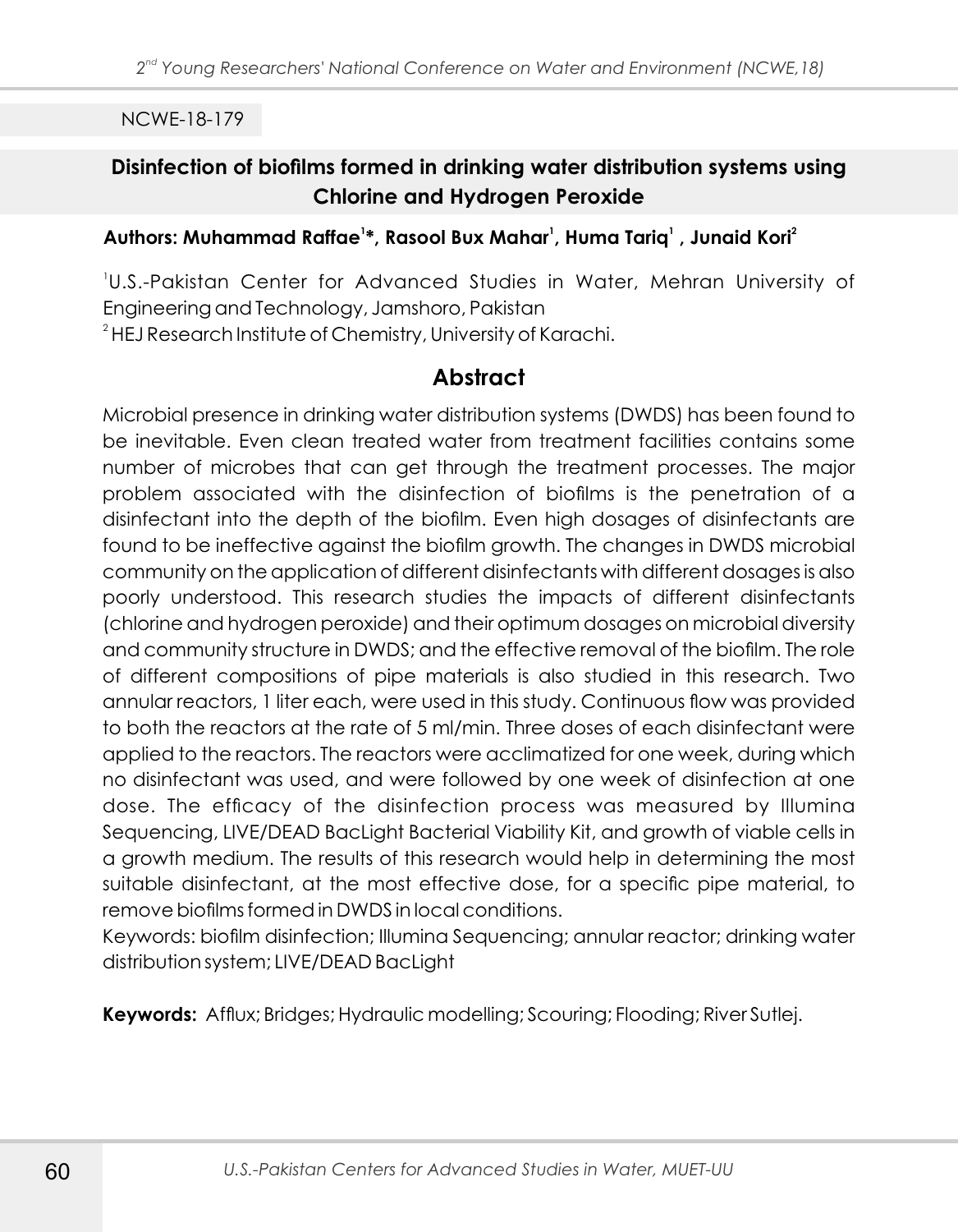NCWE-18-179

## Disinfection of biofilms formed in drinking water distribution systems using Chlorine and Hydrogen Peroxide

**Authors: Muhammad Raffae[1]*, Rasool Bux Mahar[1], Huma Tariq[1] , Junaid Kori[2]**

[1]U.S.-Pakistan Center for Advanced Studies in Water, Mehran University of Engineering and Technology, Jamshoro, Pakistan

[2] HEJ Research Institute of Chemistry, University of Karachi.

## Abstract

Microbial presence in drinking water distribution systems (DWDS) has been found to be inevitable. Even clean treated water from treatment facilities contains some number of microbes that can get through the treatment processes. The major problem associated with the disinfection of biofilms is the penetration of a disinfectant into the depth of the biofilm. Even high dosages of disinfectants are found to be ineffective against the biofilm growth. The changes in DWDS microbial community on the application of different disinfectants with different dosages is also poorly understood. This research studies the impacts of different disinfectants (chlorine and hydrogen peroxide) and their optimum dosages on microbial diversity and community structure in DWDS; and the effective removal of the biofilm. The role of different compositions of pipe materials is also studied in this research. Two annular reactors, 1 liter each, were used in this study. Continuous flow was provided to both the reactors at the rate of 5 ml/min. Three doses of each disinfectant were applied to the reactors. The reactors were acclimatized for one week, during which no disinfectant was used, and were followed by one week of disinfection at one dose. The efficacy of the disinfection process was measured by Illumina Sequencing, LIVE/DEAD BacLight Bacterial Viability Kit, and growth of viable cells in a growth medium. The results of this research would help in determining the most suitable disinfectant, at the most effective dose, for a specific pipe material, to remove biofilms formed in DWDS in local conditions.

Keywords: biofilm disinfection; Illumina Sequencing; annular reactor; drinking water distribution system; LIVE/DEAD BacLight

**Keywords:** Afflux; Bridges; Hydraulic modelling; Scouring; Flooding; River Sutlej.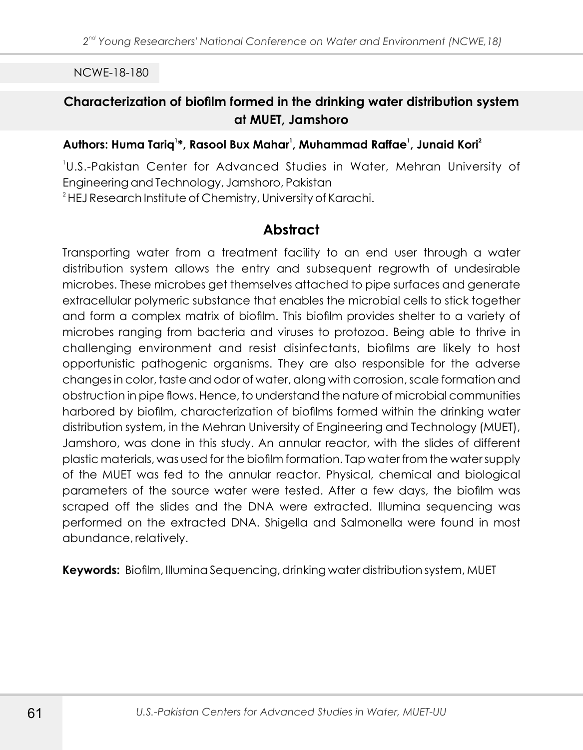NCWE-18-180

## Characterization of biofilm formed in the drinking water distribution system at MUET, Jamshoro

**Authors: Huma Tariq[1]*, Rasool Bux Mahar[1], Muhammad Raffae[1], Junaid Kori[2]**

[1]U.S.-Pakistan Center for Advanced Studies in Water, Mehran University of Engineering and Technology, Jamshoro, Pakistan

[2] HEJ Research Institute of Chemistry, University of Karachi.

## Abstract

Transporting water from a treatment facility to an end user through a water distribution system allows the entry and subsequent regrowth of undesirable microbes. These microbes get themselves attached to pipe surfaces and generate extracellular polymeric substance that enables the microbial cells to stick together and form a complex matrix of biofilm. This biofilm provides shelter to a variety of microbes ranging from bacteria and viruses to protozoa. Being able to thrive in challenging environment and resist disinfectants, biofilms are likely to host opportunistic pathogenic organisms. They are also responsible for the adverse changes in color, taste and odor of water, along with corrosion, scale formation and obstruction in pipe flows. Hence, to understand the nature of microbial communities harbored by biofilm, characterization of biofilms formed within the drinking water distribution system, in the Mehran University of Engineering and Technology (MUET), Jamshoro, was done in this study. An annular reactor, with the slides of different plastic materials, was used for the biofilm formation. Tap water from the water supply of the MUET was fed to the annular reactor. Physical, chemical and biological parameters of the source water were tested. After a few days, the biofilm was scraped off the slides and the DNA were extracted. Illumina sequencing was performed on the extracted DNA. Shigella and Salmonella were found in most abundance, relatively.

**Keywords:** Biofilm, Illumina Sequencing, drinking water distribution system, MUET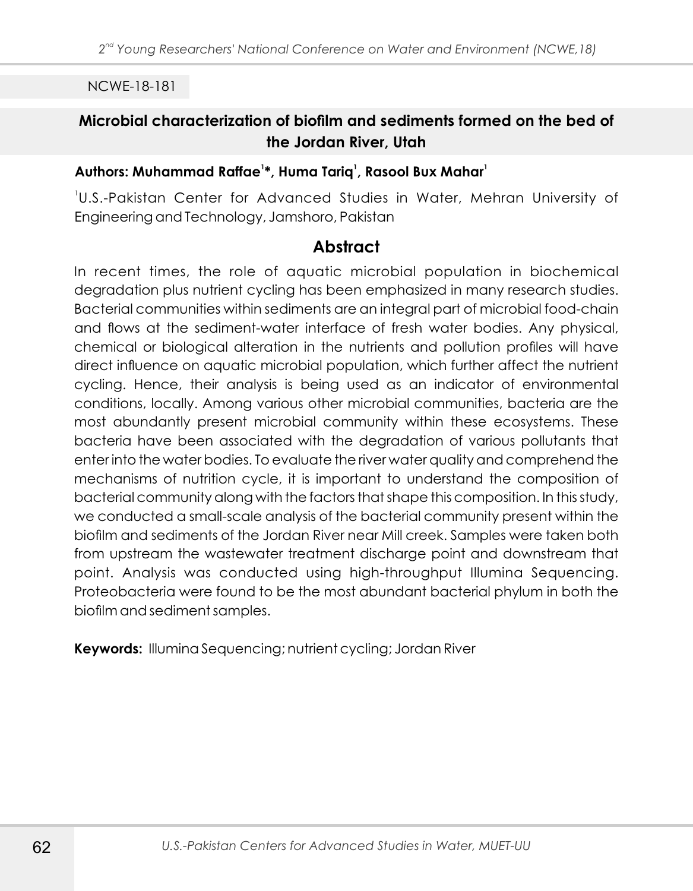NCWE-18-181

## Microbial characterization of biofilm and sediments formed on the bed of the Jordan River, Utah

**Authors: Muhammad Raffae[1]*, Huma Tariq[1], Rasool Bux Mahar[1]**

[1]U.S.-Pakistan Center for Advanced Studies in Water, Mehran University of Engineering and Technology, Jamshoro, Pakistan

### Abstract

In recent times, the role of aquatic microbial population in biochemical degradation plus nutrient cycling has been emphasized in many research studies. Bacterial communities within sediments are an integral part of microbial food-chain and flows at the sediment-water interface of fresh water bodies. Any physical, chemical or biological alteration in the nutrients and pollution profiles will have direct influence on aquatic microbial population, which further affect the nutrient cycling. Hence, their analysis is being used as an indicator of environmental conditions, locally. Among various other microbial communities, bacteria are the most abundantly present microbial community within these ecosystems. These bacteria have been associated with the degradation of various pollutants that enter into the water bodies. To evaluate the river water quality and comprehend the mechanisms of nutrition cycle, it is important to understand the composition of bacterial community along with the factors that shape this composition. In this study, we conducted a small-scale analysis of the bacterial community present within the biofilm and sediments of the Jordan River near Mill creek. Samples were taken both from upstream the wastewater treatment discharge point and downstream that point. Analysis was conducted using high-throughput Illumina Sequencing. Proteobacteria were found to be the most abundant bacterial phylum in both the biofilm and sediment samples.

**Keywords:** Illumina Sequencing; nutrient cycling; Jordan River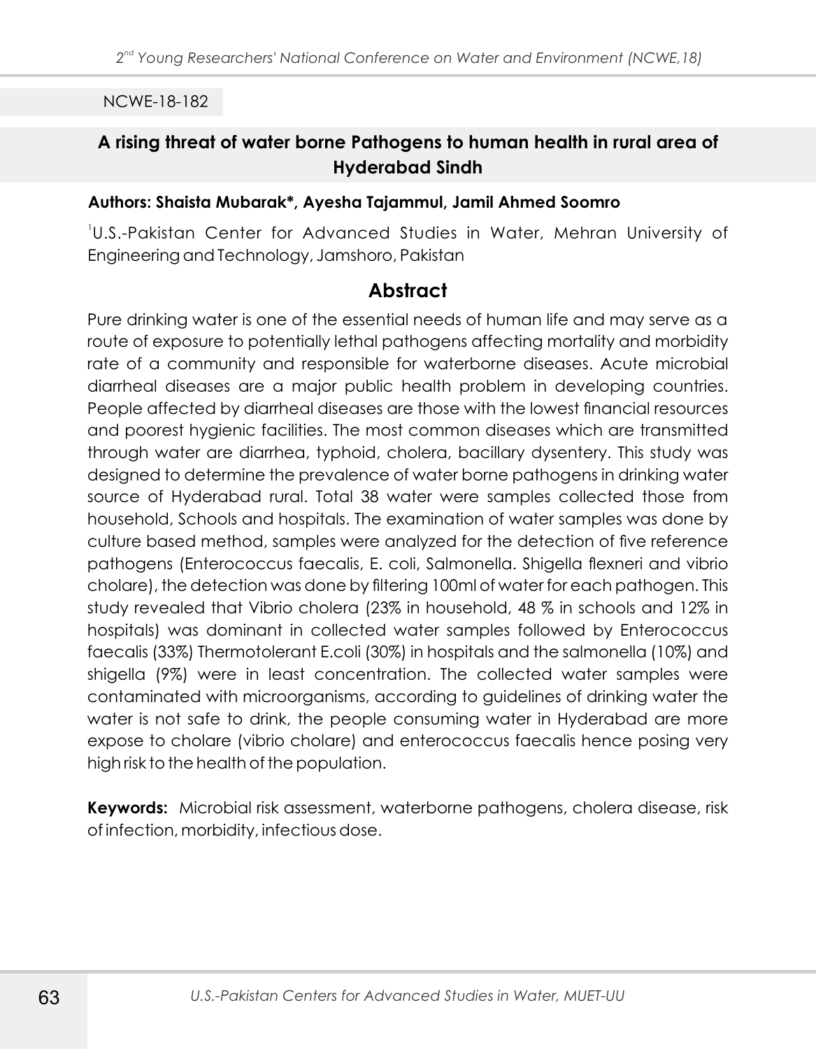NCWE-18-182

## A rising threat of water borne Pathogens to human health in rural area of Hyderabad Sindh

**Authors: Shaista Mubarak*, Ayesha Tajammul, Jamil Ahmed Soomro**

[1]U.S.-Pakistan Center for Advanced Studies in Water, Mehran University of Engineering and Technology, Jamshoro, Pakistan

### Abstract

Pure drinking water is one of the essential needs of human life and may serve as a route of exposure to potentially lethal pathogens affecting mortality and morbidity rate of a community and responsible for waterborne diseases. Acute microbial diarrheal diseases are a major public health problem in developing countries. People affected by diarrheal diseases are those with the lowest financial resources and poorest hygienic facilities. The most common diseases which are transmitted through water are diarrhea, typhoid, cholera, bacillary dysentery. This study was designed to determine the prevalence of water borne pathogens in drinking water source of Hyderabad rural. Total 38 water were samples collected those from household, Schools and hospitals. The examination of water samples was done by culture based method, samples were analyzed for the detection of five reference pathogens (Enterococcus faecalis, E. coli, Salmonella. Shigella flexneri and vibrio cholare), the detection was done by filtering 100ml of water for each pathogen. This study revealed that Vibrio cholera (23% in household, 48 % in schools and 12% in hospitals) was dominant in collected water samples followed by Enterococcus faecalis (33%) Thermotolerant E.coli (30%) in hospitals and the salmonella (10%) and shigella (9%) were in least concentration. The collected water samples were contaminated with microorganisms, according to guidelines of drinking water the water is not safe to drink, the people consuming water in Hyderabad are more expose to cholare (vibrio cholare) and enterococcus faecalis hence posing very high risk to the health of the population.

**Keywords:** Microbial risk assessment, waterborne pathogens, cholera disease, risk of infection, morbidity, infectious dose.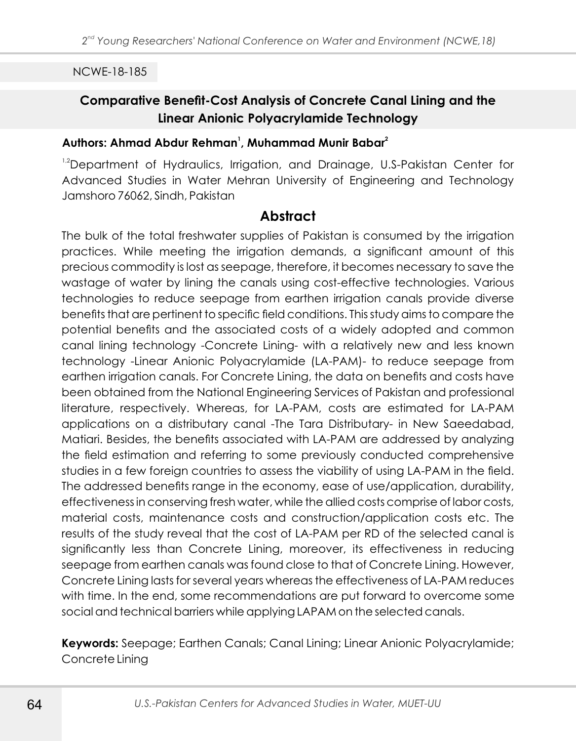NCWE-18-185

## Comparative Benefit-Cost Analysis of Concrete Canal Lining and the Linear Anionic Polyacrylamide Technology

**Authors: Ahmad Abdur Rehman[1], Muhammad Munir Babar[2]**

[1,2]Department of Hydraulics, Irrigation, and Drainage, U.S-Pakistan Center for Advanced Studies in Water Mehran University of Engineering and Technology Jamshoro 76062, Sindh, Pakistan

## Abstract

The bulk of the total freshwater supplies of Pakistan is consumed by the irrigation practices. While meeting the irrigation demands, a significant amount of this precious commodity is lost as seepage, therefore, it becomes necessary to save the wastage of water by lining the canals using cost-effective technologies. Various technologies to reduce seepage from earthen irrigation canals provide diverse benefits that are pertinent to specific field conditions. This study aims to compare the potential benefits and the associated costs of a widely adopted and common canal lining technology -Concrete Lining- with a relatively new and less known technology -Linear Anionic Polyacrylamide (LA-PAM)- to reduce seepage from earthen irrigation canals. For Concrete Lining, the data on benefits and costs have been obtained from the National Engineering Services of Pakistan and professional literature, respectively. Whereas, for LA-PAM, costs are estimated for LA-PAM applications on a distributary canal -The Tara Distributary- in New Saeedabad, Matiari. Besides, the benefits associated with LA-PAM are addressed by analyzing the field estimation and referring to some previously conducted comprehensive studies in a few foreign countries to assess the viability of using LA-PAM in the field. The addressed benefits range in the economy, ease of use/application, durability, effectiveness in conserving fresh water, while the allied costs comprise of labor costs, material costs, maintenance costs and construction/application costs etc. The results of the study reveal that the cost of LA-PAM per RD of the selected canal is significantly less than Concrete Lining, moreover, its effectiveness in reducing seepage from earthen canals was found close to that of Concrete Lining. However, Concrete Lining lasts for several years whereas the effectiveness of LA-PAM reduces with time. In the end, some recommendations are put forward to overcome some social and technical barriers while applying LAPAM on the selected canals.

**Keywords:** Seepage; Earthen Canals; Canal Lining; Linear Anionic Polyacrylamide; Concrete Lining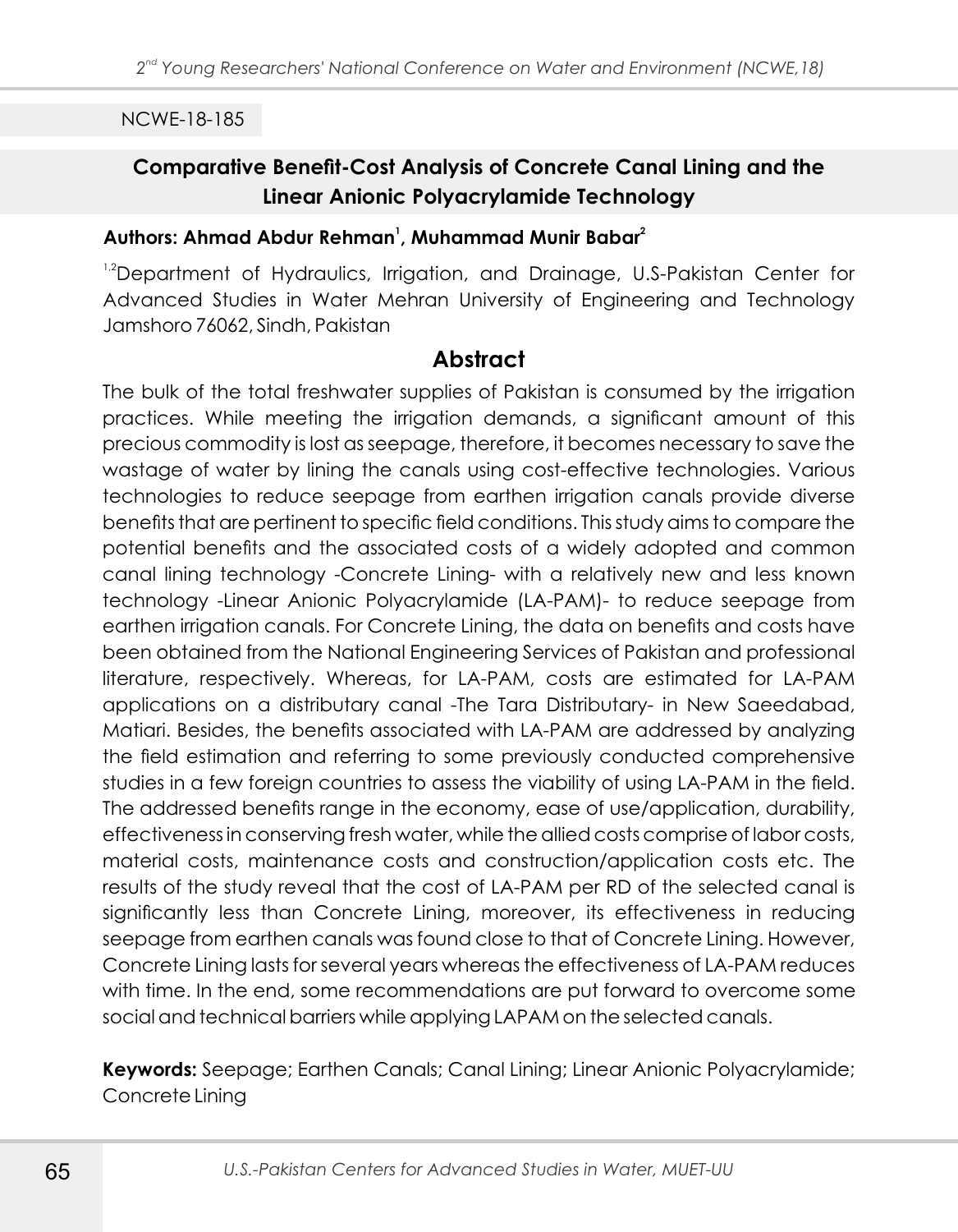NCWE-18-185

## Comparative Benefit-Cost Analysis of Concrete Canal Lining and the Linear Anionic Polyacrylamide Technology

**Authors: Ahmad Abdur Rehman[1], Muhammad Munir Babar[2]**

[1,2]Department of Hydraulics, Irrigation, and Drainage, U.S-Pakistan Center for Advanced Studies in Water Mehran University of Engineering and Technology Jamshoro 76062, Sindh, Pakistan

## Abstract

The bulk of the total freshwater supplies of Pakistan is consumed by the irrigation practices. While meeting the irrigation demands, a significant amount of this precious commodity is lost as seepage, therefore, it becomes necessary to save the wastage of water by lining the canals using cost-effective technologies. Various technologies to reduce seepage from earthen irrigation canals provide diverse benefits that are pertinent to specific field conditions. This study aims to compare the potential benefits and the associated costs of a widely adopted and common canal lining technology -Concrete Lining- with a relatively new and less known technology -Linear Anionic Polyacrylamide (LA-PAM)- to reduce seepage from earthen irrigation canals. For Concrete Lining, the data on benefits and costs have been obtained from the National Engineering Services of Pakistan and professional literature, respectively. Whereas, for LA-PAM, costs are estimated for LA-PAM applications on a distributary canal -The Tara Distributary- in New Saeedabad, Matiari. Besides, the benefits associated with LA-PAM are addressed by analyzing the field estimation and referring to some previously conducted comprehensive studies in a few foreign countries to assess the viability of using LA-PAM in the field. The addressed benefits range in the economy, ease of use/application, durability, effectiveness in conserving fresh water, while the allied costs comprise of labor costs, material costs, maintenance costs and construction/application costs etc. The results of the study reveal that the cost of LA-PAM per RD of the selected canal is significantly less than Concrete Lining, moreover, its effectiveness in reducing seepage from earthen canals was found close to that of Concrete Lining. However, Concrete Lining lasts for several years whereas the effectiveness of LA-PAM reduces with time. In the end, some recommendations are put forward to overcome some social and technical barriers while applying LAPAM on the selected canals.

**Keywords:** Seepage; Earthen Canals; Canal Lining; Linear Anionic Polyacrylamide; Concrete Lining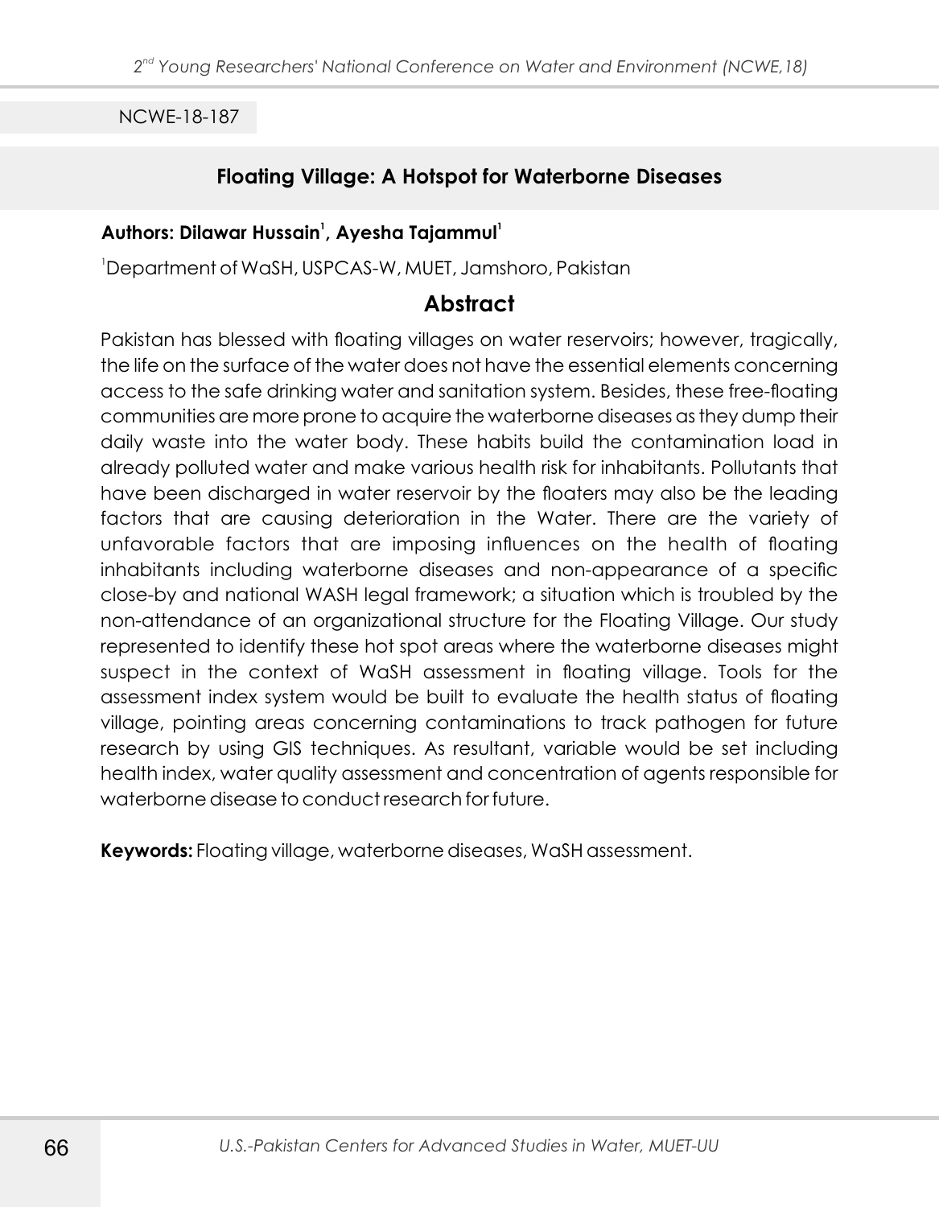NCWE-18-187

## Floating Village: A Hotspot for Waterborne Diseases

**Authors: Dilawar Hussain[1], Ayesha Tajammul[1]**

[1]Department of WaSH, USPCAS-W, MUET, Jamshoro, Pakistan

## Abstract

Pakistan has blessed with floating villages on water reservoirs; however, tragically, the life on the surface of the water does not have the essential elements concerning access to the safe drinking water and sanitation system. Besides, these free-floating communities are more prone to acquire the waterborne diseases as they dump their daily waste into the water body. These habits build the contamination load in already polluted water and make various health risk for inhabitants. Pollutants that have been discharged in water reservoir by the floaters may also be the leading factors that are causing deterioration in the Water. There are the variety of unfavorable factors that are imposing influences on the health of floating inhabitants including waterborne diseases and non-appearance of a specific close-by and national WASH legal framework; a situation which is troubled by the non-attendance of an organizational structure for the Floating Village. Our study represented to identify these hot spot areas where the waterborne diseases might suspect in the context of WaSH assessment in floating village. Tools for the assessment index system would be built to evaluate the health status of floating village, pointing areas concerning contaminations to track pathogen for future research by using GIS techniques. As resultant, variable would be set including health index, water quality assessment and concentration of agents responsible for waterborne disease to conduct research for future.

**Keywords:** Floating village, waterborne diseases, WaSH assessment.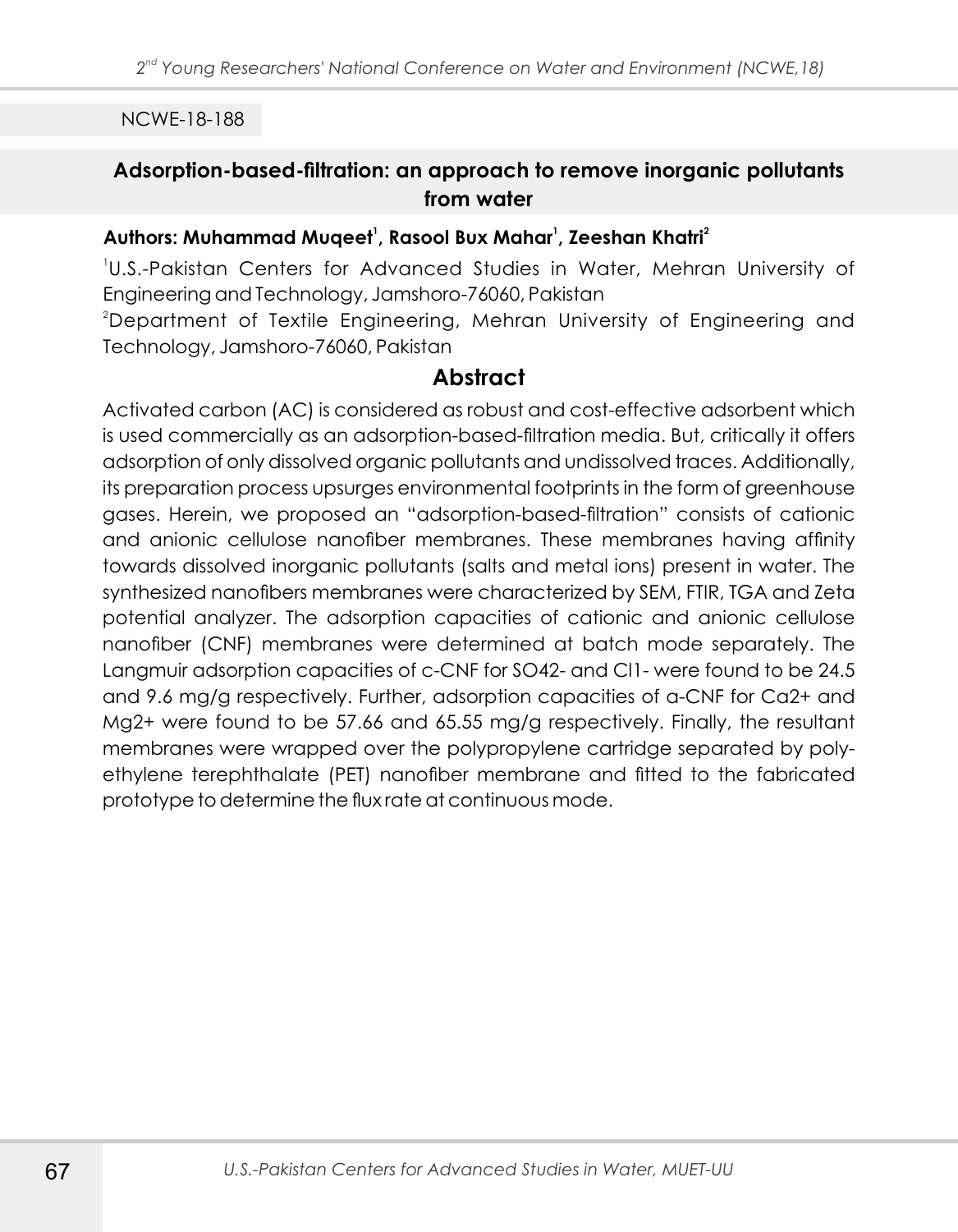NCWE-18-188

## Adsorption-based-filtration: an approach to remove inorganic pollutants from water

**Authors: Muhammad Muqeet[1], Rasool Bux Mahar[1], Zeeshan Khatri[2]**

[1]U.S.-Pakistan Centers for Advanced Studies in Water, Mehran University of Engineering and Technology, Jamshoro-76060, Pakistan

[2]Department of Textile Engineering, Mehran University of Engineering and Technology, Jamshoro-76060, Pakistan

### Abstract

Activated carbon (AC) is considered as robust and cost-effective adsorbent which is used commercially as an adsorption-based-filtration media. But, critically it offers adsorption of only dissolved organic pollutants and undissolved traces. Additionally, its preparation process upsurges environmental footprints in the form of greenhouse gases. Herein, we proposed an "adsorption-based-filtration" consists of cationic and anionic cellulose nanofiber membranes. These membranes having affinity towards dissolved inorganic pollutants (salts and metal ions) present in water. The synthesized nanofibers membranes were characterized by SEM, FTIR, TGA and Zeta potential analyzer. The adsorption capacities of cationic and anionic cellulose nanofiber (CNF) membranes were determined at batch mode separately. The Langmuir adsorption capacities of c-CNF for $SO_4^{2-}$ and $Cl^{1-}$ were found to be 24.5 and 9.6 mg/g respectively. Further, adsorption capacities of a-CNF for $Ca^{2+}$ and $Mg^{2+}$ were found to be 57.66 and 65.55 mg/g respectively. Finally, the resultant membranes were wrapped over the polypropylene cartridge separated by poly-ethylene terephthalate (PET) nanofiber membrane and fitted to the fabricated prototype to determine the flux rate at continuous mode.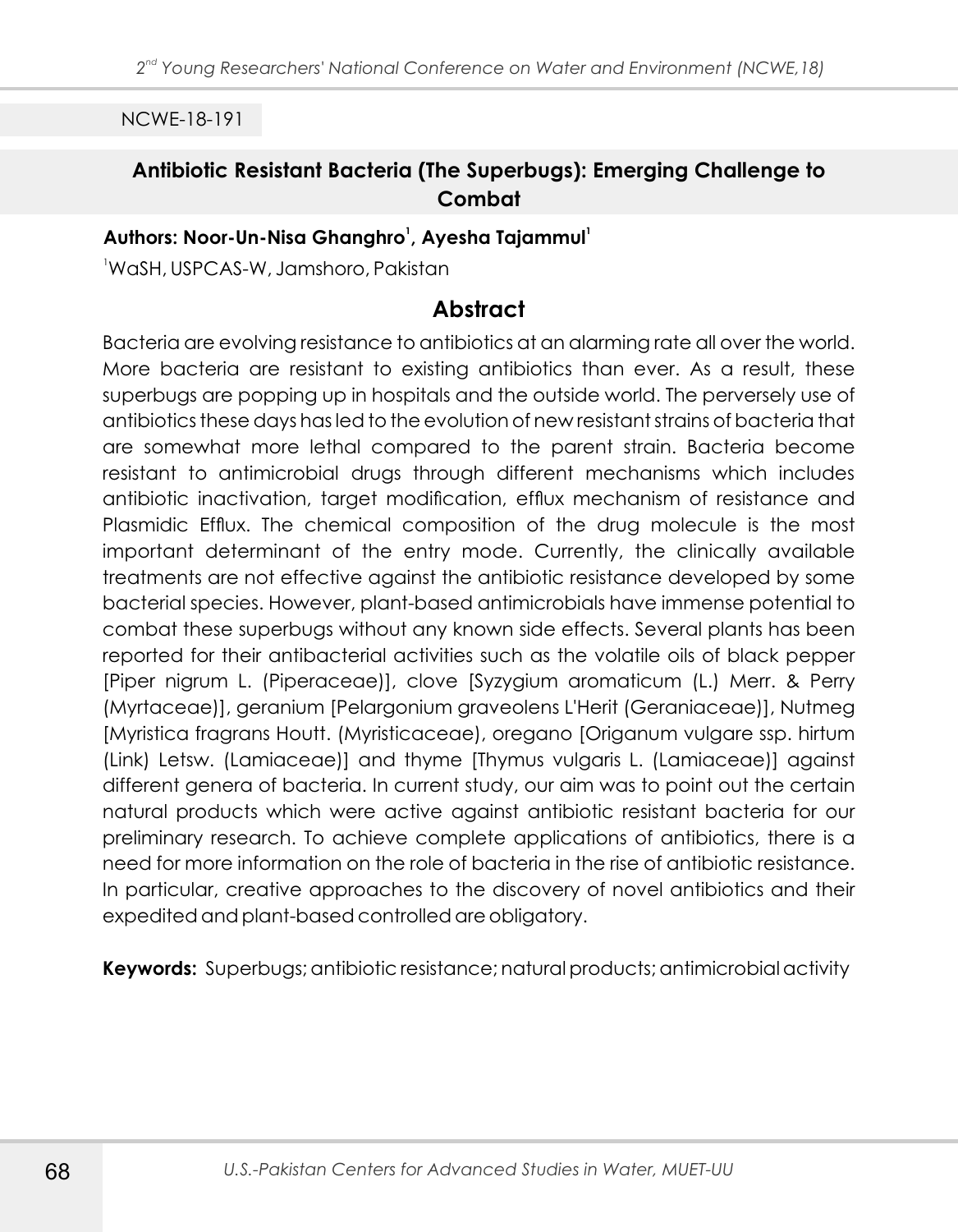NCWE-18-191

## Antibiotic Resistant Bacteria (The Superbugs): Emerging Challenge to Combat

**Authors: Noor-Un-Nisa Ghanghro[1], Ayesha Tajammul[1]**

[1]WaSH, USPCAS-W, Jamshoro, Pakistan

## Abstract

Bacteria are evolving resistance to antibiotics at an alarming rate all over the world. More bacteria are resistant to existing antibiotics than ever. As a result, these superbugs are popping up in hospitals and the outside world. The perversely use of antibiotics these days has led to the evolution of new resistant strains of bacteria that are somewhat more lethal compared to the parent strain. Bacteria become resistant to antimicrobial drugs through different mechanisms which includes antibiotic inactivation, target modification, efflux mechanism of resistance and Plasmidic Efflux. The chemical composition of the drug molecule is the most important determinant of the entry mode. Currently, the clinically available treatments are not effective against the antibiotic resistance developed by some bacterial species. However, plant-based antimicrobials have immense potential to combat these superbugs without any known side effects. Several plants has been reported for their antibacterial activities such as the volatile oils of black pepper [Piper nigrum L. (Piperaceae)], clove [Syzygium aromaticum (L.) Merr. & Perry (Myrtaceae)], geranium [Pelargonium graveolens L'Herit (Geraniaceae)], Nutmeg [Myristica fragrans Houtt. (Myristicaceae), oregano [Origanum vulgare ssp. hirtum (Link) Letsw. (Lamiaceae)] and thyme [Thymus vulgaris L. (Lamiaceae)] against different genera of bacteria. In current study, our aim was to point out the certain natural products which were active against antibiotic resistant bacteria for our preliminary research. To achieve complete applications of antibiotics, there is a need for more information on the role of bacteria in the rise of antibiotic resistance. In particular, creative approaches to the discovery of novel antibiotics and their expedited and plant-based controlled are obligatory.

**Keywords:** Superbugs; antibiotic resistance; natural products; antimicrobial activity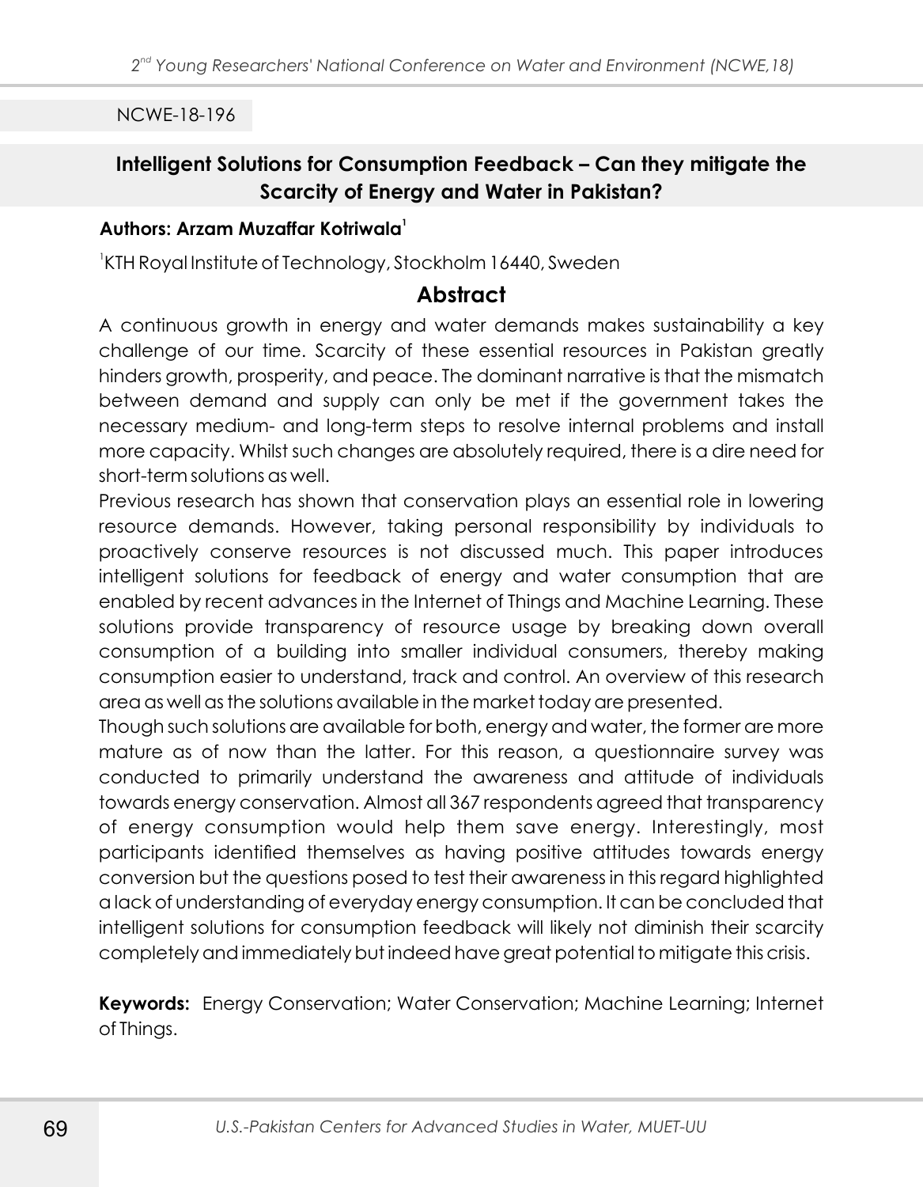NCWE-18-196

## Intelligent Solutions for Consumption Feedback – Can they mitigate the Scarcity of Energy and Water in Pakistan?

**Authors: Arzam Muzaffar Kotriwala[1]**

[1]KTH Royal Institute of Technology, Stockholm 16440, Sweden

### Abstract

A continuous growth in energy and water demands makes sustainability a key challenge of our time. Scarcity of these essential resources in Pakistan greatly hinders growth, prosperity, and peace. The dominant narrative is that the mismatch between demand and supply can only be met if the government takes the necessary medium- and long-term steps to resolve internal problems and install more capacity. Whilst such changes are absolutely required, there is a dire need for short-term solutions as well.

Previous research has shown that conservation plays an essential role in lowering resource demands. However, taking personal responsibility by individuals to proactively conserve resources is not discussed much. This paper introduces intelligent solutions for feedback of energy and water consumption that are enabled by recent advances in the Internet of Things and Machine Learning. These solutions provide transparency of resource usage by breaking down overall consumption of a building into smaller individual consumers, thereby making consumption easier to understand, track and control. An overview of this research area as well as the solutions available in the market today are presented.

Though such solutions are available for both, energy and water, the former are more mature as of now than the latter. For this reason, a questionnaire survey was conducted to primarily understand the awareness and attitude of individuals towards energy conservation. Almost all 367 respondents agreed that transparency of energy consumption would help them save energy. Interestingly, most participants identified themselves as having positive attitudes towards energy conversion but the questions posed to test their awareness in this regard highlighted a lack of understanding of everyday energy consumption. It can be concluded that intelligent solutions for consumption feedback will likely not diminish their scarcity completely and immediately but indeed have great potential to mitigate this crisis.

**Keywords:** Energy Conservation; Water Conservation; Machine Learning; Internet of Things.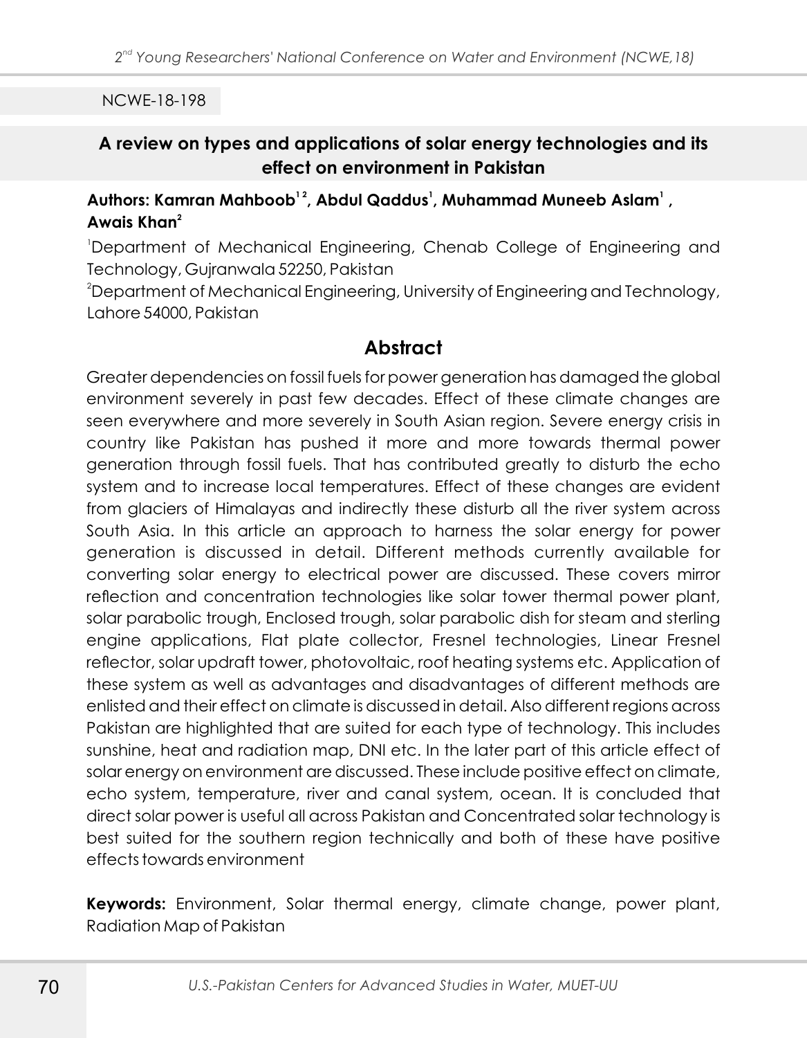NCWE-18-198

## A review on types and applications of solar energy technologies and its effect on environment in Pakistan

**Authors: Kamran Mahboob[1 2], Abdul Qaddus[1], Muhammad Muneeb Aslam[1] , Awais Khan[2]**

[1]Department of Mechanical Engineering, Chenab College of Engineering and Technology, Gujranwala 52250, Pakistan

[2]Department of Mechanical Engineering, University of Engineering and Technology, Lahore 54000, Pakistan

## Abstract

Greater dependencies on fossil fuels for power generation has damaged the global environment severely in past few decades. Effect of these climate changes are seen everywhere and more severely in South Asian region. Severe energy crisis in country like Pakistan has pushed it more and more towards thermal power generation through fossil fuels. That has contributed greatly to disturb the echo system and to increase local temperatures. Effect of these changes are evident from glaciers of Himalayas and indirectly these disturb all the river system across South Asia. In this article an approach to harness the solar energy for power generation is discussed in detail. Different methods currently available for converting solar energy to electrical power are discussed. These covers mirror reflection and concentration technologies like solar tower thermal power plant, solar parabolic trough, Enclosed trough, solar parabolic dish for steam and sterling engine applications, Flat plate collector, Fresnel technologies, Linear Fresnel reflector, solar updraft tower, photovoltaic, roof heating systems etc. Application of these system as well as advantages and disadvantages of different methods are enlisted and their effect on climate is discussed in detail. Also different regions across Pakistan are highlighted that are suited for each type of technology. This includes sunshine, heat and radiation map, DNI etc. In the later part of this article effect of solar energy on environment are discussed. These include positive effect on climate, echo system, temperature, river and canal system, ocean. It is concluded that direct solar power is useful all across Pakistan and Concentrated solar technology is best suited for the southern region technically and both of these have positive effects towards environment

**Keywords:** Environment, Solar thermal energy, climate change, power plant, Radiation Map of Pakistan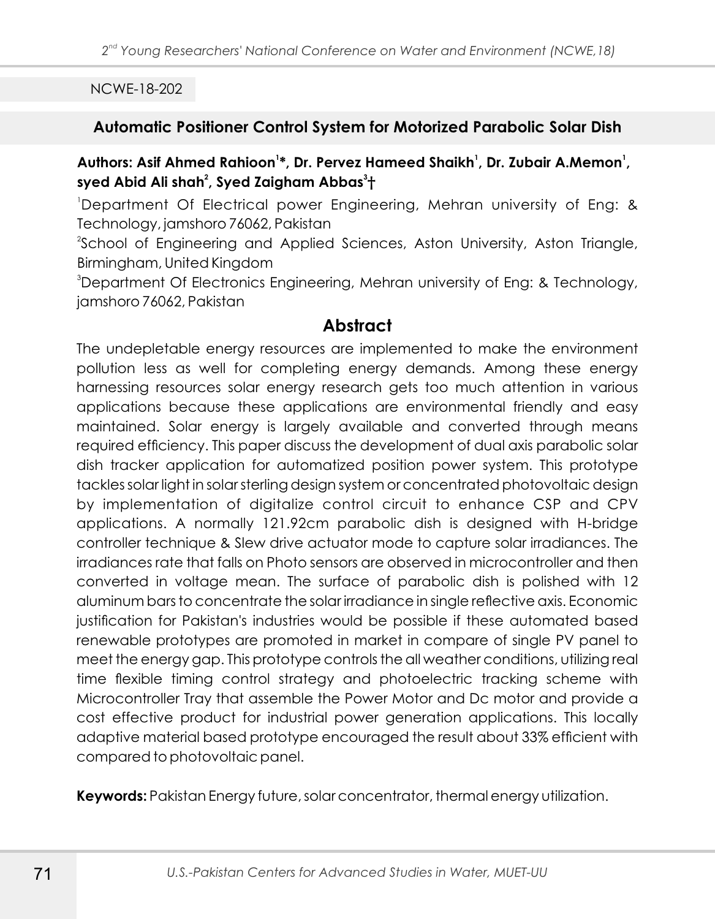NCWE-18-202

## Automatic Positioner Control System for Motorized Parabolic Solar Dish

**Authors: Asif Ahmed Rahioon[1]*, Dr. Pervez Hameed Shaikh[1], Dr. Zubair A.Memon[1], syed Abid Ali shah[2], Syed Zaigham Abbas[3]†**

[1]Department Of Electrical power Engineering, Mehran university of Eng: & Technology, jamshoro 76062, Pakistan

[2]School of Engineering and Applied Sciences, Aston University, Aston Triangle, Birmingham, United Kingdom

[3]Department Of Electronics Engineering, Mehran university of Eng: & Technology, jamshoro 76062, Pakistan

### Abstract

The undepletable energy resources are implemented to make the environment pollution less as well for completing energy demands. Among these energy harnessing resources solar energy research gets too much attention in various applications because these applications are environmental friendly and easy maintained. Solar energy is largely available and converted through means required efficiency. This paper discuss the development of dual axis parabolic solar dish tracker application for automatized position power system. This prototype tackles solar light in solar sterling design system or concentrated photovoltaic design by implementation of digitalize control circuit to enhance CSP and CPV applications. A normally 121.92cm parabolic dish is designed with H-bridge controller technique & Slew drive actuator mode to capture solar irradiances. The irradiances rate that falls on Photo sensors are observed in microcontroller and then converted in voltage mean. The surface of parabolic dish is polished with 12 aluminum bars to concentrate the solar irradiance in single reflective axis. Economic justification for Pakistan's industries would be possible if these automated based renewable prototypes are promoted in market in compare of single PV panel to meet the energy gap. This prototype controls the all weather conditions, utilizing real time flexible timing control strategy and photoelectric tracking scheme with Microcontroller Tray that assemble the Power Motor and Dc motor and provide a cost effective product for industrial power generation applications. This locally adaptive material based prototype encouraged the result about 33% efficient with compared to photovoltaic panel.

**Keywords:** Pakistan Energy future, solar concentrator, thermal energy utilization.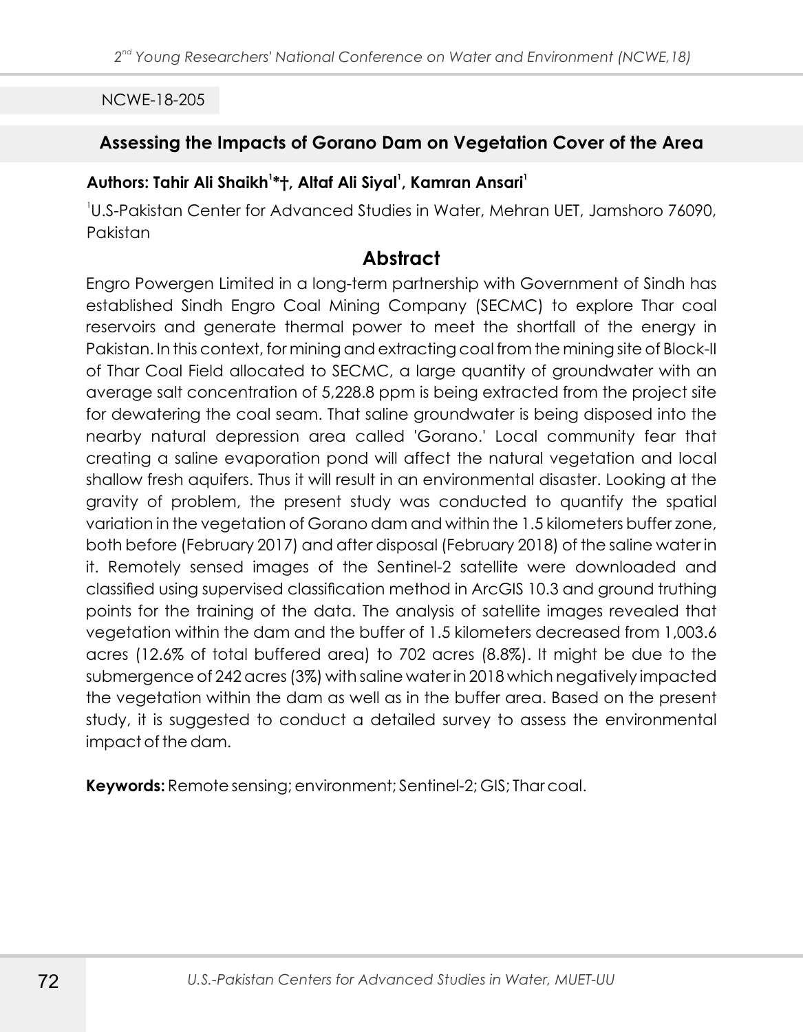NCWE-18-205

## Assessing the Impacts of Gorano Dam on Vegetation Cover of the Area

**Authors: Tahir Ali Shaikh[1]*†, Altaf Ali Siyal[1], Kamran Ansari[1]**

[1]U.S-Pakistan Center for Advanced Studies in Water, Mehran UET, Jamshoro 76090, Pakistan

### Abstract

Engro Powergen Limited in a long-term partnership with Government of Sindh has established Sindh Engro Coal Mining Company (SECMC) to explore Thar coal reservoirs and generate thermal power to meet the shortfall of the energy in Pakistan. In this context, for mining and extracting coal from the mining site of Block-II of Thar Coal Field allocated to SECMC, a large quantity of groundwater with an average salt concentration of 5,228.8 ppm is being extracted from the project site for dewatering the coal seam. That saline groundwater is being disposed into the nearby natural depression area called 'Gorano.' Local community fear that creating a saline evaporation pond will affect the natural vegetation and local shallow fresh aquifers. Thus it will result in an environmental disaster. Looking at the gravity of problem, the present study was conducted to quantify the spatial variation in the vegetation of Gorano dam and within the 1.5 kilometers buffer zone, both before (February 2017) and after disposal (February 2018) of the saline water in it. Remotely sensed images of the Sentinel-2 satellite were downloaded and classified using supervised classification method in ArcGIS 10.3 and ground truthing points for the training of the data. The analysis of satellite images revealed that vegetation within the dam and the buffer of 1.5 kilometers decreased from 1,003.6 acres (12.6% of total buffered area) to 702 acres (8.8%). It might be due to the submergence of 242 acres (3%) with saline water in 2018 which negatively impacted the vegetation within the dam as well as in the buffer area. Based on the present study, it is suggested to conduct a detailed survey to assess the environmental impact of the dam.

**Keywords:** Remote sensing; environment; Sentinel-2; GIS; Thar coal.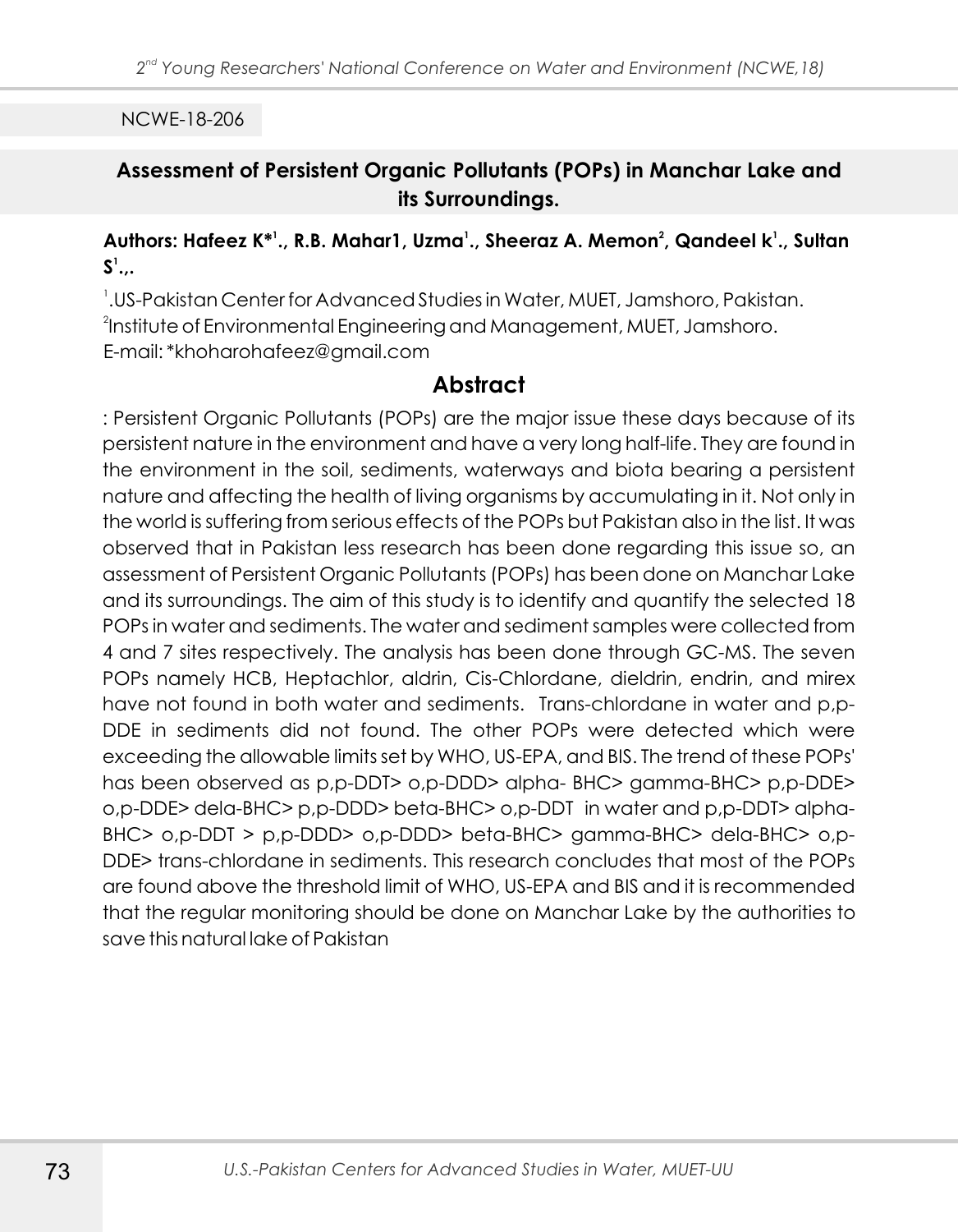NCWE-18-206

## Assessment of Persistent Organic Pollutants (POPs) in Manchar Lake and its Surroundings.

**Authors: Hafeez K*[1]., R.B. Mahar1, Uzma[1]., Sheeraz A. Memon[2], Qandeel k[1]., Sultan S[1].,.**

[1].US-Pakistan Center for Advanced Studies in Water, MUET, Jamshoro, Pakistan.
[2]Institute of Environmental Engineering and Management, MUET, Jamshoro.
E-mail: *khoharohafeez@gmail.com

### Abstract

: Persistent Organic Pollutants (POPs) are the major issue these days because of its persistent nature in the environment and have a very long half-life. They are found in the environment in the soil, sediments, waterways and biota bearing a persistent nature and affecting the health of living organisms by accumulating in it. Not only in the world is suffering from serious effects of the POPs but Pakistan also in the list. It was observed that in Pakistan less research has been done regarding this issue so, an assessment of Persistent Organic Pollutants (POPs) has been done on Manchar Lake and its surroundings. The aim of this study is to identify and quantify the selected 18 POPs in water and sediments. The water and sediment samples were collected from 4 and 7 sites respectively. The analysis has been done through GC-MS. The seven POPs namely HCB, Heptachlor, aldrin, Cis-Chlordane, dieldrin, endrin, and mirex have not found in both water and sediments. Trans-chlordane in water and p,p-DDE in sediments did not found. The other POPs were detected which were exceeding the allowable limits set by WHO, US-EPA, and BIS. The trend of these POPs' has been observed as p,p-DDT> o,p-DDD> alpha- BHC> gamma-BHC> p,p-DDE> o,p-DDE> dela-BHC> p,p-DDD> beta-BHC> o,p-DDT in water and p,p-DDT> alpha-BHC> o,p-DDT > p,p-DDD> o,p-DDD> beta-BHC> gamma-BHC> dela-BHC> o,p-DDE> trans-chlordane in sediments. This research concludes that most of the POPs are found above the threshold limit of WHO, US-EPA and BIS and it is recommended that the regular monitoring should be done on Manchar Lake by the authorities to save this natural lake of Pakistan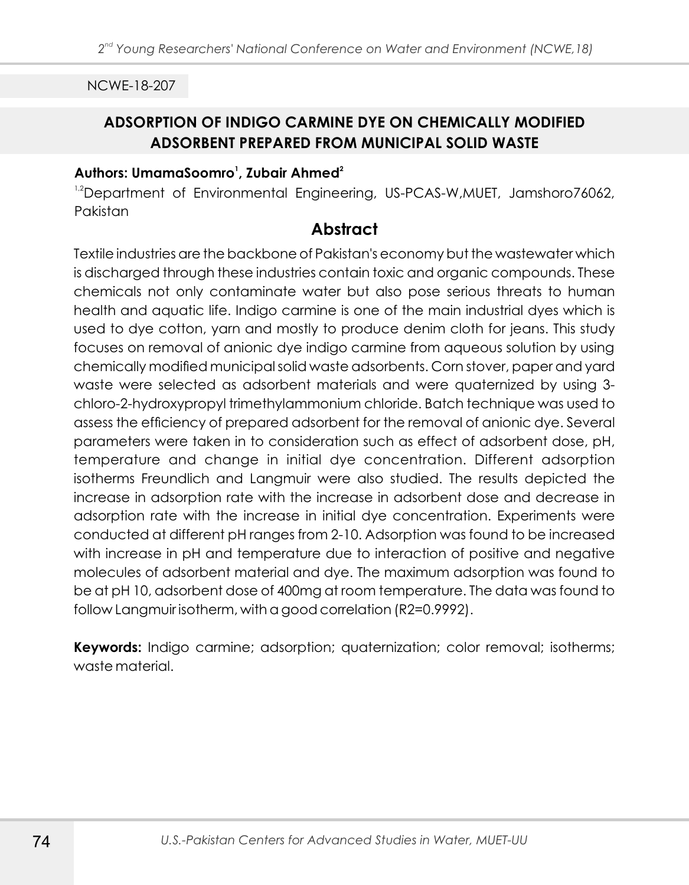NCWE-18-207

## ADSORPTION OF INDIGO CARMINE DYE ON CHEMICALLY MODIFIED ADSORBENT PREPARED FROM MUNICIPAL SOLID WASTE

**Authors: UmamaSoomro[1], Zubair Ahmed[2]**

[1,2]Department of Environmental Engineering, US-PCAS-W,MUET, Jamshoro76062, Pakistan

### Abstract

Textile industries are the backbone of Pakistan's economy but the wastewater which is discharged through these industries contain toxic and organic compounds. These chemicals not only contaminate water but also pose serious threats to human health and aquatic life. Indigo carmine is one of the main industrial dyes which is used to dye cotton, yarn and mostly to produce denim cloth for jeans. This study focuses on removal of anionic dye indigo carmine from aqueous solution by using chemically modified municipal solid waste adsorbents. Corn stover, paper and yard waste were selected as adsorbent materials and were quaternized by using 3-chloro-2-hydroxypropyl trimethylammonium chloride. Batch technique was used to assess the efficiency of prepared adsorbent for the removal of anionic dye. Several parameters were taken in to consideration such as effect of adsorbent dose, pH, temperature and change in initial dye concentration. Different adsorption isotherms Freundlich and Langmuir were also studied. The results depicted the increase in adsorption rate with the increase in adsorbent dose and decrease in adsorption rate with the increase in initial dye concentration. Experiments were conducted at different pH ranges from 2-10. Adsorption was found to be increased with increase in pH and temperature due to interaction of positive and negative molecules of adsorbent material and dye. The maximum adsorption was found to be at pH 10, adsorbent dose of 400mg at room temperature. The data was found to follow Langmuir isotherm, with a good correlation ($R2=0.9992$).

**Keywords:** Indigo carmine; adsorption; quaternization; color removal; isotherms; waste material.